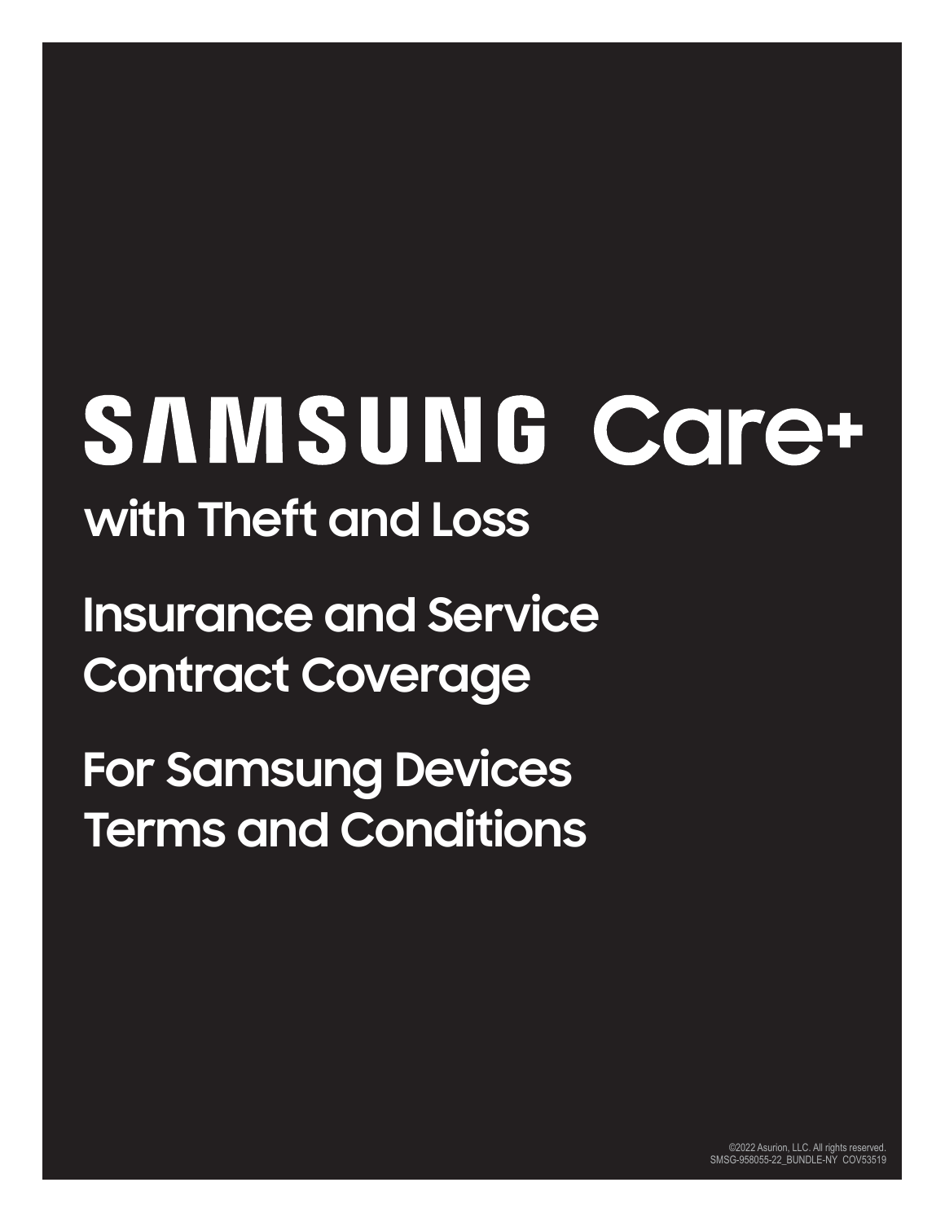# SAMSUNG Care+

## with Theft and Loss

## Insurance and Service Contract Coverage

## For Samsung Devices Terms and Conditions

©2022 Asurion, LLC. All rights reserved.
SMSG-958055-22_BUNDLE-NY COV53519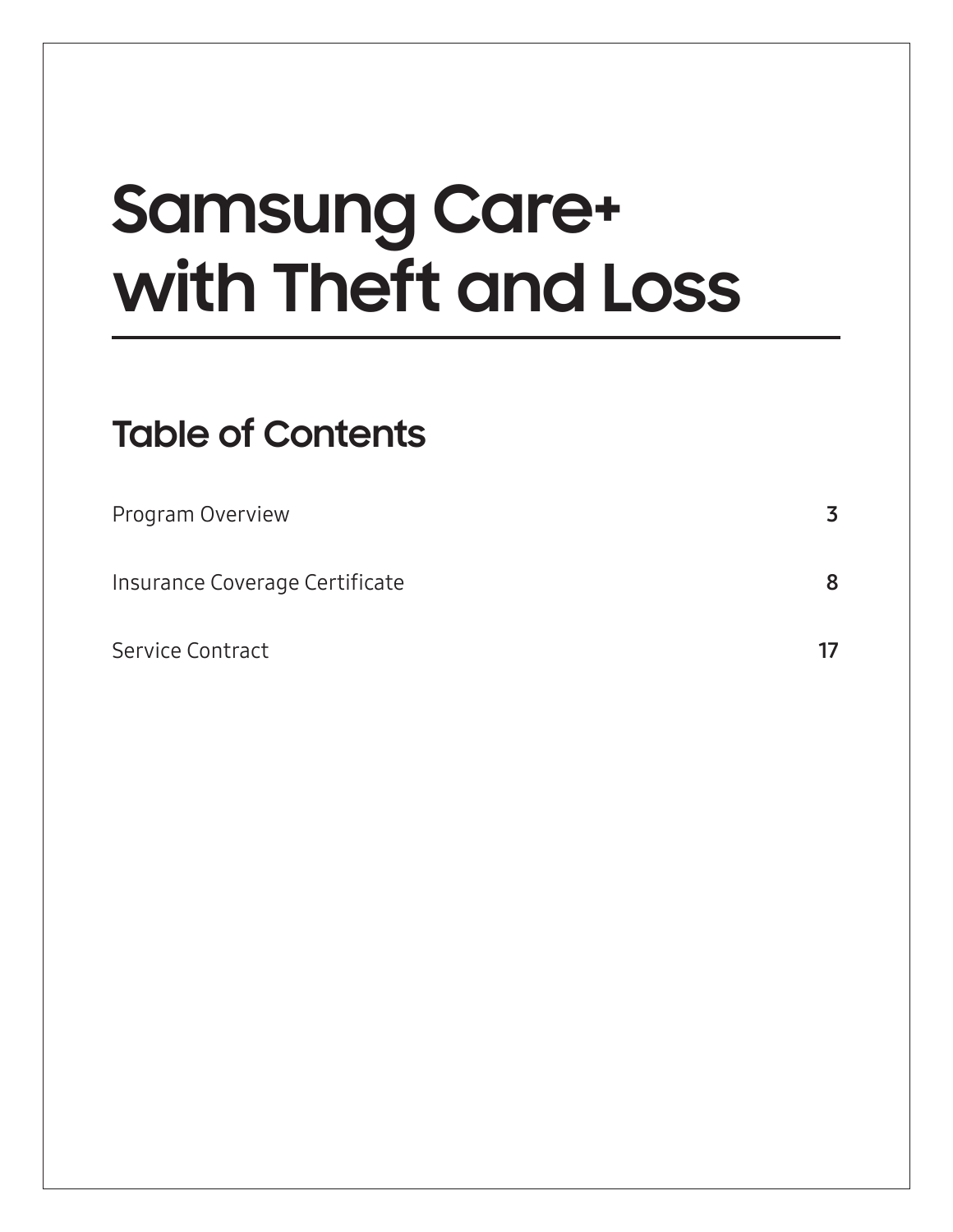# Samsung Care+ with Theft and Loss

## Table of Contents

| | |
|---|---|
| Program Overview | 3 |
| Insurance Coverage Certificate | 8 |
| Service Contract | 17 |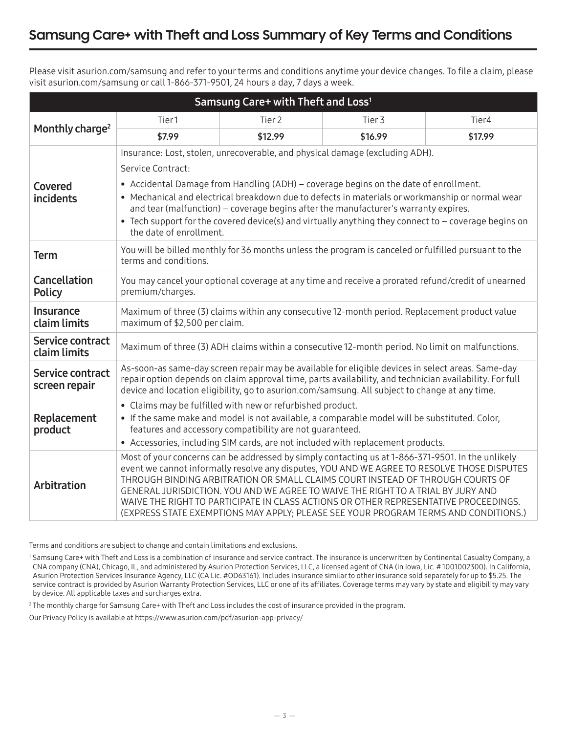# Samsung Care+ with Theft and Loss Summary of Key Terms and Conditions

Please visit asurion.com/samsung and refer to your terms and conditions anytime your device changes. To file a claim, please visit asurion.com/samsung or call 1-866-371-9501, 24 hours a day, 7 days a week.

| Samsung Care+ with Theft and Loss[1] | | | | |
|---|---|---|---|---|
| **Monthly charge[2]** | Tier1 | Tier 2 | Tier 3 | Tier4 |
| | **$7.99** | **$12.99** | **$16.99** | **$17.99** |
| **Covered incidents** | Insurance: Lost, stolen, unrecoverable, and physical damage (excluding ADH).<br>Service Contract:<br>• Accidental Damage from Handling (ADH) – coverage begins on the date of enrollment.<br>• Mechanical and electrical breakdown due to defects in materials or workmanship or normal wear and tear (malfunction) – coverage begins after the manufacturer's warranty expires.<br>• Tech support for the covered device(s) and virtually anything they connect to – coverage begins on the date of enrollment. | | | |
| **Term** | You will be billed monthly for 36 months unless the program is canceled or fulfilled pursuant to the terms and conditions. | | | |
| **Cancellation Policy** | You may cancel your optional coverage at any time and receive a prorated refund/credit of unearned premium/charges. | | | |
| **Insurance claim limits** | Maximum of three (3) claims within any consecutive 12-month period. Replacement product value maximum of $2,500 per claim. | | | |
| **Service contract claim limits** | Maximum of three (3) ADH claims within a consecutive 12-month period. No limit on malfunctions. | | | |
| **Service contract screen repair** | As-soon-as same-day screen repair may be available for eligible devices in select areas. Same-day repair option depends on claim approval time, parts availability, and technician availability. For full device and location eligibility, go to asurion.com/samsung. All subject to change at any time. | | | |
| **Replacement product** | • Claims may be fulfilled with new or refurbished product.<br>• If the same make and model is not available, a comparable model will be substituted. Color, features and accessory compatibility are not guaranteed.<br>• Accessories, including SIM cards, are not included with replacement products. | | | |
| **Arbitration** | Most of your concerns can be addressed by simply contacting us at 1-866-371-9501. In the unlikely event we cannot informally resolve any disputes, YOU AND WE AGREE TO RESOLVE THOSE DISPUTES THROUGH BINDING ARBITRATION OR SMALL CLAIMS COURT INSTEAD OF THROUGH COURTS OF GENERAL JURISDICTION. YOU AND WE AGREE TO WAIVE THE RIGHT TO A TRIAL BY JURY AND WAIVE THE RIGHT TO PARTICIPATE IN CLASS ACTIONS OR OTHER REPRESENTATIVE PROCEEDINGS. (EXPRESS STATE EXEMPTIONS MAY APPLY; PLEASE SEE YOUR PROGRAM TERMS AND CONDITIONS.) | | | |

Terms and conditions are subject to change and contain limitations and exclusions.

[1] Samsung Care+ with Theft and Loss is a combination of insurance and service contract. The insurance is underwritten by Continental Casualty Company, a CNA company (CNA), Chicago, IL, and administered by Asurion Protection Services, LLC, a licensed agent of CNA (in Iowa, Lic. # 1001002300). In California, Asurion Protection Services Insurance Agency, LLC (CA Lic. #OD63161). Includes insurance similar to other insurance sold separately for up to $5.25. The service contract is provided by Asurion Warranty Protection Services, LLC or one of its affiliates. Coverage terms may vary by state and eligibility may vary by device. All applicable taxes and surcharges extra.

[2] The monthly charge for Samsung Care+ with Theft and Loss includes the cost of insurance provided in the program.

Our Privacy Policy is available at https://www.asurion.com/pdf/asurion-app-privacy/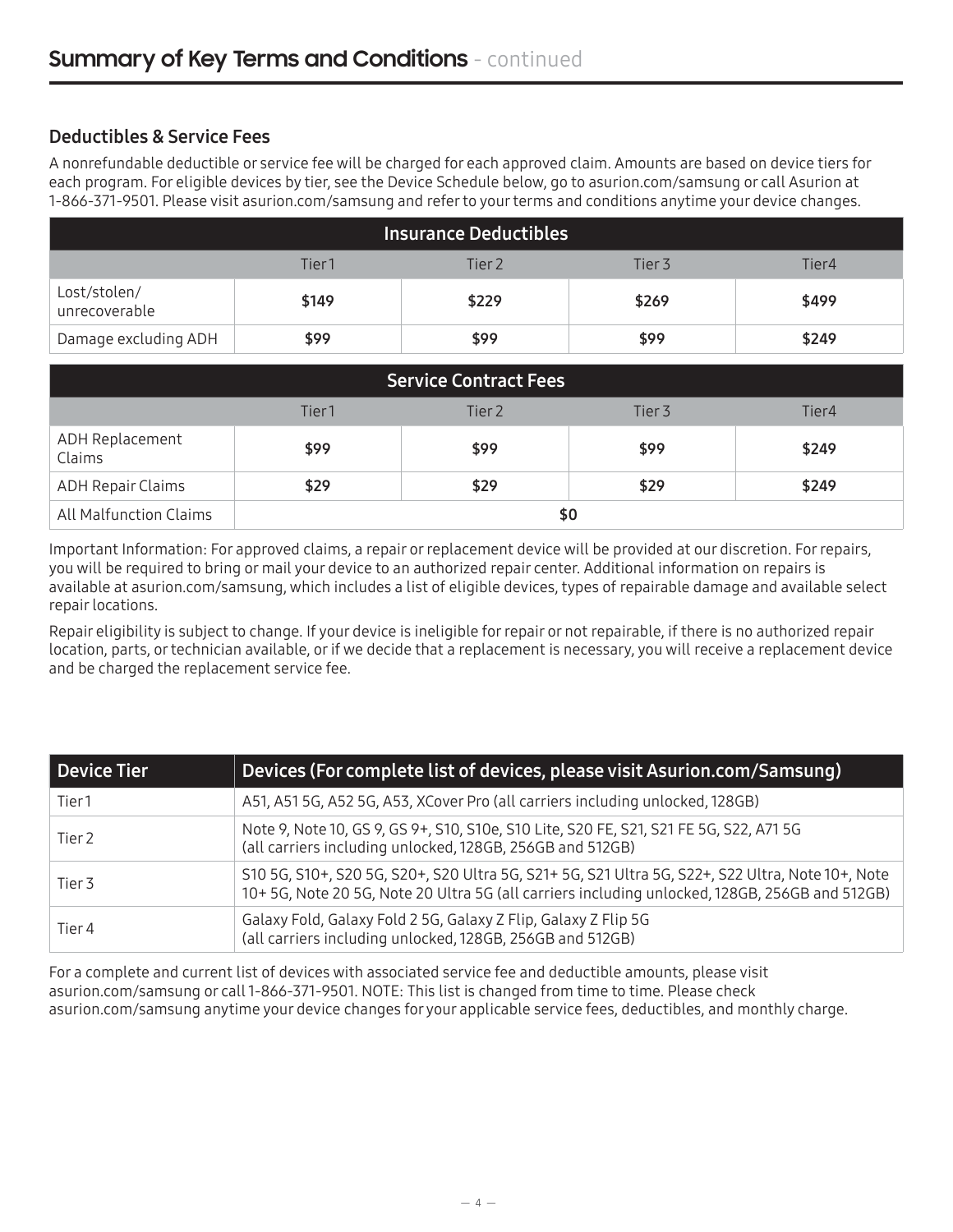# Summary of Key Terms and Conditions - continued

## Deductibles & Service Fees

A nonrefundable deductible or service fee will be charged for each approved claim. Amounts are based on device tiers for each program. For eligible devices by tier, see the Device Schedule below, go to asurion.com/samsung or call Asurion at 1-866-371-9501. Please visit asurion.com/samsung and refer to your terms and conditions anytime your device changes.

| Insurance Deductibles | | | | |
|---|---|---|---|---|
| | Tier1 | Tier 2 | Tier 3 | Tier4 |
| Lost/stolen/ unrecoverable | **$149** | **$229** | **$269** | **$499** |
| Damage excluding ADH | **$99** | **$99** | **$99** | **$249** |

| Service Contract Fees | | | | |
|---|---|---|---|---|
| | Tier1 | Tier 2 | Tier 3 | Tier4 |
| ADH Replacement Claims | **$99** | **$99** | **$99** | **$249** |
| ADH Repair Claims | **$29** | **$29** | **$29** | **$249** |
| All Malfunction Claims | **$0** | | | |

Important Information: For approved claims, a repair or replacement device will be provided at our discretion. For repairs, you will be required to bring or mail your device to an authorized repair center. Additional information on repairs is available at asurion.com/samsung, which includes a list of eligible devices, types of repairable damage and available select repair locations.

Repair eligibility is subject to change. If your device is ineligible for repair or not repairable, if there is no authorized repair location, parts, or technician available, or if we decide that a replacement is necessary, you will receive a replacement device and be charged the replacement service fee.

| Device Tier | Devices (For complete list of devices, please visit Asurion.com/Samsung) |
|---|---|
| Tier1 | A51, A51 5G, A52 5G, A53, XCover Pro (all carriers including unlocked, 128GB) |
| Tier 2 | Note 9, Note 10, GS 9, GS 9+, S10, S10e, S10 Lite, S20 FE, S21, S21 FE 5G, S22, A71 5G (all carriers including unlocked, 128GB, 256GB and 512GB) |
| Tier 3 | S10 5G, S10+, S20 5G, S20+, S20 Ultra 5G, S21+ 5G, S21 Ultra 5G, S22+, S22 Ultra, Note 10+, Note 10+ 5G, Note 20 5G, Note 20 Ultra 5G (all carriers including unlocked, 128GB, 256GB and 512GB) |
| Tier 4 | Galaxy Fold, Galaxy Fold 2 5G, Galaxy Z Flip, Galaxy Z Flip 5G (all carriers including unlocked, 128GB, 256GB and 512GB) |

For a complete and current list of devices with associated service fee and deductible amounts, please visit asurion.com/samsung or call 1-866-371-9501. NOTE: This list is changed from time to time. Please check asurion.com/samsung anytime your device changes for your applicable service fees, deductibles, and monthly charge.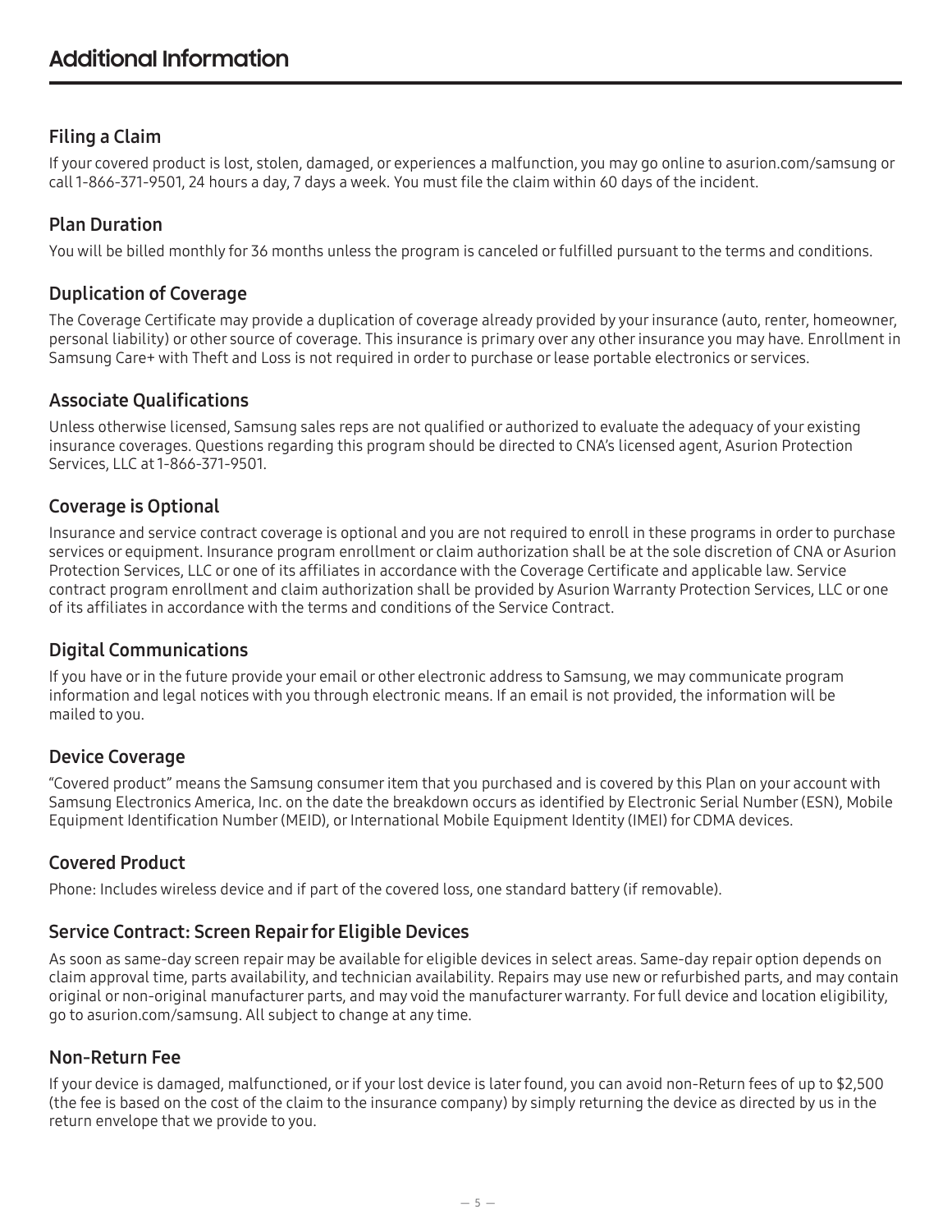# Additional Information

## Filing a Claim

If your covered product is lost, stolen, damaged, or experiences a malfunction, you may go online to asurion.com/samsung or call 1-866-371-9501, 24 hours a day, 7 days a week. You must file the claim within 60 days of the incident.

## Plan Duration

You will be billed monthly for 36 months unless the program is canceled or fulfilled pursuant to the terms and conditions.

## Duplication of Coverage

The Coverage Certificate may provide a duplication of coverage already provided by your insurance (auto, renter, homeowner, personal liability) or other source of coverage. This insurance is primary over any other insurance you may have. Enrollment in Samsung Care+ with Theft and Loss is not required in order to purchase or lease portable electronics or services.

## Associate Qualifications

Unless otherwise licensed, Samsung sales reps are not qualified or authorized to evaluate the adequacy of your existing insurance coverages. Questions regarding this program should be directed to CNA's licensed agent, Asurion Protection Services, LLC at 1-866-371-9501.

## Coverage is Optional

Insurance and service contract coverage is optional and you are not required to enroll in these programs in order to purchase services or equipment. Insurance program enrollment or claim authorization shall be at the sole discretion of CNA or Asurion Protection Services, LLC or one of its affiliates in accordance with the Coverage Certificate and applicable law. Service contract program enrollment and claim authorization shall be provided by Asurion Warranty Protection Services, LLC or one of its affiliates in accordance with the terms and conditions of the Service Contract.

## Digital Communications

If you have or in the future provide your email or other electronic address to Samsung, we may communicate program information and legal notices with you through electronic means. If an email is not provided, the information will be mailed to you.

## Device Coverage

"Covered product" means the Samsung consumer item that you purchased and is covered by this Plan on your account with Samsung Electronics America, Inc. on the date the breakdown occurs as identified by Electronic Serial Number (ESN), Mobile Equipment Identification Number (MEID), or International Mobile Equipment Identity (IMEI) for CDMA devices.

## Covered Product

Phone: Includes wireless device and if part of the covered loss, one standard battery (if removable).

## Service Contract: Screen Repair for Eligible Devices

As soon as same-day screen repair may be available for eligible devices in select areas. Same-day repair option depends on claim approval time, parts availability, and technician availability. Repairs may use new or refurbished parts, and may contain original or non-original manufacturer parts, and may void the manufacturer warranty. For full device and location eligibility, go to asurion.com/samsung. All subject to change at any time.

## Non-Return Fee

If your device is damaged, malfunctioned, or if your lost device is later found, you can avoid non-Return fees of up to $2,500 (the fee is based on the cost of the claim to the insurance company) by simply returning the device as directed by us in the return envelope that we provide to you.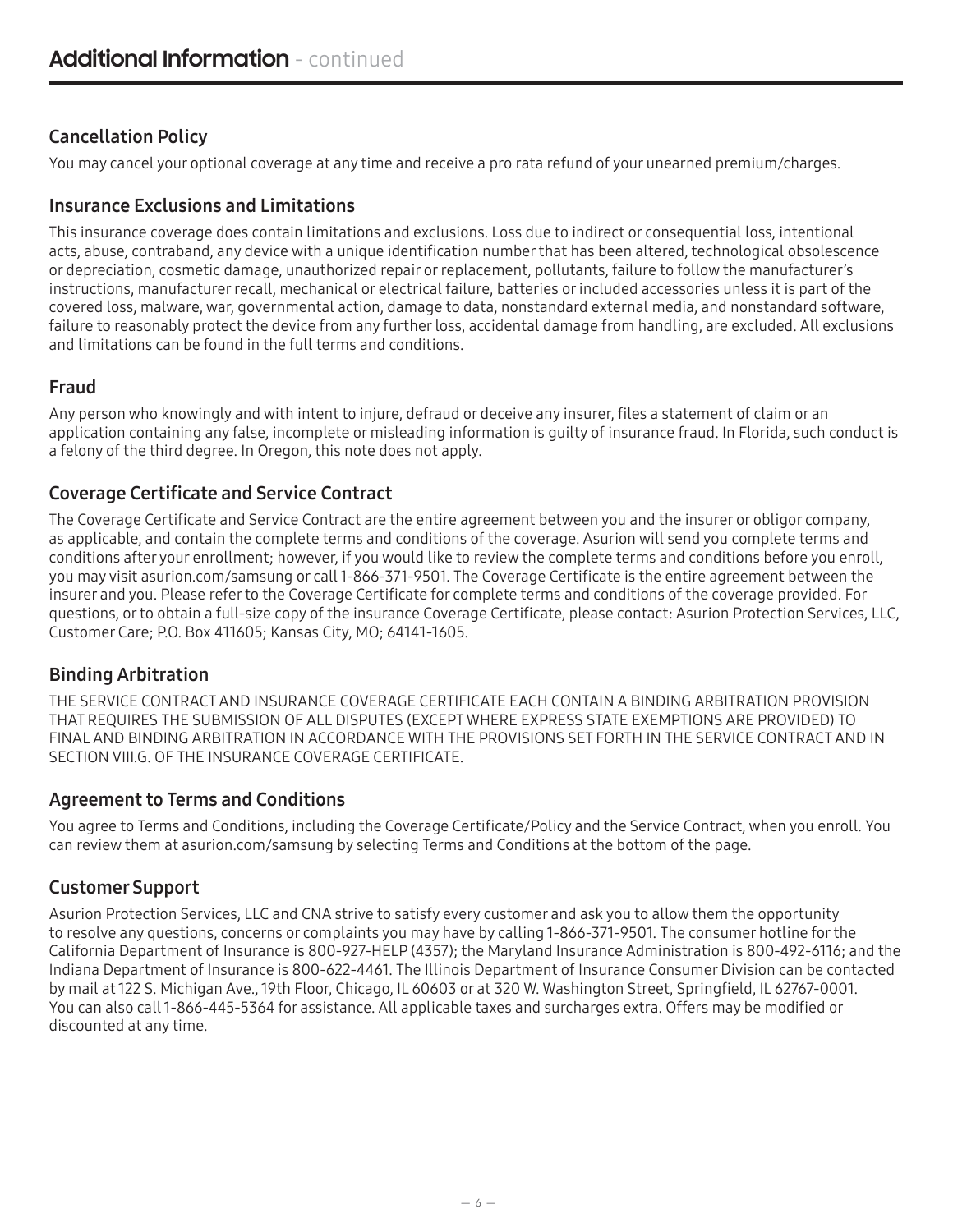# Additional Information - continued

## Cancellation Policy

You may cancel your optional coverage at any time and receive a pro rata refund of your unearned premium/charges.

## Insurance Exclusions and Limitations

This insurance coverage does contain limitations and exclusions. Loss due to indirect or consequential loss, intentional acts, abuse, contraband, any device with a unique identification number that has been altered, technological obsolescence or depreciation, cosmetic damage, unauthorized repair or replacement, pollutants, failure to follow the manufacturer's instructions, manufacturer recall, mechanical or electrical failure, batteries or included accessories unless it is part of the covered loss, malware, war, governmental action, damage to data, nonstandard external media, and nonstandard software, failure to reasonably protect the device from any further loss, accidental damage from handling, are excluded. All exclusions and limitations can be found in the full terms and conditions.

## Fraud

Any person who knowingly and with intent to injure, defraud or deceive any insurer, files a statement of claim or an application containing any false, incomplete or misleading information is guilty of insurance fraud. In Florida, such conduct is a felony of the third degree. In Oregon, this note does not apply.

## Coverage Certificate and Service Contract

The Coverage Certificate and Service Contract are the entire agreement between you and the insurer or obligor company, as applicable, and contain the complete terms and conditions of the coverage. Asurion will send you complete terms and conditions after your enrollment; however, if you would like to review the complete terms and conditions before you enroll, you may visit asurion.com/samsung or call 1-866-371-9501. The Coverage Certificate is the entire agreement between the insurer and you. Please refer to the Coverage Certificate for complete terms and conditions of the coverage provided. For questions, or to obtain a full-size copy of the insurance Coverage Certificate, please contact: Asurion Protection Services, LLC, Customer Care; P.O. Box 411605; Kansas City, MO; 64141-1605.

## Binding Arbitration

THE SERVICE CONTRACT AND INSURANCE COVERAGE CERTIFICATE EACH CONTAIN A BINDING ARBITRATION PROVISION THAT REQUIRES THE SUBMISSION OF ALL DISPUTES (EXCEPT WHERE EXPRESS STATE EXEMPTIONS ARE PROVIDED) TO FINAL AND BINDING ARBITRATION IN ACCORDANCE WITH THE PROVISIONS SET FORTH IN THE SERVICE CONTRACT AND IN SECTION VIII.G. OF THE INSURANCE COVERAGE CERTIFICATE.

## Agreement to Terms and Conditions

You agree to Terms and Conditions, including the Coverage Certificate/Policy and the Service Contract, when you enroll. You can review them at asurion.com/samsung by selecting Terms and Conditions at the bottom of the page.

## Customer Support

Asurion Protection Services, LLC and CNA strive to satisfy every customer and ask you to allow them the opportunity to resolve any questions, concerns or complaints you may have by calling 1-866-371-9501. The consumer hotline for the California Department of Insurance is 800-927-HELP (4357); the Maryland Insurance Administration is 800-492-6116; and the Indiana Department of Insurance is 800-622-4461. The Illinois Department of Insurance Consumer Division can be contacted by mail at 122 S. Michigan Ave., 19th Floor, Chicago, IL 60603 or at 320 W. Washington Street, Springfield, IL 62767-0001. You can also call 1-866-445-5364 for assistance. All applicable taxes and surcharges extra. Offers may be modified or discounted at any time.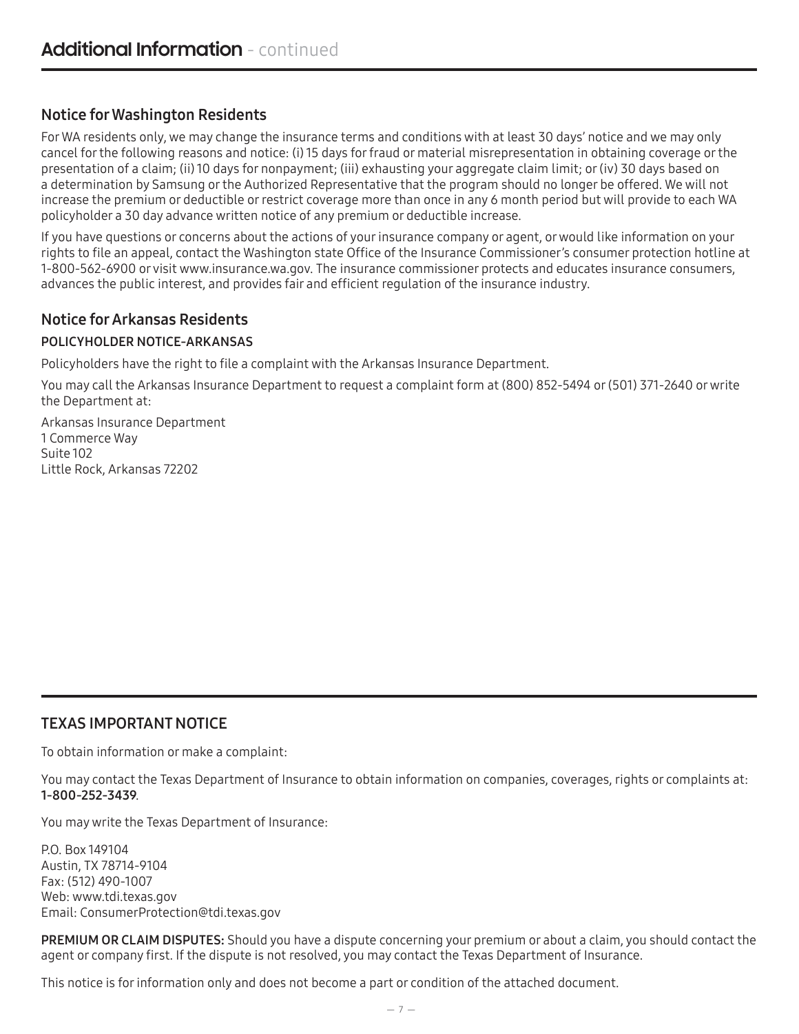## Additional Information - continued

### Notice for Washington Residents

For WA residents only, we may change the insurance terms and conditions with at least 30 days' notice and we may only cancel for the following reasons and notice: (i) 15 days for fraud or material misrepresentation in obtaining coverage or the presentation of a claim; (ii) 10 days for nonpayment; (iii) exhausting your aggregate claim limit; or (iv) 30 days based on a determination by Samsung or the Authorized Representative that the program should no longer be offered. We will not increase the premium or deductible or restrict coverage more than once in any 6 month period but will provide to each WA policyholder a 30 day advance written notice of any premium or deductible increase.

If you have questions or concerns about the actions of your insurance company or agent, or would like information on your rights to file an appeal, contact the Washington state Office of the Insurance Commissioner's consumer protection hotline at 1-800-562-6900 or visit www.insurance.wa.gov. The insurance commissioner protects and educates insurance consumers, advances the public interest, and provides fair and efficient regulation of the insurance industry.

### Notice for Arkansas Residents

#### POLICYHOLDER NOTICE-ARKANSAS

Policyholders have the right to file a complaint with the Arkansas Insurance Department.

You may call the Arkansas Insurance Department to request a complaint form at (800) 852-5494 or (501) 371-2640 or write the Department at:

Arkansas Insurance Department
1 Commerce Way
Suite 102
Little Rock, Arkansas 72202

### TEXAS IMPORTANT NOTICE

To obtain information or make a complaint:

You may contact the Texas Department of Insurance to obtain information on companies, coverages, rights or complaints at: **1-800-252-3439**.

You may write the Texas Department of Insurance:

P.O. Box 149104
Austin, TX 78714-9104
Fax: (512) 490-1007
Web: www.tdi.texas.gov
Email: ConsumerProtection@tdi.texas.gov

**PREMIUM OR CLAIM DISPUTES:** Should you have a dispute concerning your premium or about a claim, you should contact the agent or company first. If the dispute is not resolved, you may contact the Texas Department of Insurance.

This notice is for information only and does not become a part or condition of the attached document.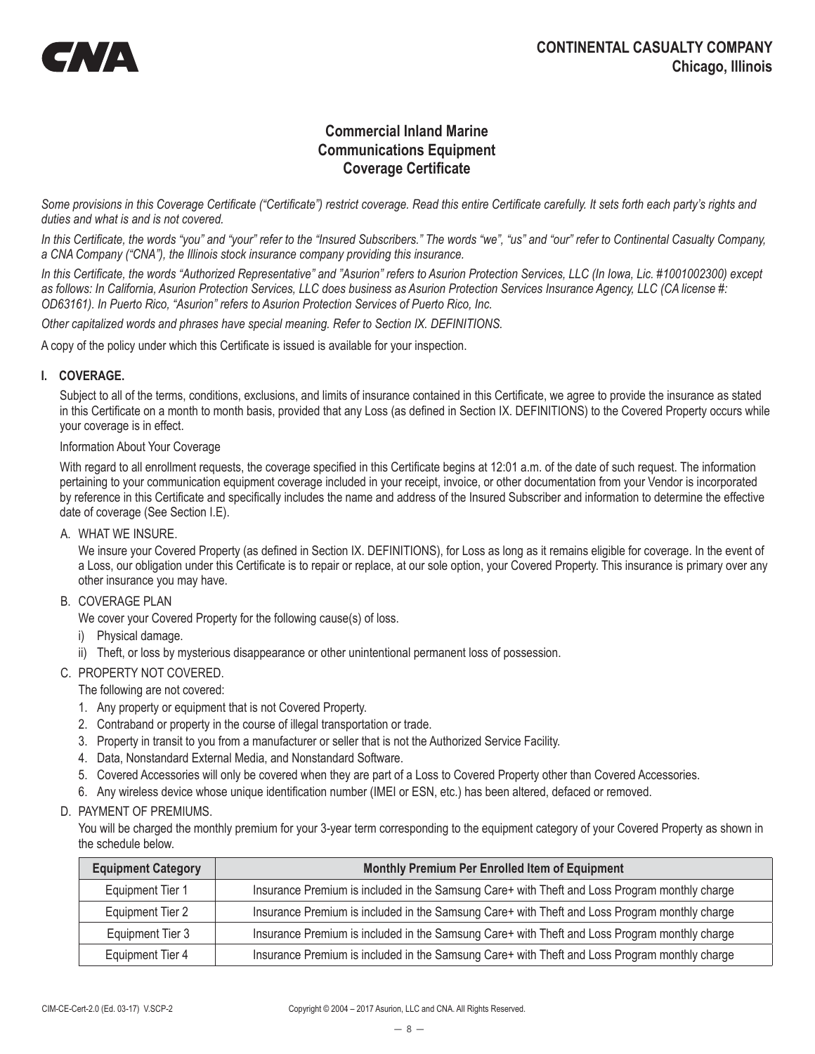**CONTINENTAL CASUALTY COMPANY**
**Chicago, Illinois**

# Commercial Inland Marine Communications Equipment Coverage Certificate

*Some provisions in this Coverage Certificate ("Certificate") restrict coverage. Read this entire Certificate carefully. It sets forth each party's rights and duties and what is and is not covered.*

*In this Certificate, the words "you" and "your" refer to the "Insured Subscribers." The words "we", "us" and "our" refer to Continental Casualty Company, a CNA Company ("CNA"), the Illinois stock insurance company providing this insurance.*

*In this Certificate, the words "Authorized Representative" and "Asurion" refers to Asurion Protection Services, LLC (In Iowa, Lic. #1001002300) except as follows: In California, Asurion Protection Services, LLC does business as Asurion Protection Services Insurance Agency, LLC (CA license #: OD63161). In Puerto Rico, "Asurion" refers to Asurion Protection Services of Puerto Rico, Inc.*

*Other capitalized words and phrases have special meaning. Refer to Section IX. DEFINITIONS.*

A copy of the policy under which this Certificate is issued is available for your inspection.

## I. COVERAGE.

Subject to all of the terms, conditions, exclusions, and limits of insurance contained in this Certificate, we agree to provide the insurance as stated in this Certificate on a month to month basis, provided that any Loss (as defined in Section IX. DEFINITIONS) to the Covered Property occurs while your coverage is in effect.

Information About Your Coverage

With regard to all enrollment requests, the coverage specified in this Certificate begins at 12:01 a.m. of the date of such request. The information pertaining to your communication equipment coverage included in your receipt, invoice, or other documentation from your Vendor is incorporated by reference in this Certificate and specifically includes the name and address of the Insured Subscriber and information to determine the effective date of coverage (See Section I.E).

A. WHAT WE INSURE.

We insure your Covered Property (as defined in Section IX. DEFINITIONS), for Loss as long as it remains eligible for coverage. In the event of a Loss, our obligation under this Certificate is to repair or replace, at our sole option, your Covered Property. This insurance is primary over any other insurance you may have.

B. COVERAGE PLAN

We cover your Covered Property for the following cause(s) of loss.

i) Physical damage.

ii) Theft, or loss by mysterious disappearance or other unintentional permanent loss of possession.

C. PROPERTY NOT COVERED.

The following are not covered:

1. Any property or equipment that is not Covered Property.
2. Contraband or property in the course of illegal transportation or trade.
3. Property in transit to you from a manufacturer or seller that is not the Authorized Service Facility.
4. Data, Nonstandard External Media, and Nonstandard Software.
5. Covered Accessories will only be covered when they are part of a Loss to Covered Property other than Covered Accessories.
6. Any wireless device whose unique identification number (IMEI or ESN, etc.) has been altered, defaced or removed.

D. PAYMENT OF PREMIUMS.

You will be charged the monthly premium for your 3-year term corresponding to the equipment category of your Covered Property as shown in the schedule below.

| Equipment Category | Monthly Premium Per Enrolled Item of Equipment |
|---|---|
| Equipment Tier 1 | Insurance Premium is included in the Samsung Care+ with Theft and Loss Program monthly charge |
| Equipment Tier 2 | Insurance Premium is included in the Samsung Care+ with Theft and Loss Program monthly charge |
| Equipment Tier 3 | Insurance Premium is included in the Samsung Care+ with Theft and Loss Program monthly charge |
| Equipment Tier 4 | Insurance Premium is included in the Samsung Care+ with Theft and Loss Program monthly charge |

CIM-CE-Cert-2.0 (Ed. 03-17) V.SCP-2 Copyright © 2004 – 2017 Asurion, LLC and CNA. All Rights Reserved.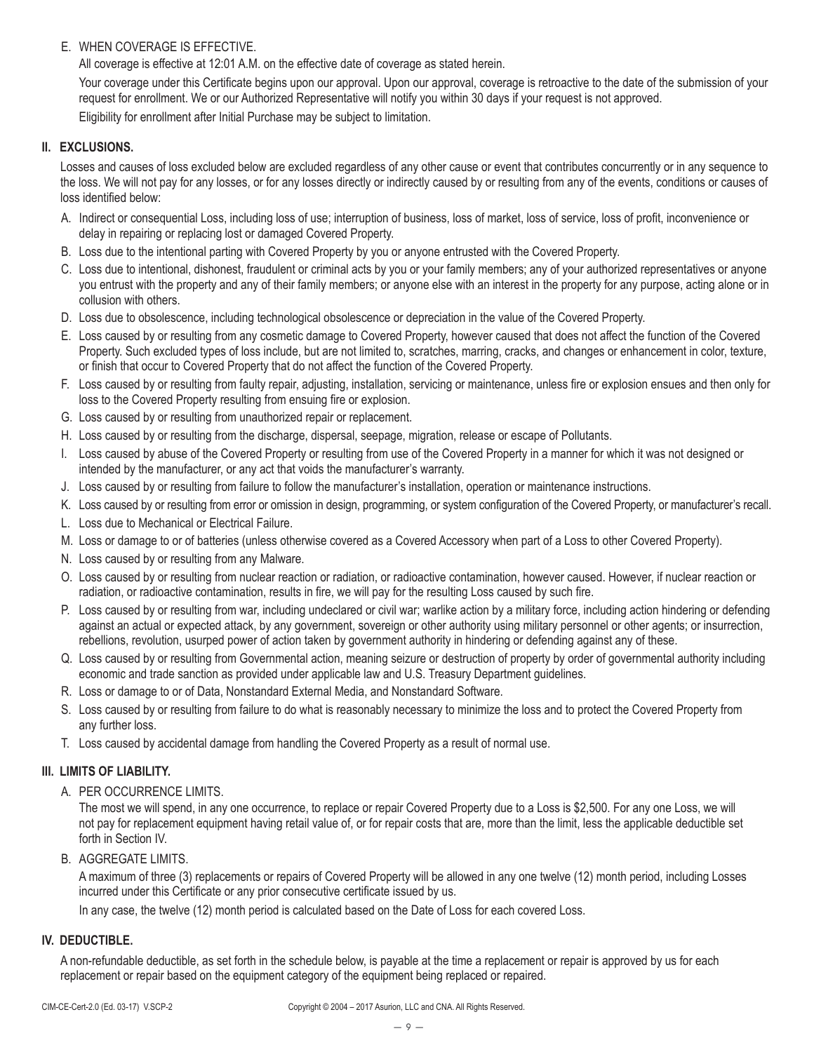E. WHEN COVERAGE IS EFFECTIVE.

All coverage is effective at 12:01 A.M. on the effective date of coverage as stated herein.

Your coverage under this Certificate begins upon our approval. Upon our approval, coverage is retroactive to the date of the submission of your request for enrollment. We or our Authorized Representative will notify you within 30 days if your request is not approved.

Eligibility for enrollment after Initial Purchase may be subject to limitation.

## II. EXCLUSIONS.

Losses and causes of loss excluded below are excluded regardless of any other cause or event that contributes concurrently or in any sequence to the loss. We will not pay for any losses, or for any losses directly or indirectly caused by or resulting from any of the events, conditions or causes of loss identified below:

A. Indirect or consequential Loss, including loss of use; interruption of business, loss of market, loss of service, loss of profit, inconvenience or delay in repairing or replacing lost or damaged Covered Property.

B. Loss due to the intentional parting with Covered Property by you or anyone entrusted with the Covered Property.

C. Loss due to intentional, dishonest, fraudulent or criminal acts by you or your family members; any of your authorized representatives or anyone you entrust with the property and any of their family members; or anyone else with an interest in the property for any purpose, acting alone or in collusion with others.

D. Loss due to obsolescence, including technological obsolescence or depreciation in the value of the Covered Property.

E. Loss caused by or resulting from any cosmetic damage to Covered Property, however caused that does not affect the function of the Covered Property. Such excluded types of loss include, but are not limited to, scratches, marring, cracks, and changes or enhancement in color, texture, or finish that occur to Covered Property that do not affect the function of the Covered Property.

F. Loss caused by or resulting from faulty repair, adjusting, installation, servicing or maintenance, unless fire or explosion ensues and then only for loss to the Covered Property resulting from ensuing fire or explosion.

G. Loss caused by or resulting from unauthorized repair or replacement.

H. Loss caused by or resulting from the discharge, dispersal, seepage, migration, release or escape of Pollutants.

I. Loss caused by abuse of the Covered Property or resulting from use of the Covered Property in a manner for which it was not designed or intended by the manufacturer, or any act that voids the manufacturer's warranty.

J. Loss caused by or resulting from failure to follow the manufacturer's installation, operation or maintenance instructions.

K. Loss caused by or resulting from error or omission in design, programming, or system configuration of the Covered Property, or manufacturer's recall.

L. Loss due to Mechanical or Electrical Failure.

M. Loss or damage to or of batteries (unless otherwise covered as a Covered Accessory when part of a Loss to other Covered Property).

N. Loss caused by or resulting from any Malware.

O. Loss caused by or resulting from nuclear reaction or radiation, or radioactive contamination, however caused. However, if nuclear reaction or radiation, or radioactive contamination, results in fire, we will pay for the resulting Loss caused by such fire.

P. Loss caused by or resulting from war, including undeclared or civil war; warlike action by a military force, including action hindering or defending against an actual or expected attack, by any government, sovereign or other authority using military personnel or other agents; or insurrection, rebellions, revolution, usurped power of action taken by government authority in hindering or defending against any of these.

Q. Loss caused by or resulting from Governmental action, meaning seizure or destruction of property by order of governmental authority including economic and trade sanction as provided under applicable law and U.S. Treasury Department guidelines.

R. Loss or damage to or of Data, Nonstandard External Media, and Nonstandard Software.

S. Loss caused by or resulting from failure to do what is reasonably necessary to minimize the loss and to protect the Covered Property from any further loss.

T. Loss caused by accidental damage from handling the Covered Property as a result of normal use.

## III. LIMITS OF LIABILITY.

A. PER OCCURRENCE LIMITS.

The most we will spend, in any one occurrence, to replace or repair Covered Property due to a Loss is $2,500. For any one Loss, we will not pay for replacement equipment having retail value of, or for repair costs that are, more than the limit, less the applicable deductible set forth in Section IV.

B. AGGREGATE LIMITS.

A maximum of three (3) replacements or repairs of Covered Property will be allowed in any one twelve (12) month period, including Losses incurred under this Certificate or any prior consecutive certificate issued by us.

In any case, the twelve (12) month period is calculated based on the Date of Loss for each covered Loss.

## IV. DEDUCTIBLE.

A non-refundable deductible, as set forth in the schedule below, is payable at the time a replacement or repair is approved by us for each replacement or repair based on the equipment category of the equipment being replaced or repaired.

CIM-CE-Cert-2.0 (Ed. 03-17) V.SCP-2 Copyright © 2004 – 2017 Asurion, LLC and CNA. All Rights Reserved.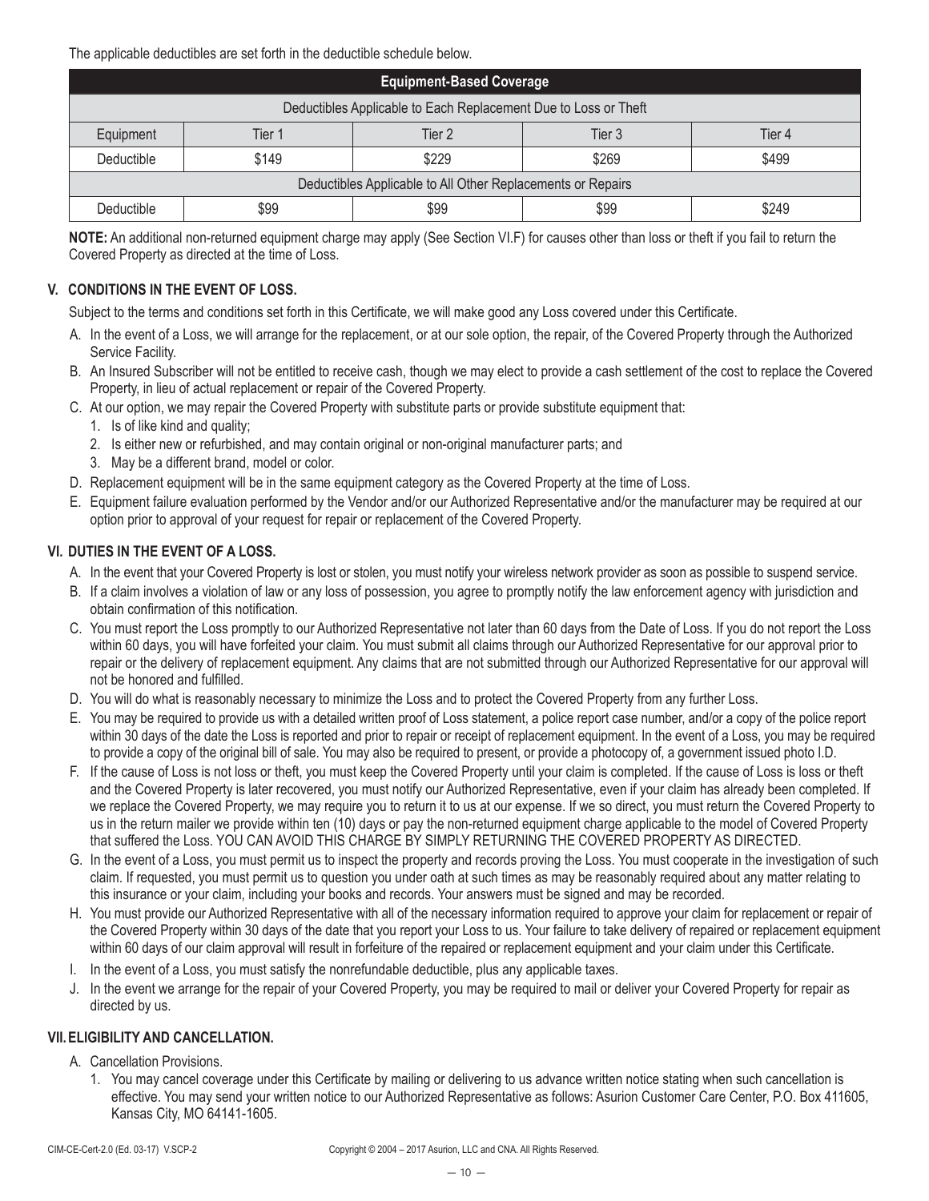The applicable deductibles are set forth in the deductible schedule below.

| Equipment-Based Coverage | | | | |
|---|---|---|---|---|
| Deductibles Applicable to Each Replacement Due to Loss or Theft | | | | |
| Equipment | Tier 1 | Tier 2 | Tier 3 | Tier 4 |
| Deductible | $149 | $229 | $269 | $499 |
| Deductibles Applicable to All Other Replacements or Repairs | | | | |
| Deductible | $99 | $99 | $99 | $249 |

**NOTE:** An additional non-returned equipment charge may apply (See Section VI.F) for causes other than loss or theft if you fail to return the Covered Property as directed at the time of Loss.

## V. CONDITIONS IN THE EVENT OF LOSS.

Subject to the terms and conditions set forth in this Certificate, we will make good any Loss covered under this Certificate.

A. In the event of a Loss, we will arrange for the replacement, or at our sole option, the repair, of the Covered Property through the Authorized Service Facility.

B. An Insured Subscriber will not be entitled to receive cash, though we may elect to provide a cash settlement of the cost to replace the Covered Property, in lieu of actual replacement or repair of the Covered Property.

C. At our option, we may repair the Covered Property with substitute parts or provide substitute equipment that:
   1. Is of like kind and quality;
   2. Is either new or refurbished, and may contain original or non-original manufacturer parts; and
   3. May be a different brand, model or color.

D. Replacement equipment will be in the same equipment category as the Covered Property at the time of Loss.

E. Equipment failure evaluation performed by the Vendor and/or our Authorized Representative and/or the manufacturer may be required at our option prior to approval of your request for repair or replacement of the Covered Property.

## VI. DUTIES IN THE EVENT OF A LOSS.

A. In the event that your Covered Property is lost or stolen, you must notify your wireless network provider as soon as possible to suspend service.

B. If a claim involves a violation of law or any loss of possession, you agree to promptly notify the law enforcement agency with jurisdiction and obtain confirmation of this notification.

C. You must report the Loss promptly to our Authorized Representative not later than 60 days from the Date of Loss. If you do not report the Loss within 60 days, you will have forfeited your claim. You must submit all claims through our Authorized Representative for our approval prior to repair or the delivery of replacement equipment. Any claims that are not submitted through our Authorized Representative for our approval will not be honored and fulfilled.

D. You will do what is reasonably necessary to minimize the Loss and to protect the Covered Property from any further Loss.

E. You may be required to provide us with a detailed written proof of Loss statement, a police report case number, and/or a copy of the police report within 30 days of the date the Loss is reported and prior to repair or receipt of replacement equipment. In the event of a Loss, you may be required to provide a copy of the original bill of sale. You may also be required to present, or provide a photocopy of, a government issued photo I.D.

F. If the cause of Loss is not loss or theft, you must keep the Covered Property until your claim is completed. If the cause of Loss is loss or theft and the Covered Property is later recovered, you must notify our Authorized Representative, even if your claim has already been completed. If we replace the Covered Property, we may require you to return it to us at our expense. If we so direct, you must return the Covered Property to us in the return mailer we provide within ten (10) days or pay the non-returned equipment charge applicable to the model of Covered Property that suffered the Loss. YOU CAN AVOID THIS CHARGE BY SIMPLY RETURNING THE COVERED PROPERTY AS DIRECTED.

G. In the event of a Loss, you must permit us to inspect the property and records proving the Loss. You must cooperate in the investigation of such claim. If requested, you must permit us to question you under oath at such times as may be reasonably required about any matter relating to this insurance or your claim, including your books and records. Your answers must be signed and may be recorded.

H. You must provide our Authorized Representative with all of the necessary information required to approve your claim for replacement or repair of the Covered Property within 30 days of the date that you report your Loss to us. Your failure to take delivery of repaired or replacement equipment within 60 days of our claim approval will result in forfeiture of the repaired or replacement equipment and your claim under this Certificate.

I. In the event of a Loss, you must satisfy the nonrefundable deductible, plus any applicable taxes.

J. In the event we arrange for the repair of your Covered Property, you may be required to mail or deliver your Covered Property for repair as directed by us.

## VII. ELIGIBILITY AND CANCELLATION.

A. Cancellation Provisions.
   1. You may cancel coverage under this Certificate by mailing or delivering to us advance written notice stating when such cancellation is effective. You may send your written notice to our Authorized Representative as follows: Asurion Customer Care Center, P.O. Box 411605, Kansas City, MO 64141-1605.

CIM-CE-Cert-2.0 (Ed. 03-17) V.SCP-2 Copyright © 2004 – 2017 Asurion, LLC and CNA. All Rights Reserved.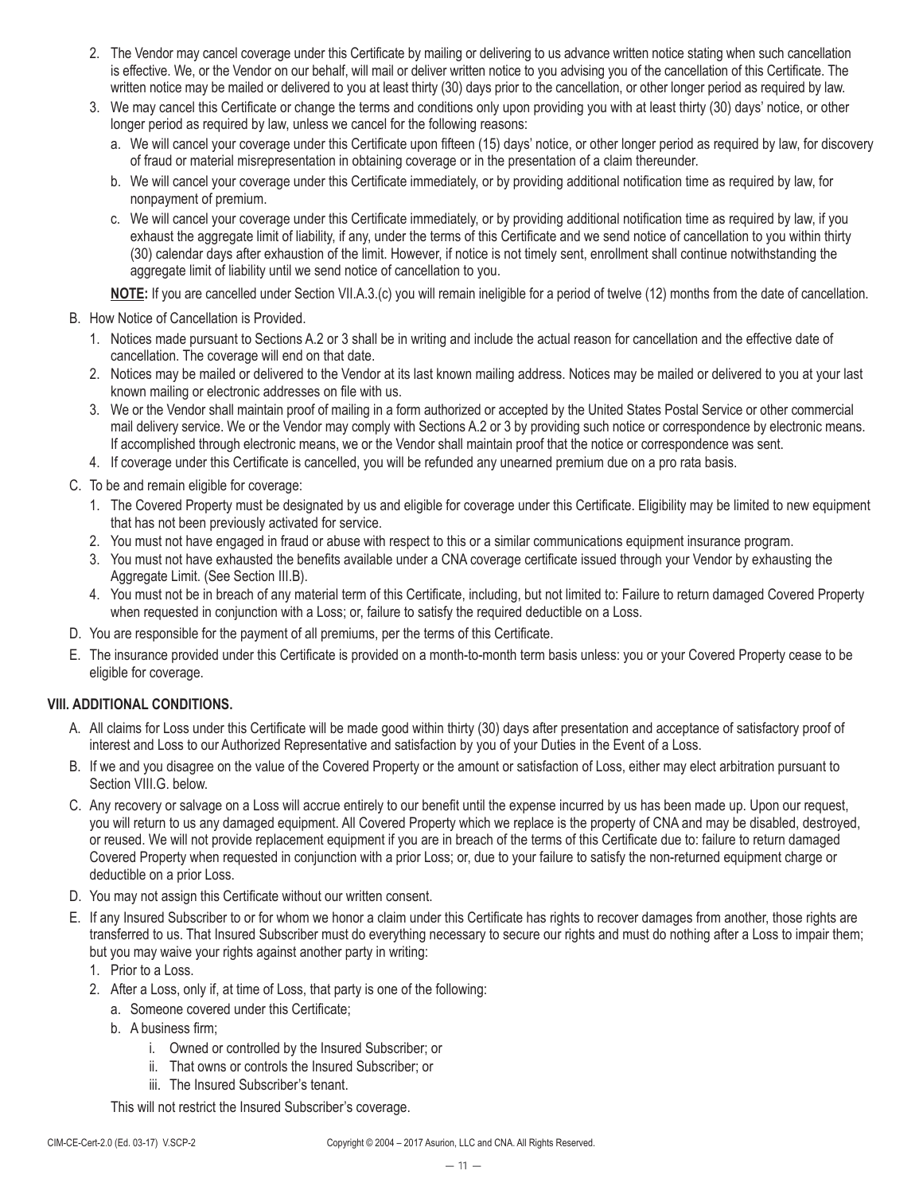2. The Vendor may cancel coverage under this Certificate by mailing or delivering to us advance written notice stating when such cancellation is effective. We, or the Vendor on our behalf, will mail or deliver written notice to you advising you of the cancellation of this Certificate. The written notice may be mailed or delivered to you at least thirty (30) days prior to the cancellation, or other longer period as required by law.
3. We may cancel this Certificate or change the terms and conditions only upon providing you with at least thirty (30) days' notice, or other longer period as required by law, unless we cancel for the following reasons:
   a. We will cancel your coverage under this Certificate upon fifteen (15) days' notice, or other longer period as required by law, for discovery of fraud or material misrepresentation in obtaining coverage or in the presentation of a claim thereunder.
   b. We will cancel your coverage under this Certificate immediately, or by providing additional notification time as required by law, for nonpayment of premium.
   c. We will cancel your coverage under this Certificate immediately, or by providing additional notification time as required by law, if you exhaust the aggregate limit of liability, if any, under the terms of this Certificate and we send notice of cancellation to you within thirty (30) calendar days after exhaustion of the limit. However, if notice is not timely sent, enrollment shall continue notwithstanding the aggregate limit of liability until we send notice of cancellation to you.

   **NOTE:** If you are cancelled under Section VII.A.3.(c) you will remain ineligible for a period of twelve (12) months from the date of cancellation.

B. How Notice of Cancellation is Provided.
   1. Notices made pursuant to Sections A.2 or 3 shall be in writing and include the actual reason for cancellation and the effective date of cancellation. The coverage will end on that date.
   2. Notices may be mailed or delivered to the Vendor at its last known mailing address. Notices may be mailed or delivered to you at your last known mailing or electronic addresses on file with us.
   3. We or the Vendor shall maintain proof of mailing in a form authorized or accepted by the United States Postal Service or other commercial mail delivery service. We or the Vendor may comply with Sections A.2 or 3 by providing such notice or correspondence by electronic means. If accomplished through electronic means, we or the Vendor shall maintain proof that the notice or correspondence was sent.
   4. If coverage under this Certificate is cancelled, you will be refunded any unearned premium due on a pro rata basis.

C. To be and remain eligible for coverage:
   1. The Covered Property must be designated by us and eligible for coverage under this Certificate. Eligibility may be limited to new equipment that has not been previously activated for service.
   2. You must not have engaged in fraud or abuse with respect to this or a similar communications equipment insurance program.
   3. You must not have exhausted the benefits available under a CNA coverage certificate issued through your Vendor by exhausting the Aggregate Limit. (See Section III.B).
   4. You must not be in breach of any material term of this Certificate, including, but not limited to: Failure to return damaged Covered Property when requested in conjunction with a Loss; or, failure to satisfy the required deductible on a Loss.

D. You are responsible for the payment of all premiums, per the terms of this Certificate.

E. The insurance provided under this Certificate is provided on a month-to-month term basis unless: you or your Covered Property cease to be eligible for coverage.

## VIII. ADDITIONAL CONDITIONS.

A. All claims for Loss under this Certificate will be made good within thirty (30) days after presentation and acceptance of satisfactory proof of interest and Loss to our Authorized Representative and satisfaction by you of your Duties in the Event of a Loss.

B. If we and you disagree on the value of the Covered Property or the amount or satisfaction of Loss, either may elect arbitration pursuant to Section VIII.G. below.

C. Any recovery or salvage on a Loss will accrue entirely to our benefit until the expense incurred by us has been made up. Upon our request, you will return to us any damaged equipment. All Covered Property which we replace is the property of CNA and may be disabled, destroyed, or reused. We will not provide replacement equipment if you are in breach of the terms of this Certificate due to: failure to return damaged Covered Property when requested in conjunction with a prior Loss; or, due to your failure to satisfy the non-returned equipment charge or deductible on a prior Loss.

D. You may not assign this Certificate without our written consent.

E. If any Insured Subscriber to or for whom we honor a claim under this Certificate has rights to recover damages from another, those rights are transferred to us. That Insured Subscriber must do everything necessary to secure our rights and must do nothing after a Loss to impair them; but you may waive your rights against another party in writing:
   1. Prior to a Loss.
   2. After a Loss, only if, at time of Loss, that party is one of the following:
      a. Someone covered under this Certificate;
      b. A business firm;
         i. Owned or controlled by the Insured Subscriber; or
         ii. That owns or controls the Insured Subscriber; or
         iii. The Insured Subscriber's tenant.

   This will not restrict the Insured Subscriber's coverage.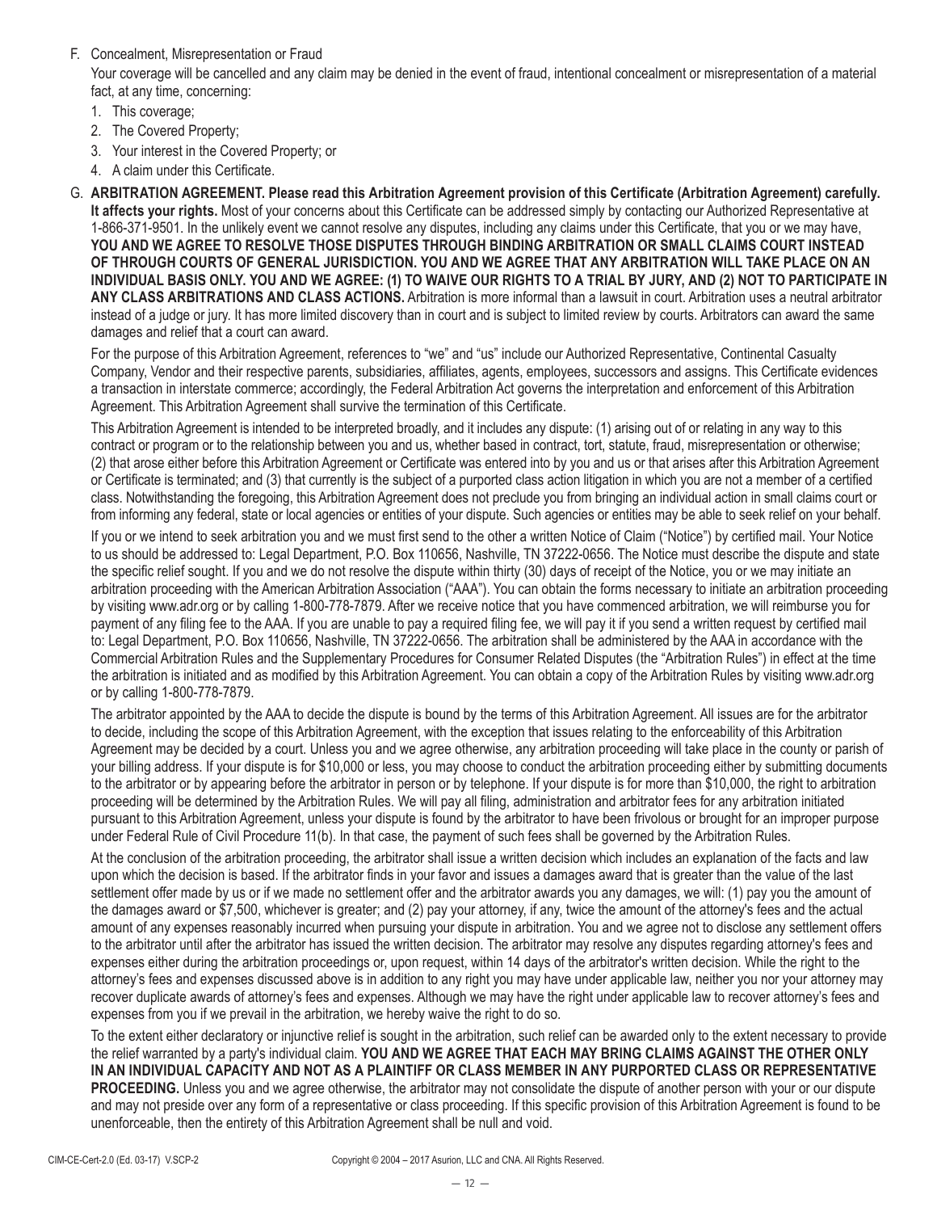F. Concealment, Misrepresentation or Fraud

   Your coverage will be cancelled and any claim may be denied in the event of fraud, intentional concealment or misrepresentation of a material fact, at any time, concerning:

   1. This coverage;
   2. The Covered Property;
   3. Your interest in the Covered Property; or
   4. A claim under this Certificate.

G. **ARBITRATION AGREEMENT. Please read this Arbitration Agreement provision of this Certificate (Arbitration Agreement) carefully. It affects your rights.** Most of your concerns about this Certificate can be addressed simply by contacting our Authorized Representative at 1-866-371-9501. In the unlikely event we cannot resolve any disputes, including any claims under this Certificate, that you or we may have, **YOU AND WE AGREE TO RESOLVE THOSE DISPUTES THROUGH BINDING ARBITRATION OR SMALL CLAIMS COURT INSTEAD OF THROUGH COURTS OF GENERAL JURISDICTION. YOU AND WE AGREE THAT ANY ARBITRATION WILL TAKE PLACE ON AN INDIVIDUAL BASIS ONLY. YOU AND WE AGREE: (1) TO WAIVE OUR RIGHTS TO A TRIAL BY JURY, AND (2) NOT TO PARTICIPATE IN ANY CLASS ARBITRATIONS AND CLASS ACTIONS.** Arbitration is more informal than a lawsuit in court. Arbitration uses a neutral arbitrator instead of a judge or jury. It has more limited discovery than in court and is subject to limited review by courts. Arbitrators can award the same damages and relief that a court can award.

   For the purpose of this Arbitration Agreement, references to "we" and "us" include our Authorized Representative, Continental Casualty Company, Vendor and their respective parents, subsidiaries, affiliates, agents, employees, successors and assigns. This Certificate evidences a transaction in interstate commerce; accordingly, the Federal Arbitration Act governs the interpretation and enforcement of this Arbitration Agreement. This Arbitration Agreement shall survive the termination of this Certificate.

   This Arbitration Agreement is intended to be interpreted broadly, and it includes any dispute: (1) arising out of or relating in any way to this contract or program or to the relationship between you and us, whether based in contract, tort, statute, fraud, misrepresentation or otherwise; (2) that arose either before this Arbitration Agreement or Certificate was entered into by you and us or that arises after this Arbitration Agreement or Certificate is terminated; and (3) that currently is the subject of a purported class action litigation in which you are not a member of a certified class. Notwithstanding the foregoing, this Arbitration Agreement does not preclude you from bringing an individual action in small claims court or from informing any federal, state or local agencies or entities of your dispute. Such agencies or entities may be able to seek relief on your behalf.

   If you or we intend to seek arbitration you and we must first send to the other a written Notice of Claim ("Notice") by certified mail. Your Notice to us should be addressed to: Legal Department, P.O. Box 110656, Nashville, TN 37222-0656. The Notice must describe the dispute and state the specific relief sought. If you and we do not resolve the dispute within thirty (30) days of receipt of the Notice, you or we may initiate an arbitration proceeding with the American Arbitration Association ("AAA"). You can obtain the forms necessary to initiate an arbitration proceeding by visiting www.adr.org or by calling 1-800-778-7879. After we receive notice that you have commenced arbitration, we will reimburse you for payment of any filing fee to the AAA. If you are unable to pay a required filing fee, we will pay it if you send a written request by certified mail to: Legal Department, P.O. Box 110656, Nashville, TN 37222-0656. The arbitration shall be administered by the AAA in accordance with the Commercial Arbitration Rules and the Supplementary Procedures for Consumer Related Disputes (the "Arbitration Rules") in effect at the time the arbitration is initiated and as modified by this Arbitration Agreement. You can obtain a copy of the Arbitration Rules by visiting www.adr.org or by calling 1-800-778-7879.

   The arbitrator appointed by the AAA to decide the dispute is bound by the terms of this Arbitration Agreement. All issues are for the arbitrator to decide, including the scope of this Arbitration Agreement, with the exception that issues relating to the enforceability of this Arbitration Agreement may be decided by a court. Unless you and we agree otherwise, any arbitration proceeding will take place in the county or parish of your billing address. If your dispute is for $10,000 or less, you may choose to conduct the arbitration proceeding either by submitting documents to the arbitrator or by appearing before the arbitrator in person or by telephone. If your dispute is for more than $10,000, the right to arbitration proceeding will be determined by the Arbitration Rules. We will pay all filing, administration and arbitrator fees for any arbitration initiated pursuant to this Arbitration Agreement, unless your dispute is found by the arbitrator to have been frivolous or brought for an improper purpose under Federal Rule of Civil Procedure 11(b). In that case, the payment of such fees shall be governed by the Arbitration Rules.

   At the conclusion of the arbitration proceeding, the arbitrator shall issue a written decision which includes an explanation of the facts and law upon which the decision is based. If the arbitrator finds in your favor and issues a damages award that is greater than the value of the last settlement offer made by us or if we made no settlement offer and the arbitrator awards you any damages, we will: (1) pay you the amount of the damages award or $7,500, whichever is greater; and (2) pay your attorney, if any, twice the amount of the attorney's fees and the actual amount of any expenses reasonably incurred when pursuing your dispute in arbitration. You and we agree not to disclose any settlement offers to the arbitrator until after the arbitrator has issued the written decision. The arbitrator may resolve any disputes regarding attorney's fees and expenses either during the arbitration proceedings or, upon request, within 14 days of the arbitrator's written decision. While the right to the attorney's fees and expenses discussed above is in addition to any right you may have under applicable law, neither you nor your attorney may recover duplicate awards of attorney's fees and expenses. Although we may have the right under applicable law to recover attorney's fees and expenses from you if we prevail in the arbitration, we hereby waive the right to do so.

   To the extent either declaratory or injunctive relief is sought in the arbitration, such relief can be awarded only to the extent necessary to provide the relief warranted by a party's individual claim. **YOU AND WE AGREE THAT EACH MAY BRING CLAIMS AGAINST THE OTHER ONLY IN AN INDIVIDUAL CAPACITY AND NOT AS A PLAINTIFF OR CLASS MEMBER IN ANY PURPORTED CLASS OR REPRESENTATIVE PROCEEDING.** Unless you and we agree otherwise, the arbitrator may not consolidate the dispute of another person with your or our dispute and may not preside over any form of a representative or class proceeding. If this specific provision of this Arbitration Agreement is found to be unenforceable, then the entirety of this Arbitration Agreement shall be null and void.

CIM-CE-Cert-2.0 (Ed. 03-17) V.SCP-2 Copyright © 2004 – 2017 Asurion, LLC and CNA. All Rights Reserved.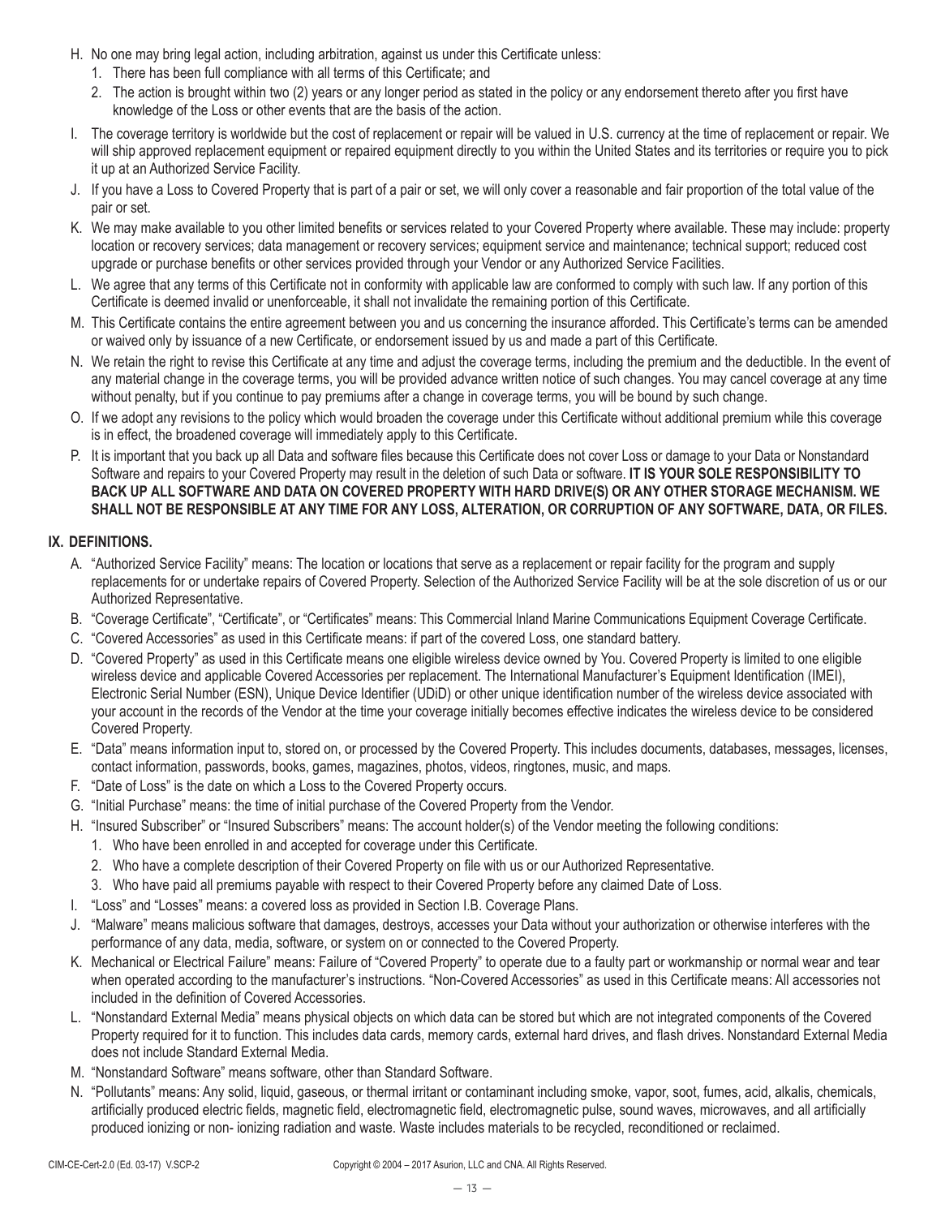H. No one may bring legal action, including arbitration, against us under this Certificate unless:
   1. There has been full compliance with all terms of this Certificate; and
   2. The action is brought within two (2) years or any longer period as stated in the policy or any endorsement thereto after you first have knowledge of the Loss or other events that are the basis of the action.

I. The coverage territory is worldwide but the cost of replacement or repair will be valued in U.S. currency at the time of replacement or repair. We will ship approved replacement equipment or repaired equipment directly to you within the United States and its territories or require you to pick it up at an Authorized Service Facility.

J. If you have a Loss to Covered Property that is part of a pair or set, we will only cover a reasonable and fair proportion of the total value of the pair or set.

K. We may make available to you other limited benefits or services related to your Covered Property where available. These may include: property location or recovery services; data management or recovery services; equipment service and maintenance; technical support; reduced cost upgrade or purchase benefits or other services provided through your Vendor or any Authorized Service Facilities.

L. We agree that any terms of this Certificate not in conformity with applicable law are conformed to comply with such law. If any portion of this Certificate is deemed invalid or unenforceable, it shall not invalidate the remaining portion of this Certificate.

M. This Certificate contains the entire agreement between you and us concerning the insurance afforded. This Certificate's terms can be amended or waived only by issuance of a new Certificate, or endorsement issued by us and made a part of this Certificate.

N. We retain the right to revise this Certificate at any time and adjust the coverage terms, including the premium and the deductible. In the event of any material change in the coverage terms, you will be provided advance written notice of such changes. You may cancel coverage at any time without penalty, but if you continue to pay premiums after a change in coverage terms, you will be bound by such change.

O. If we adopt any revisions to the policy which would broaden the coverage under this Certificate without additional premium while this coverage is in effect, the broadened coverage will immediately apply to this Certificate.

P. It is important that you back up all Data and software files because this Certificate does not cover Loss or damage to your Data or Nonstandard Software and repairs to your Covered Property may result in the deletion of such Data or software. **IT IS YOUR SOLE RESPONSIBILITY TO BACK UP ALL SOFTWARE AND DATA ON COVERED PROPERTY WITH HARD DRIVE(S) OR ANY OTHER STORAGE MECHANISM. WE SHALL NOT BE RESPONSIBLE AT ANY TIME FOR ANY LOSS, ALTERATION, OR CORRUPTION OF ANY SOFTWARE, DATA, OR FILES.**

## IX. DEFINITIONS.

A. "Authorized Service Facility" means: The location or locations that serve as a replacement or repair facility for the program and supply replacements for or undertake repairs of Covered Property. Selection of the Authorized Service Facility will be at the sole discretion of us or our Authorized Representative.

B. "Coverage Certificate", "Certificate", or "Certificates" means: This Commercial Inland Marine Communications Equipment Coverage Certificate.

C. "Covered Accessories" as used in this Certificate means: if part of the covered Loss, one standard battery.

D. "Covered Property" as used in this Certificate means one eligible wireless device owned by You. Covered Property is limited to one eligible wireless device and applicable Covered Accessories per replacement. The International Manufacturer's Equipment Identification (IMEI), Electronic Serial Number (ESN), Unique Device Identifier (UDiD) or other unique identification number of the wireless device associated with your account in the records of the Vendor at the time your coverage initially becomes effective indicates the wireless device to be considered Covered Property.

E. "Data" means information input to, stored on, or processed by the Covered Property. This includes documents, databases, messages, licenses, contact information, passwords, books, games, magazines, photos, videos, ringtones, music, and maps.

F. "Date of Loss" is the date on which a Loss to the Covered Property occurs.

G. "Initial Purchase" means: the time of initial purchase of the Covered Property from the Vendor.

H. "Insured Subscriber" or "Insured Subscribers" means: The account holder(s) of the Vendor meeting the following conditions:
   1. Who have been enrolled in and accepted for coverage under this Certificate.
   2. Who have a complete description of their Covered Property on file with us or our Authorized Representative.
   3. Who have paid all premiums payable with respect to their Covered Property before any claimed Date of Loss.

I. "Loss" and "Losses" means: a covered loss as provided in Section I.B. Coverage Plans.

J. "Malware" means malicious software that damages, destroys, accesses your Data without your authorization or otherwise interferes with the performance of any data, media, software, or system on or connected to the Covered Property.

K. Mechanical or Electrical Failure" means: Failure of "Covered Property" to operate due to a faulty part or workmanship or normal wear and tear when operated according to the manufacturer's instructions. "Non-Covered Accessories" as used in this Certificate means: All accessories not included in the definition of Covered Accessories.

L. "Nonstandard External Media" means physical objects on which data can be stored but which are not integrated components of the Covered Property required for it to function. This includes data cards, memory cards, external hard drives, and flash drives. Nonstandard External Media does not include Standard External Media.

M. "Nonstandard Software" means software, other than Standard Software.

N. "Pollutants" means: Any solid, liquid, gaseous, or thermal irritant or contaminant including smoke, vapor, soot, fumes, acid, alkalis, chemicals, artificially produced electric fields, magnetic field, electromagnetic field, electromagnetic pulse, sound waves, microwaves, and all artificially produced ionizing or non- ionizing radiation and waste. Waste includes materials to be recycled, reconditioned or reclaimed.

CIM-CE-Cert-2.0 (Ed. 03-17) V.SCP-2 Copyright © 2004 – 2017 Asurion, LLC and CNA. All Rights Reserved.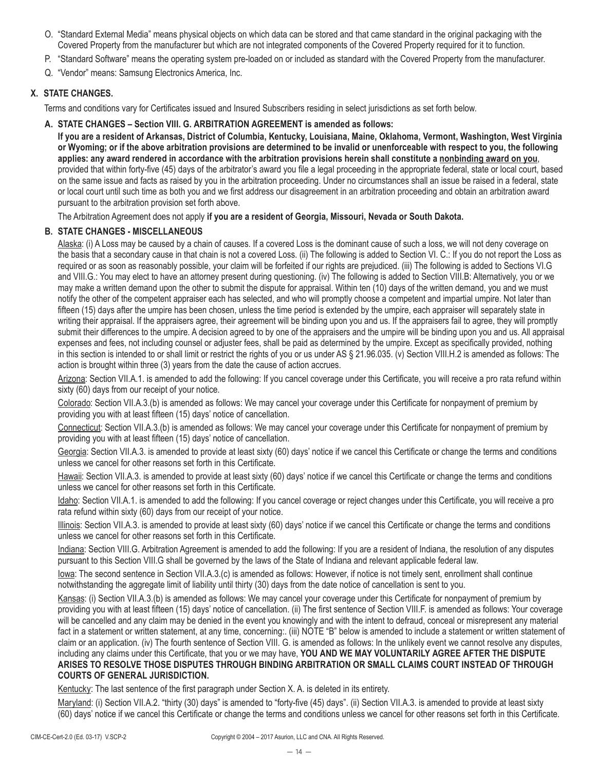O. "Standard External Media" means physical objects on which data can be stored and that came standard in the original packaging with the Covered Property from the manufacturer but which are not integrated components of the Covered Property required for it to function.

P. "Standard Software" means the operating system pre-loaded on or included as standard with the Covered Property from the manufacturer.

Q. "Vendor" means: Samsung Electronics America, Inc.

## X. STATE CHANGES.

Terms and conditions vary for Certificates issued and Insured Subscribers residing in select jurisdictions as set forth below.

### A. STATE CHANGES – Section VIII. G. ARBITRATION AGREEMENT is amended as follows:

**If you are a resident of Arkansas, District of Columbia, Kentucky, Louisiana, Maine, Oklahoma, Vermont, Washington, West Virginia or Wyoming; or if the above arbitration provisions are determined to be invalid or unenforceable with respect to you, the following applies: any award rendered in accordance with the arbitration provisions herein shall constitute a <u>nonbinding award on you</u>**, provided that within forty-five (45) days of the arbitrator's award you file a legal proceeding in the appropriate federal, state or local court, based on the same issue and facts as raised by you in the arbitration proceeding. Under no circumstances shall an issue be raised in a federal, state or local court until such time as both you and we first address our disagreement in an arbitration proceeding and obtain an arbitration award pursuant to the arbitration provision set forth above.

The Arbitration Agreement does not apply **if you are a resident of Georgia, Missouri, Nevada or South Dakota.**

### B. STATE CHANGES - MISCELLANEOUS

<u>Alaska</u>: (i) A Loss may be caused by a chain of causes. If a covered Loss is the dominant cause of such a loss, we will not deny coverage on the basis that a secondary cause in that chain is not a covered Loss. (ii) The following is added to Section VI. C.: If you do not report the Loss as required or as soon as reasonably possible, your claim will be forfeited if our rights are prejudiced. (iii) The following is added to Sections VI.G and VIII.G.: You may elect to have an attorney present during questioning. (iv) The following is added to Section VIII.B: Alternatively, you or we may make a written demand upon the other to submit the dispute for appraisal. Within ten (10) days of the written demand, you and we must notify the other of the competent appraiser each has selected, and who will promptly choose a competent and impartial umpire. Not later than fifteen (15) days after the umpire has been chosen, unless the time period is extended by the umpire, each appraiser will separately state in writing their appraisal. If the appraisers agree, their agreement will be binding upon you and us. If the appraisers fail to agree, they will promptly submit their differences to the umpire. A decision agreed to by one of the appraisers and the umpire will be binding upon you and us. All appraisal expenses and fees, not including counsel or adjuster fees, shall be paid as determined by the umpire. Except as specifically provided, nothing in this section is intended to or shall limit or restrict the rights of you or us under AS § 21.96.035. (v) Section VIII.H.2 is amended as follows: The action is brought within three (3) years from the date the cause of action accrues.

<u>Arizona</u>: Section VII.A.1. is amended to add the following: If you cancel coverage under this Certificate, you will receive a pro rata refund within sixty (60) days from our receipt of your notice.

<u>Colorado</u>: Section VII.A.3.(b) is amended as follows: We may cancel your coverage under this Certificate for nonpayment of premium by providing you with at least fifteen (15) days' notice of cancellation.

<u>Connecticut</u>: Section VII.A.3.(b) is amended as follows: We may cancel your coverage under this Certificate for nonpayment of premium by providing you with at least fifteen (15) days' notice of cancellation.

<u>Georgia</u>: Section VII.A.3. is amended to provide at least sixty (60) days' notice if we cancel this Certificate or change the terms and conditions unless we cancel for other reasons set forth in this Certificate.

<u>Hawaii</u>: Section VII.A.3. is amended to provide at least sixty (60) days' notice if we cancel this Certificate or change the terms and conditions unless we cancel for other reasons set forth in this Certificate.

<u>Idaho</u>: Section VII.A.1. is amended to add the following: If you cancel coverage or reject changes under this Certificate, you will receive a pro rata refund within sixty (60) days from our receipt of your notice.

<u>Illinois</u>: Section VII.A.3. is amended to provide at least sixty (60) days' notice if we cancel this Certificate or change the terms and conditions unless we cancel for other reasons set forth in this Certificate.

<u>Indiana</u>: Section VIII.G. Arbitration Agreement is amended to add the following: If you are a resident of Indiana, the resolution of any disputes pursuant to this Section VIII.G shall be governed by the laws of the State of Indiana and relevant applicable federal law.

<u>Iowa</u>: The second sentence in Section VII.A.3.(c) is amended as follows: However, if notice is not timely sent, enrollment shall continue notwithstanding the aggregate limit of liability until thirty (30) days from the date notice of cancellation is sent to you.

<u>Kansas</u>: (i) Section VII.A.3.(b) is amended as follows: We may cancel your coverage under this Certificate for nonpayment of premium by providing you with at least fifteen (15) days' notice of cancellation. (ii) The first sentence of Section VIII.F. is amended as follows: Your coverage will be cancelled and any claim may be denied in the event you knowingly and with the intent to defraud, conceal or misrepresent any material fact in a statement or written statement, at any time, concerning:. (iii) NOTE "B" below is amended to include a statement or written statement of claim or an application. (iv) The fourth sentence of Section VIII. G. is amended as follows: In the unlikely event we cannot resolve any disputes, including any claims under this Certificate, that you or we may have, **YOU AND WE MAY VOLUNTARILY AGREE AFTER THE DISPUTE ARISES TO RESOLVE THOSE DISPUTES THROUGH BINDING ARBITRATION OR SMALL CLAIMS COURT INSTEAD OF THROUGH COURTS OF GENERAL JURISDICTION.**

<u>Kentucky</u>: The last sentence of the first paragraph under Section X. A. is deleted in its entirety.

<u>Maryland</u>: (i) Section VII.A.2. "thirty (30) days" is amended to "forty-five (45) days". (ii) Section VII.A.3. is amended to provide at least sixty (60) days' notice if we cancel this Certificate or change the terms and conditions unless we cancel for other reasons set forth in this Certificate.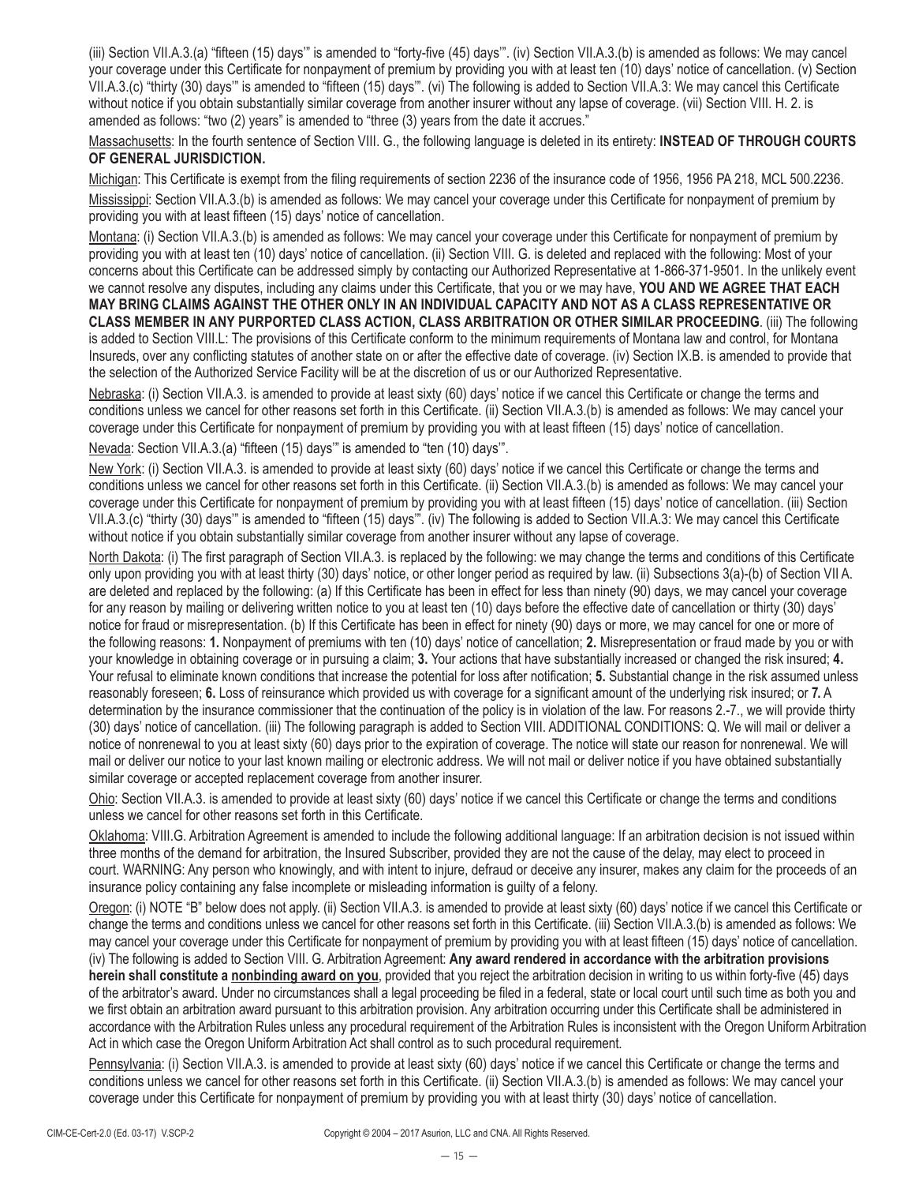(iii) Section VII.A.3.(a) "fifteen (15) days'" is amended to "forty-five (45) days'". (iv) Section VII.A.3.(b) is amended as follows: We may cancel your coverage under this Certificate for nonpayment of premium by providing you with at least ten (10) days' notice of cancellation. (v) Section VII.A.3.(c) "thirty (30) days'" is amended to "fifteen (15) days'". (vi) The following is added to Section VII.A.3: We may cancel this Certificate without notice if you obtain substantially similar coverage from another insurer without any lapse of coverage. (vii) Section VIII. H. 2. is amended as follows: "two (2) years" is amended to "three (3) years from the date it accrues."

Massachusetts: In the fourth sentence of Section VIII. G., the following language is deleted in its entirety: **INSTEAD OF THROUGH COURTS OF GENERAL JURISDICTION.**

Michigan: This Certificate is exempt from the filing requirements of section 2236 of the insurance code of 1956, 1956 PA 218, MCL 500.2236.

Mississippi: Section VII.A.3.(b) is amended as follows: We may cancel your coverage under this Certificate for nonpayment of premium by providing you with at least fifteen (15) days' notice of cancellation.

Montana: (i) Section VII.A.3.(b) is amended as follows: We may cancel your coverage under this Certificate for nonpayment of premium by providing you with at least ten (10) days' notice of cancellation. (ii) Section VIII. G. is deleted and replaced with the following: Most of your concerns about this Certificate can be addressed simply by contacting our Authorized Representative at 1-866-371-9501. In the unlikely event we cannot resolve any disputes, including any claims under this Certificate, that you or we may have, **YOU AND WE AGREE THAT EACH MAY BRING CLAIMS AGAINST THE OTHER ONLY IN AN INDIVIDUAL CAPACITY AND NOT AS A CLASS REPRESENTATIVE OR CLASS MEMBER IN ANY PURPORTED CLASS ACTION, CLASS ARBITRATION OR OTHER SIMILAR PROCEEDING**. (iii) The following is added to Section VIII.L: The provisions of this Certificate conform to the minimum requirements of Montana law and control, for Montana Insureds, over any conflicting statutes of another state on or after the effective date of coverage. (iv) Section IX.B. is amended to provide that the selection of the Authorized Service Facility will be at the discretion of us or our Authorized Representative.

Nebraska: (i) Section VII.A.3. is amended to provide at least sixty (60) days' notice if we cancel this Certificate or change the terms and conditions unless we cancel for other reasons set forth in this Certificate. (ii) Section VII.A.3.(b) is amended as follows: We may cancel your coverage under this Certificate for nonpayment of premium by providing you with at least fifteen (15) days' notice of cancellation.

Nevada: Section VII.A.3.(a) "fifteen (15) days'" is amended to "ten (10) days'".

New York: (i) Section VII.A.3. is amended to provide at least sixty (60) days' notice if we cancel this Certificate or change the terms and conditions unless we cancel for other reasons set forth in this Certificate. (ii) Section VII.A.3.(b) is amended as follows: We may cancel your coverage under this Certificate for nonpayment of premium by providing you with at least fifteen (15) days' notice of cancellation. (iii) Section VII.A.3.(c) "thirty (30) days'" is amended to "fifteen (15) days'". (iv) The following is added to Section VII.A.3: We may cancel this Certificate without notice if you obtain substantially similar coverage from another insurer without any lapse of coverage.

North Dakota: (i) The first paragraph of Section VII.A.3. is replaced by the following: we may change the terms and conditions of this Certificate only upon providing you with at least thirty (30) days' notice, or other longer period as required by law. (ii) Subsections 3(a)-(b) of Section VII A. are deleted and replaced by the following: (a) If this Certificate has been in effect for less than ninety (90) days, we may cancel your coverage for any reason by mailing or delivering written notice to you at least ten (10) days before the effective date of cancellation or thirty (30) days' notice for fraud or misrepresentation. (b) If this Certificate has been in effect for ninety (90) days or more, we may cancel for one or more of the following reasons: **1.** Nonpayment of premiums with ten (10) days' notice of cancellation; **2.** Misrepresentation or fraud made by you or with your knowledge in obtaining coverage or in pursuing a claim; **3.** Your actions that have substantially increased or changed the risk insured; **4.** Your refusal to eliminate known conditions that increase the potential for loss after notification; **5.** Substantial change in the risk assumed unless reasonably foreseen; **6.** Loss of reinsurance which provided us with coverage for a significant amount of the underlying risk insured; or **7.** A determination by the insurance commissioner that the continuation of the policy is in violation of the law. For reasons 2.-7., we will provide thirty (30) days' notice of cancellation. (iii) The following paragraph is added to Section VIII. ADDITIONAL CONDITIONS: Q. We will mail or deliver a notice of nonrenewal to you at least sixty (60) days prior to the expiration of coverage. The notice will state our reason for nonrenewal. We will mail or deliver our notice to your last known mailing or electronic address. We will not mail or deliver notice if you have obtained substantially similar coverage or accepted replacement coverage from another insurer.

Ohio: Section VII.A.3. is amended to provide at least sixty (60) days' notice if we cancel this Certificate or change the terms and conditions unless we cancel for other reasons set forth in this Certificate.

Oklahoma: VIII.G. Arbitration Agreement is amended to include the following additional language: If an arbitration decision is not issued within three months of the demand for arbitration, the Insured Subscriber, provided they are not the cause of the delay, may elect to proceed in court. WARNING: Any person who knowingly, and with intent to injure, defraud or deceive any insurer, makes any claim for the proceeds of an insurance policy containing any false incomplete or misleading information is guilty of a felony.

Oregon: (i) NOTE "B" below does not apply. (ii) Section VII.A.3. is amended to provide at least sixty (60) days' notice if we cancel this Certificate or change the terms and conditions unless we cancel for other reasons set forth in this Certificate. (iii) Section VII.A.3.(b) is amended as follows: We may cancel your coverage under this Certificate for nonpayment of premium by providing you with at least fifteen (15) days' notice of cancellation. (iv) The following is added to Section VIII. G. Arbitration Agreement: **Any award rendered in accordance with the arbitration provisions herein shall constitute a <u>nonbinding award on you</u>**, provided that you reject the arbitration decision in writing to us within forty-five (45) days of the arbitrator's award. Under no circumstances shall a legal proceeding be filed in a federal, state or local court until such time as both you and we first obtain an arbitration award pursuant to this arbitration provision. Any arbitration occurring under this Certificate shall be administered in accordance with the Arbitration Rules unless any procedural requirement of the Arbitration Rules is inconsistent with the Oregon Uniform Arbitration Act in which case the Oregon Uniform Arbitration Act shall control as to such procedural requirement.

Pennsylvania: (i) Section VII.A.3. is amended to provide at least sixty (60) days' notice if we cancel this Certificate or change the terms and conditions unless we cancel for other reasons set forth in this Certificate. (ii) Section VII.A.3.(b) is amended as follows: We may cancel your coverage under this Certificate for nonpayment of premium by providing you with at least thirty (30) days' notice of cancellation.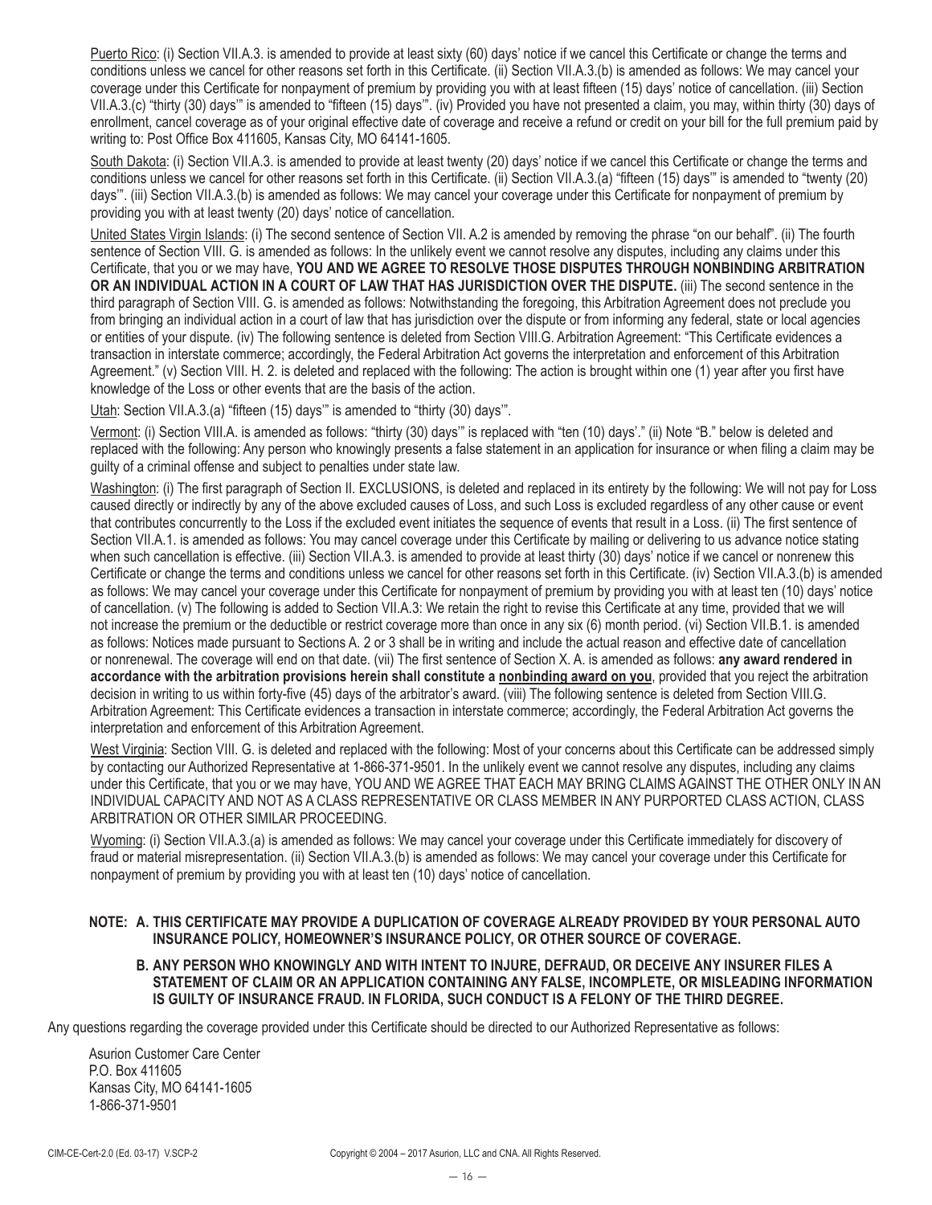Puerto Rico: (i) Section VII.A.3. is amended to provide at least sixty (60) days' notice if we cancel this Certificate or change the terms and conditions unless we cancel for other reasons set forth in this Certificate. (ii) Section VII.A.3.(b) is amended as follows: We may cancel your coverage under this Certificate for nonpayment of premium by providing you with at least fifteen (15) days' notice of cancellation. (iii) Section VII.A.3.(c) "thirty (30) days'" is amended to "fifteen (15) days'". (iv) Provided you have not presented a claim, you may, within thirty (30) days of enrollment, cancel coverage as of your original effective date of coverage and receive a refund or credit on your bill for the full premium paid by writing to: Post Office Box 411605, Kansas City, MO 64141-1605.

South Dakota: (i) Section VII.A.3. is amended to provide at least twenty (20) days' notice if we cancel this Certificate or change the terms and conditions unless we cancel for other reasons set forth in this Certificate. (ii) Section VII.A.3.(a) "fifteen (15) days'" is amended to "twenty (20) days'". (iii) Section VII.A.3.(b) is amended as follows: We may cancel your coverage under this Certificate for nonpayment of premium by providing you with at least twenty (20) days' notice of cancellation.

United States Virgin Islands: (i) The second sentence of Section VII. A.2 is amended by removing the phrase "on our behalf". (ii) The fourth sentence of Section VIII. G. is amended as follows: In the unlikely event we cannot resolve any disputes, including any claims under this Certificate, that you or we may have, **YOU AND WE AGREE TO RESOLVE THOSE DISPUTES THROUGH NONBINDING ARBITRATION OR AN INDIVIDUAL ACTION IN A COURT OF LAW THAT HAS JURISDICTION OVER THE DISPUTE.** (iii) The second sentence in the third paragraph of Section VIII. G. is amended as follows: Notwithstanding the foregoing, this Arbitration Agreement does not preclude you from bringing an individual action in a court of law that has jurisdiction over the dispute or from informing any federal, state or local agencies or entities of your dispute. (iv) The following sentence is deleted from Section VIII.G. Arbitration Agreement: "This Certificate evidences a transaction in interstate commerce; accordingly, the Federal Arbitration Act governs the interpretation and enforcement of this Arbitration Agreement." (v) Section VIII. H. 2. is deleted and replaced with the following: The action is brought within one (1) year after you first have knowledge of the Loss or other events that are the basis of the action.

Utah: Section VII.A.3.(a) "fifteen (15) days'" is amended to "thirty (30) days'".

Vermont: (i) Section VIII.A. is amended as follows: "thirty (30) days'" is replaced with "ten (10) days'." (ii) Note "B." below is deleted and replaced with the following: Any person who knowingly presents a false statement in an application for insurance or when filing a claim may be guilty of a criminal offense and subject to penalties under state law.

Washington: (i) The first paragraph of Section II. EXCLUSIONS, is deleted and replaced in its entirety by the following: We will not pay for Loss caused directly or indirectly by any of the above excluded causes of Loss, and such Loss is excluded regardless of any other cause or event that contributes concurrently to the Loss if the excluded event initiates the sequence of events that result in a Loss. (ii) The first sentence of Section VII.A.1. is amended as follows: You may cancel coverage under this Certificate by mailing or delivering to us advance notice stating when such cancellation is effective. (iii) Section VII.A.3. is amended to provide at least thirty (30) days' notice if we cancel or nonrenew this Certificate or change the terms and conditions unless we cancel for other reasons set forth in this Certificate. (iv) Section VII.A.3.(b) is amended as follows: We may cancel your coverage under this Certificate for nonpayment of premium by providing you with at least ten (10) days' notice of cancellation. (v) The following is added to Section VII.A.3: We retain the right to revise this Certificate at any time, provided that we will not increase the premium or the deductible or restrict coverage more than once in any six (6) month period. (vi) Section VII.B.1. is amended as follows: Notices made pursuant to Sections A. 2 or 3 shall be in writing and include the actual reason and effective date of cancellation or nonrenewal. The coverage will end on that date. (vii) The first sentence of Section X. A. is amended as follows: **any award rendered in accordance with the arbitration provisions herein shall constitute a nonbinding award on you**, provided that you reject the arbitration decision in writing to us within forty-five (45) days of the arbitrator's award. (viii) The following sentence is deleted from Section VIII.G. Arbitration Agreement: This Certificate evidences a transaction in interstate commerce; accordingly, the Federal Arbitration Act governs the interpretation and enforcement of this Arbitration Agreement.

West Virginia: Section VIII. G. is deleted and replaced with the following: Most of your concerns about this Certificate can be addressed simply by contacting our Authorized Representative at 1-866-371-9501. In the unlikely event we cannot resolve any disputes, including any claims under this Certificate, that you or we may have, YOU AND WE AGREE THAT EACH MAY BRING CLAIMS AGAINST THE OTHER ONLY IN AN INDIVIDUAL CAPACITY AND NOT AS A CLASS REPRESENTATIVE OR CLASS MEMBER IN ANY PURPORTED CLASS ACTION, CLASS ARBITRATION OR OTHER SIMILAR PROCEEDING.

Wyoming: (i) Section VII.A.3.(a) is amended as follows: We may cancel your coverage under this Certificate immediately for discovery of fraud or material misrepresentation. (ii) Section VII.A.3.(b) is amended as follows: We may cancel your coverage under this Certificate for nonpayment of premium by providing you with at least ten (10) days' notice of cancellation.

**NOTE: A. THIS CERTIFICATE MAY PROVIDE A DUPLICATION OF COVERAGE ALREADY PROVIDED BY YOUR PERSONAL AUTO INSURANCE POLICY, HOMEOWNER'S INSURANCE POLICY, OR OTHER SOURCE OF COVERAGE.**

**B. ANY PERSON WHO KNOWINGLY AND WITH INTENT TO INJURE, DEFRAUD, OR DECEIVE ANY INSURER FILES A STATEMENT OF CLAIM OR AN APPLICATION CONTAINING ANY FALSE, INCOMPLETE, OR MISLEADING INFORMATION IS GUILTY OF INSURANCE FRAUD. IN FLORIDA, SUCH CONDUCT IS A FELONY OF THE THIRD DEGREE.**

Any questions regarding the coverage provided under this Certificate should be directed to our Authorized Representative as follows:

Asurion Customer Care Center
P.O. Box 411605
Kansas City, MO 64141-1605
1-866-371-9501

CIM-CE-Cert-2.0 (Ed. 03-17) V.SCP-2 Copyright © 2004 – 2017 Asurion, LLC and CNA. All Rights Reserved.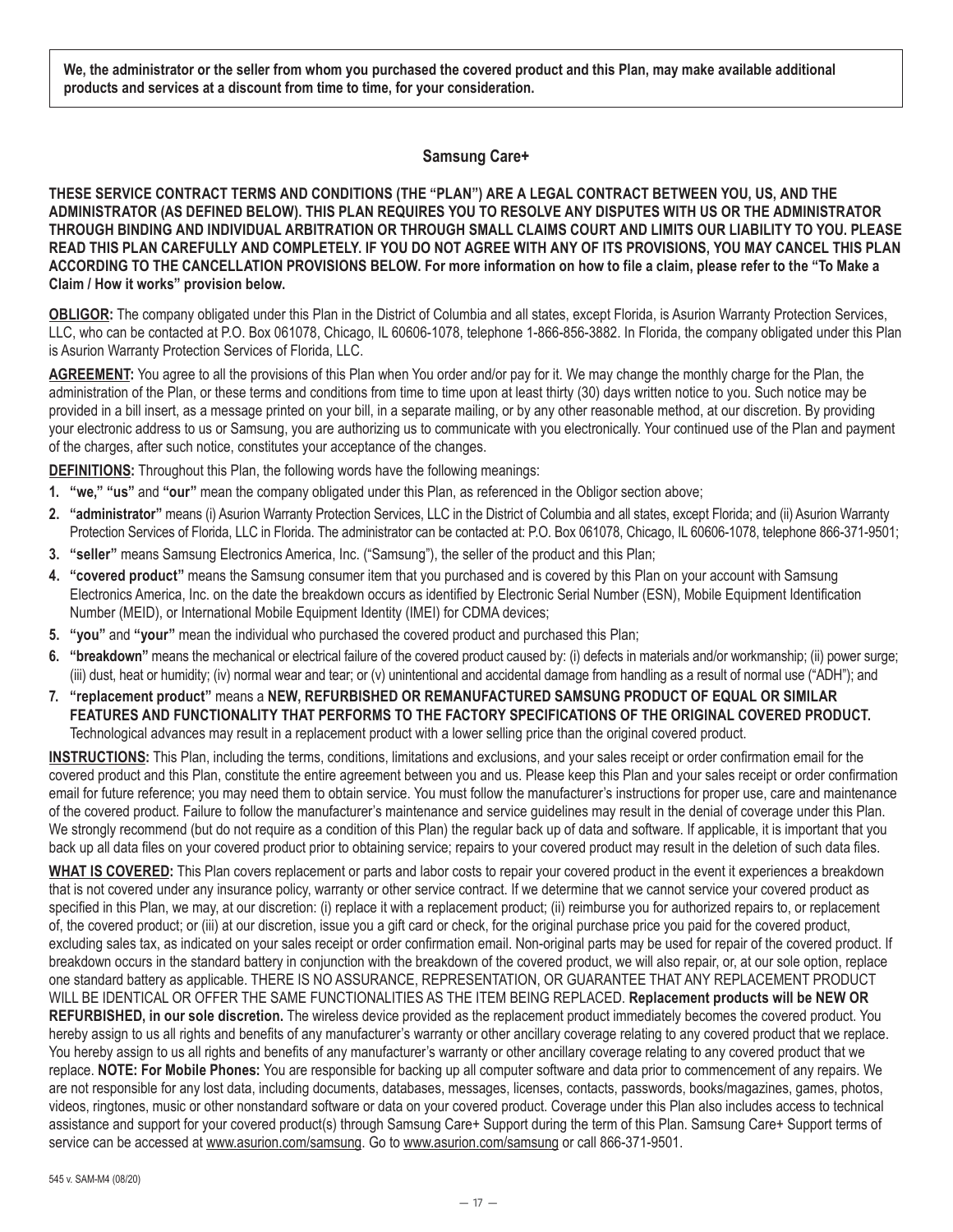**We, the administrator or the seller from whom you purchased the covered product and this Plan, may make available additional products and services at a discount from time to time, for your consideration.**

## Samsung Care+

**THESE SERVICE CONTRACT TERMS AND CONDITIONS (THE "PLAN") ARE A LEGAL CONTRACT BETWEEN YOU, US, AND THE ADMINISTRATOR (AS DEFINED BELOW). THIS PLAN REQUIRES YOU TO RESOLVE ANY DISPUTES WITH US OR THE ADMINISTRATOR THROUGH BINDING AND INDIVIDUAL ARBITRATION OR THROUGH SMALL CLAIMS COURT AND LIMITS OUR LIABILITY TO YOU. PLEASE READ THIS PLAN CAREFULLY AND COMPLETELY. IF YOU DO NOT AGREE WITH ANY OF ITS PROVISIONS, YOU MAY CANCEL THIS PLAN ACCORDING TO THE CANCELLATION PROVISIONS BELOW. For more information on how to file a claim, please refer to the "To Make a Claim / How it works" provision below.**

**OBLIGOR:** The company obligated under this Plan in the District of Columbia and all states, except Florida, is Asurion Warranty Protection Services, LLC, who can be contacted at P.O. Box 061078, Chicago, IL 60606-1078, telephone 1-866-856-3882. In Florida, the company obligated under this Plan is Asurion Warranty Protection Services of Florida, LLC.

**AGREEMENT:** You agree to all the provisions of this Plan when You order and/or pay for it. We may change the monthly charge for the Plan, the administration of the Plan, or these terms and conditions from time to time upon at least thirty (30) days written notice to you. Such notice may be provided in a bill insert, as a message printed on your bill, in a separate mailing, or by any other reasonable method, at our discretion. By providing your electronic address to us or Samsung, you are authorizing us to communicate with you electronically. Your continued use of the Plan and payment of the charges, after such notice, constitutes your acceptance of the changes.

**DEFINITIONS:** Throughout this Plan, the following words have the following meanings:

1. **"we," "us"** and **"our"** mean the company obligated under this Plan, as referenced in the Obligor section above;
2. **"administrator"** means (i) Asurion Warranty Protection Services, LLC in the District of Columbia and all states, except Florida; and (ii) Asurion Warranty Protection Services of Florida, LLC in Florida. The administrator can be contacted at: P.O. Box 061078, Chicago, IL 60606-1078, telephone 866-371-9501;
3. **"seller"** means Samsung Electronics America, Inc. ("Samsung"), the seller of the product and this Plan;
4. **"covered product"** means the Samsung consumer item that you purchased and is covered by this Plan on your account with Samsung Electronics America, Inc. on the date the breakdown occurs as identified by Electronic Serial Number (ESN), Mobile Equipment Identification Number (MEID), or International Mobile Equipment Identity (IMEI) for CDMA devices;
5. **"you"** and **"your"** mean the individual who purchased the covered product and purchased this Plan;
6. **"breakdown"** means the mechanical or electrical failure of the covered product caused by: (i) defects in materials and/or workmanship; (ii) power surge; (iii) dust, heat or humidity; (iv) normal wear and tear; or (v) unintentional and accidental damage from handling as a result of normal use ("ADH"); and
7. **"replacement product"** means a **NEW, REFURBISHED OR REMANUFACTURED SAMSUNG PRODUCT OF EQUAL OR SIMILAR FEATURES AND FUNCTIONALITY THAT PERFORMS TO THE FACTORY SPECIFICATIONS OF THE ORIGINAL COVERED PRODUCT.** Technological advances may result in a replacement product with a lower selling price than the original covered product.

**INSTRUCTIONS:** This Plan, including the terms, conditions, limitations and exclusions, and your sales receipt or order confirmation email for the covered product and this Plan, constitute the entire agreement between you and us. Please keep this Plan and your sales receipt or order confirmation email for future reference; you may need them to obtain service. You must follow the manufacturer's instructions for proper use, care and maintenance of the covered product. Failure to follow the manufacturer's maintenance and service guidelines may result in the denial of coverage under this Plan. We strongly recommend (but do not require as a condition of this Plan) the regular back up of data and software. If applicable, it is important that you back up all data files on your covered product prior to obtaining service; repairs to your covered product may result in the deletion of such data files.

**WHAT IS COVERED:** This Plan covers replacement or parts and labor costs to repair your covered product in the event it experiences a breakdown that is not covered under any insurance policy, warranty or other service contract. If we determine that we cannot service your covered product as specified in this Plan, we may, at our discretion: (i) replace it with a replacement product; (ii) reimburse you for authorized repairs to, or replacement of, the covered product; or (iii) at our discretion, issue you a gift card or check, for the original purchase price you paid for the covered product, excluding sales tax, as indicated on your sales receipt or order confirmation email. Non-original parts may be used for repair of the covered product. If breakdown occurs in the standard battery in conjunction with the breakdown of the covered product, we will also repair, or, at our sole option, replace one standard battery as applicable. THERE IS NO ASSURANCE, REPRESENTATION, OR GUARANTEE THAT ANY REPLACEMENT PRODUCT WILL BE IDENTICAL OR OFFER THE SAME FUNCTIONALITIES AS THE ITEM BEING REPLACED. **Replacement products will be NEW OR REFURBISHED, in our sole discretion.** The wireless device provided as the replacement product immediately becomes the covered product. You hereby assign to us all rights and benefits of any manufacturer's warranty or other ancillary coverage relating to any covered product that we replace. You hereby assign to us all rights and benefits of any manufacturer's warranty or other ancillary coverage relating to any covered product that we replace. **NOTE: For Mobile Phones:** You are responsible for backing up all computer software and data prior to commencement of any repairs. We are not responsible for any lost data, including documents, databases, messages, licenses, contacts, passwords, books/magazines, games, photos, videos, ringtones, music or other nonstandard software or data on your covered product. Coverage under this Plan also includes access to technical assistance and support for your covered product(s) through Samsung Care+ Support during the term of this Plan. Samsung Care+ Support terms of service can be accessed at www.asurion.com/samsung. Go to www.asurion.com/samsung or call 866-371-9501.

545 v. SAM-M4 (08/20)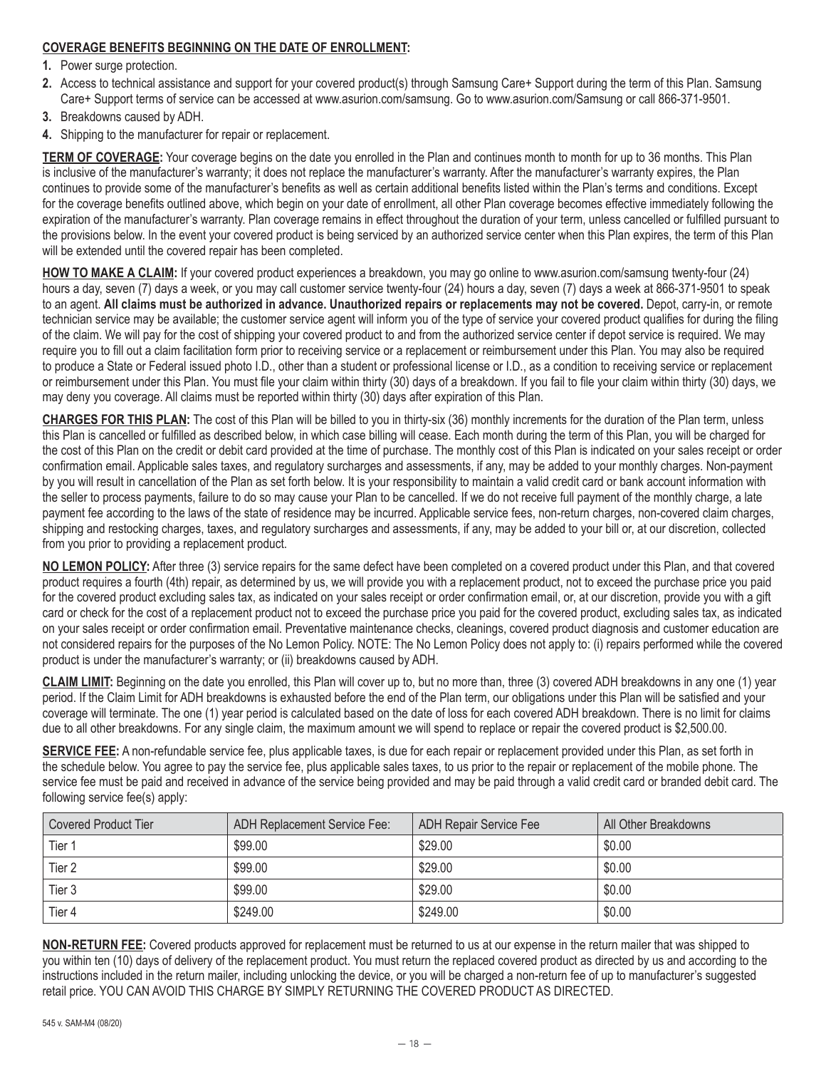**<u>COVERAGE BENEFITS BEGINNING ON THE DATE OF ENROLLMENT</u>:**

1. Power surge protection.
2. Access to technical assistance and support for your covered product(s) through Samsung Care+ Support during the term of this Plan. Samsung Care+ Support terms of service can be accessed at www.asurion.com/samsung. Go to www.asurion.com/Samsung or call 866-371-9501.
3. Breakdowns caused by ADH.
4. Shipping to the manufacturer for repair or replacement.

**<u>TERM OF COVERAGE</u>:** Your coverage begins on the date you enrolled in the Plan and continues month to month for up to 36 months. This Plan is inclusive of the manufacturer's warranty; it does not replace the manufacturer's warranty. After the manufacturer's warranty expires, the Plan continues to provide some of the manufacturer's benefits as well as certain additional benefits listed within the Plan's terms and conditions. Except for the coverage benefits outlined above, which begin on your date of enrollment, all other Plan coverage becomes effective immediately following the expiration of the manufacturer's warranty. Plan coverage remains in effect throughout the duration of your term, unless cancelled or fulfilled pursuant to the provisions below. In the event your covered product is being serviced by an authorized service center when this Plan expires, the term of this Plan will be extended until the covered repair has been completed.

**<u>HOW TO MAKE A CLAIM</u>:** If your covered product experiences a breakdown, you may go online to www.asurion.com/samsung twenty-four (24) hours a day, seven (7) days a week, or you may call customer service twenty-four (24) hours a day, seven (7) days a week at 866-371-9501 to speak to an agent. **All claims must be authorized in advance. Unauthorized repairs or replacements may not be covered.** Depot, carry-in, or remote technician service may be available; the customer service agent will inform you of the type of service your covered product qualifies for during the filing of the claim. We will pay for the cost of shipping your covered product to and from the authorized service center if depot service is required. We may require you to fill out a claim facilitation form prior to receiving service or a replacement or reimbursement under this Plan. You may also be required to produce a State or Federal issued photo I.D., other than a student or professional license or I.D., as a condition to receiving service or replacement or reimbursement under this Plan. You must file your claim within thirty (30) days of a breakdown. If you fail to file your claim within thirty (30) days, we may deny you coverage. All claims must be reported within thirty (30) days after expiration of this Plan.

**<u>CHARGES FOR THIS PLAN</u>:** The cost of this Plan will be billed to you in thirty-six (36) monthly increments for the duration of the Plan term, unless this Plan is cancelled or fulfilled as described below, in which case billing will cease. Each month during the term of this Plan, you will be charged for the cost of this Plan on the credit or debit card provided at the time of purchase. The monthly cost of this Plan is indicated on your sales receipt or order confirmation email. Applicable sales taxes, and regulatory surcharges and assessments, if any, may be added to your monthly charges. Non-payment by you will result in cancellation of the Plan as set forth below. It is your responsibility to maintain a valid credit card or bank account information with the seller to process payments, failure to do so may cause your Plan to be cancelled. If we do not receive full payment of the monthly charge, a late payment fee according to the laws of the state of residence may be incurred. Applicable service fees, non-return charges, non-covered claim charges, shipping and restocking charges, taxes, and regulatory surcharges and assessments, if any, may be added to your bill or, at our discretion, collected from you prior to providing a replacement product.

**<u>NO LEMON POLICY</u>:** After three (3) service repairs for the same defect have been completed on a covered product under this Plan, and that covered product requires a fourth (4th) repair, as determined by us, we will provide you with a replacement product, not to exceed the purchase price you paid for the covered product excluding sales tax, as indicated on your sales receipt or order confirmation email, or, at our discretion, provide you with a gift card or check for the cost of a replacement product not to exceed the purchase price you paid for the covered product, excluding sales tax, as indicated on your sales receipt or order confirmation email. Preventative maintenance checks, cleanings, covered product diagnosis and customer education are not considered repairs for the purposes of the No Lemon Policy. NOTE: The No Lemon Policy does not apply to: (i) repairs performed while the covered product is under the manufacturer's warranty; or (ii) breakdowns caused by ADH.

**<u>CLAIM LIMIT</u>:** Beginning on the date you enrolled, this Plan will cover up to, but no more than, three (3) covered ADH breakdowns in any one (1) year period. If the Claim Limit for ADH breakdowns is exhausted before the end of the Plan term, our obligations under this Plan will be satisfied and your coverage will terminate. The one (1) year period is calculated based on the date of loss for each covered ADH breakdown. There is no limit for claims due to all other breakdowns. For any single claim, the maximum amount we will spend to replace or repair the covered product is $2,500.00.

**<u>SERVICE FEE</u>:** A non-refundable service fee, plus applicable taxes, is due for each repair or replacement provided under this Plan, as set forth in the schedule below. You agree to pay the service fee, plus applicable sales taxes, to us prior to the repair or replacement of the mobile phone. The service fee must be paid and received in advance of the service being provided and may be paid through a valid credit card or branded debit card. The following service fee(s) apply:

| Covered Product Tier | ADH Replacement Service Fee: | ADH Repair Service Fee | All Other Breakdowns |
|---|---|---|---|
| Tier 1 | $99.00 | $29.00 | $0.00 |
| Tier 2 | $99.00 | $29.00 | $0.00 |
| Tier 3 | $99.00 | $29.00 | $0.00 |
| Tier 4 | $249.00 | $249.00 | $0.00 |

**<u>NON-RETURN FEE</u>:** Covered products approved for replacement must be returned to us at our expense in the return mailer that was shipped to you within ten (10) days of delivery of the replacement product. You must return the replaced covered product as directed by us and according to the instructions included in the return mailer, including unlocking the device, or you will be charged a non-return fee of up to manufacturer's suggested retail price. YOU CAN AVOID THIS CHARGE BY SIMPLY RETURNING THE COVERED PRODUCT AS DIRECTED.

545 v. SAM-M4 (08/20)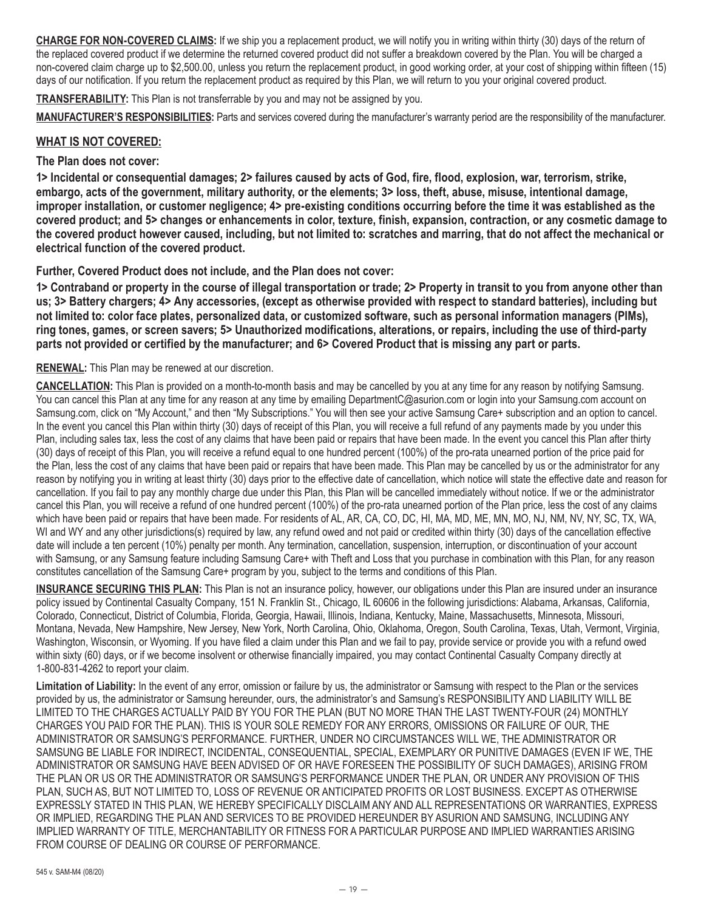**CHARGE FOR NON-COVERED CLAIMS:** If we ship you a replacement product, we will notify you in writing within thirty (30) days of the return of the replaced covered product if we determine the returned covered product did not suffer a breakdown covered by the Plan. You will be charged a non-covered claim charge up to $2,500.00, unless you return the replacement product, in good working order, at your cost of shipping within fifteen (15) days of our notification. If you return the replacement product as required by this Plan, we will return to you your original covered product.

**TRANSFERABILITY:** This Plan is not transferrable by you and may not be assigned by you.

**MANUFACTURER'S RESPONSIBILITIES:** Parts and services covered during the manufacturer's warranty period are the responsibility of the manufacturer.

## WHAT IS NOT COVERED:

**The Plan does not cover:**

**1> Incidental or consequential damages; 2> failures caused by acts of God, fire, flood, explosion, war, terrorism, strike, embargo, acts of the government, military authority, or the elements; 3> loss, theft, abuse, misuse, intentional damage, improper installation, or customer negligence; 4> pre-existing conditions occurring before the time it was established as the covered product; and 5> changes or enhancements in color, texture, finish, expansion, contraction, or any cosmetic damage to the covered product however caused, including, but not limited to: scratches and marring, that do not affect the mechanical or electrical function of the covered product.**

**Further, Covered Product does not include, and the Plan does not cover:**

**1> Contraband or property in the course of illegal transportation or trade; 2> Property in transit to you from anyone other than us; 3> Battery chargers; 4> Any accessories, (except as otherwise provided with respect to standard batteries), including but not limited to: color face plates, personalized data, or customized software, such as personal information managers (PIMs), ring tones, games, or screen savers; 5> Unauthorized modifications, alterations, or repairs, including the use of third-party parts not provided or certified by the manufacturer; and 6> Covered Product that is missing any part or parts.**

**RENEWAL:** This Plan may be renewed at our discretion.

**CANCELLATION:** This Plan is provided on a month-to-month basis and may be cancelled by you at any time for any reason by notifying Samsung. You can cancel this Plan at any time for any reason at any time by emailing DepartmentC@asurion.com or login into your Samsung.com account on Samsung.com, click on "My Account," and then "My Subscriptions." You will then see your active Samsung Care+ subscription and an option to cancel. In the event you cancel this Plan within thirty (30) days of receipt of this Plan, you will receive a full refund of any payments made by you under this Plan, including sales tax, less the cost of any claims that have been paid or repairs that have been made. In the event you cancel this Plan after thirty (30) days of receipt of this Plan, you will receive a refund equal to one hundred percent (100%) of the pro-rata unearned portion of the price paid for the Plan, less the cost of any claims that have been paid or repairs that have been made. This Plan may be cancelled by us or the administrator for any reason by notifying you in writing at least thirty (30) days prior to the effective date of cancellation, which notice will state the effective date and reason for cancellation. If you fail to pay any monthly charge due under this Plan, this Plan will be cancelled immediately without notice. If we or the administrator cancel this Plan, you will receive a refund of one hundred percent (100%) of the pro-rata unearned portion of the Plan price, less the cost of any claims which have been paid or repairs that have been made. For residents of AL, AR, CA, CO, DC, HI, MA, MD, ME, MN, MO, NJ, NM, NV, NY, SC, TX, WA, WI and WY and any other jurisdictions(s) required by law, any refund owed and not paid or credited within thirty (30) days of the cancellation effective date will include a ten percent (10%) penalty per month. Any termination, cancellation, suspension, interruption, or discontinuation of your account with Samsung, or any Samsung feature including Samsung Care+ with Theft and Loss that you purchase in combination with this Plan, for any reason constitutes cancellation of the Samsung Care+ program by you, subject to the terms and conditions of this Plan.

**INSURANCE SECURING THIS PLAN:** This Plan is not an insurance policy, however, our obligations under this Plan are insured under an insurance policy issued by Continental Casualty Company, 151 N. Franklin St., Chicago, IL 60606 in the following jurisdictions: Alabama, Arkansas, California, Colorado, Connecticut, District of Columbia, Florida, Georgia, Hawaii, Illinois, Indiana, Kentucky, Maine, Massachusetts, Minnesota, Missouri, Montana, Nevada, New Hampshire, New Jersey, New York, North Carolina, Ohio, Oklahoma, Oregon, South Carolina, Texas, Utah, Vermont, Virginia, Washington, Wisconsin, or Wyoming. If you have filed a claim under this Plan and we fail to pay, provide service or provide you with a refund owed within sixty (60) days, or if we become insolvent or otherwise financially impaired, you may contact Continental Casualty Company directly at 1-800-831-4262 to report your claim.

**Limitation of Liability:** In the event of any error, omission or failure by us, the administrator or Samsung with respect to the Plan or the services provided by us, the administrator or Samsung hereunder, ours, the administrator's and Samsung's RESPONSIBILITY AND LIABILITY WILL BE LIMITED TO THE CHARGES ACTUALLY PAID BY YOU FOR THE PLAN (BUT NO MORE THAN THE LAST TWENTY-FOUR (24) MONTHLY CHARGES YOU PAID FOR THE PLAN). THIS IS YOUR SOLE REMEDY FOR ANY ERRORS, OMISSIONS OR FAILURE OF OUR, THE ADMINISTRATOR OR SAMSUNG'S PERFORMANCE. FURTHER, UNDER NO CIRCUMSTANCES WILL WE, THE ADMINISTRATOR OR SAMSUNG BE LIABLE FOR INDIRECT, INCIDENTAL, CONSEQUENTIAL, SPECIAL, EXEMPLARY OR PUNITIVE DAMAGES (EVEN IF WE, THE ADMINISTRATOR OR SAMSUNG HAVE BEEN ADVISED OF OR HAVE FORESEEN THE POSSIBILITY OF SUCH DAMAGES), ARISING FROM THE PLAN OR US OR THE ADMINISTRATOR OR SAMSUNG'S PERFORMANCE UNDER THE PLAN, OR UNDER ANY PROVISION OF THIS PLAN, SUCH AS, BUT NOT LIMITED TO, LOSS OF REVENUE OR ANTICIPATED PROFITS OR LOST BUSINESS. EXCEPT AS OTHERWISE EXPRESSLY STATED IN THIS PLAN, WE HEREBY SPECIFICALLY DISCLAIM ANY AND ALL REPRESENTATIONS OR WARRANTIES, EXPRESS OR IMPLIED, REGARDING THE PLAN AND SERVICES TO BE PROVIDED HEREUNDER BY ASURION AND SAMSUNG, INCLUDING ANY IMPLIED WARRANTY OF TITLE, MERCHANTABILITY OR FITNESS FOR A PARTICULAR PURPOSE AND IMPLIED WARRANTIES ARISING FROM COURSE OF DEALING OR COURSE OF PERFORMANCE.

545 v. SAM-M4 (08/20)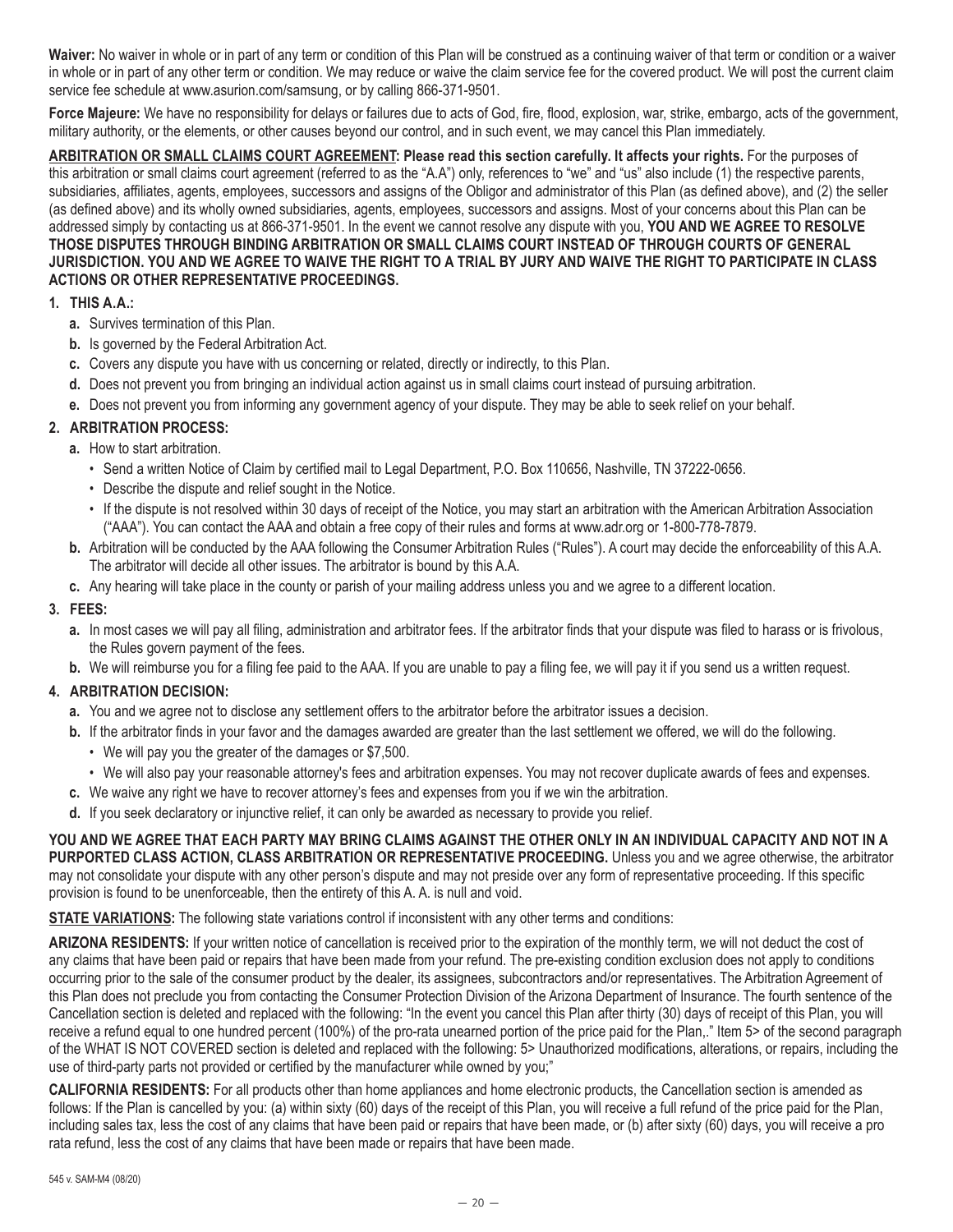**Waiver:** No waiver in whole or in part of any term or condition of this Plan will be construed as a continuing waiver of that term or condition or a waiver in whole or in part of any other term or condition. We may reduce or waive the claim service fee for the covered product. We will post the current claim service fee schedule at www.asurion.com/samsung, or by calling 866-371-9501.

**Force Majeure:** We have no responsibility for delays or failures due to acts of God, fire, flood, explosion, war, strike, embargo, acts of the government, military authority, or the elements, or other causes beyond our control, and in such event, we may cancel this Plan immediately.

**ARBITRATION OR SMALL CLAIMS COURT AGREEMENT: Please read this section carefully. It affects your rights.** For the purposes of this arbitration or small claims court agreement (referred to as the "A.A") only, references to "we" and "us" also include (1) the respective parents, subsidiaries, affiliates, agents, employees, successors and assigns of the Obligor and administrator of this Plan (as defined above), and (2) the seller (as defined above) and its wholly owned subsidiaries, agents, employees, successors and assigns. Most of your concerns about this Plan can be addressed simply by contacting us at 866-371-9501. In the event we cannot resolve any dispute with you, **YOU AND WE AGREE TO RESOLVE THOSE DISPUTES THROUGH BINDING ARBITRATION OR SMALL CLAIMS COURT INSTEAD OF THROUGH COURTS OF GENERAL JURISDICTION. YOU AND WE AGREE TO WAIVE THE RIGHT TO A TRIAL BY JURY AND WAIVE THE RIGHT TO PARTICIPATE IN CLASS ACTIONS OR OTHER REPRESENTATIVE PROCEEDINGS.**

1. **THIS A.A.:**
   - **a.** Survives termination of this Plan.
   - **b.** Is governed by the Federal Arbitration Act.
   - **c.** Covers any dispute you have with us concerning or related, directly or indirectly, to this Plan.
   - **d.** Does not prevent you from bringing an individual action against us in small claims court instead of pursuing arbitration.
   - **e.** Does not prevent you from informing any government agency of your dispute. They may be able to seek relief on your behalf.
2. **ARBITRATION PROCESS:**
   - **a.** How to start arbitration.
     - Send a written Notice of Claim by certified mail to Legal Department, P.O. Box 110656, Nashville, TN 37222-0656.
     - Describe the dispute and relief sought in the Notice.
     - If the dispute is not resolved within 30 days of receipt of the Notice, you may start an arbitration with the American Arbitration Association ("AAA"). You can contact the AAA and obtain a free copy of their rules and forms at www.adr.org or 1-800-778-7879.
   - **b.** Arbitration will be conducted by the AAA following the Consumer Arbitration Rules ("Rules"). A court may decide the enforceability of this A.A. The arbitrator will decide all other issues. The arbitrator is bound by this A.A.
   - **c.** Any hearing will take place in the county or parish of your mailing address unless you and we agree to a different location.
3. **FEES:**
   - **a.** In most cases we will pay all filing, administration and arbitrator fees. If the arbitrator finds that your dispute was filed to harass or is frivolous, the Rules govern payment of the fees.
   - **b.** We will reimburse you for a filing fee paid to the AAA. If you are unable to pay a filing fee, we will pay it if you send us a written request.
4. **ARBITRATION DECISION:**
   - **a.** You and we agree not to disclose any settlement offers to the arbitrator before the arbitrator issues a decision.
   - **b.** If the arbitrator finds in your favor and the damages awarded are greater than the last settlement we offered, we will do the following.
     - We will pay you the greater of the damages or $7,500.
     - We will also pay your reasonable attorney's fees and arbitration expenses. You may not recover duplicate awards of fees and expenses.
   - **c.** We waive any right we have to recover attorney's fees and expenses from you if we win the arbitration.
   - **d.** If you seek declaratory or injunctive relief, it can only be awarded as necessary to provide you relief.

**YOU AND WE AGREE THAT EACH PARTY MAY BRING CLAIMS AGAINST THE OTHER ONLY IN AN INDIVIDUAL CAPACITY AND NOT IN A PURPORTED CLASS ACTION, CLASS ARBITRATION OR REPRESENTATIVE PROCEEDING.** Unless you and we agree otherwise, the arbitrator may not consolidate your dispute with any other person's dispute and may not preside over any form of representative proceeding. If this specific provision is found to be unenforceable, then the entirety of this A. A. is null and void.

**STATE VARIATIONS:** The following state variations control if inconsistent with any other terms and conditions:

**ARIZONA RESIDENTS:** If your written notice of cancellation is received prior to the expiration of the monthly term, we will not deduct the cost of any claims that have been paid or repairs that have been made from your refund. The pre-existing condition exclusion does not apply to conditions occurring prior to the sale of the consumer product by the dealer, its assignees, subcontractors and/or representatives. The Arbitration Agreement of this Plan does not preclude you from contacting the Consumer Protection Division of the Arizona Department of Insurance. The fourth sentence of the Cancellation section is deleted and replaced with the following: "In the event you cancel this Plan after thirty (30) days of receipt of this Plan, you will receive a refund equal to one hundred percent (100%) of the pro-rata unearned portion of the price paid for the Plan,." Item 5> of the second paragraph of the WHAT IS NOT COVERED section is deleted and replaced with the following: 5> Unauthorized modifications, alterations, or repairs, including the use of third-party parts not provided or certified by the manufacturer while owned by you;"

**CALIFORNIA RESIDENTS:** For all products other than home appliances and home electronic products, the Cancellation section is amended as follows: If the Plan is cancelled by you: (a) within sixty (60) days of the receipt of this Plan, you will receive a full refund of the price paid for the Plan, including sales tax, less the cost of any claims that have been paid or repairs that have been made, or (b) after sixty (60) days, you will receive a pro rata refund, less the cost of any claims that have been made or repairs that have been made.

545 v. SAM-M4 (08/20)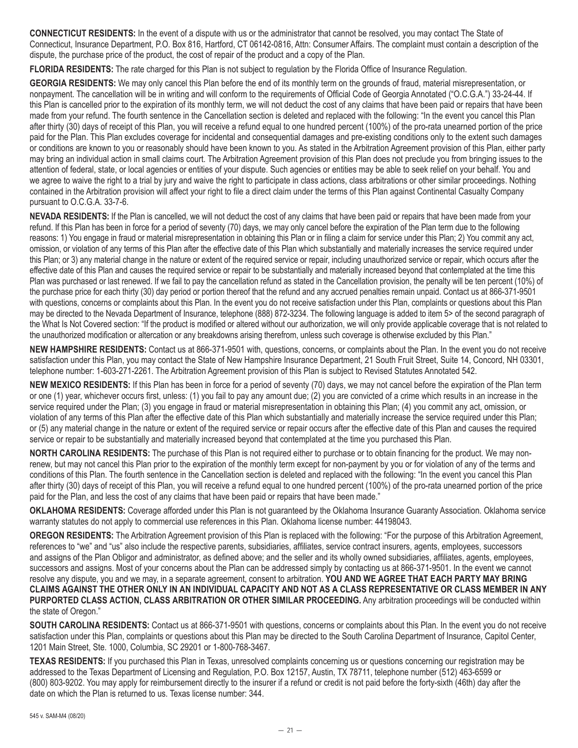**CONNECTICUT RESIDENTS:** In the event of a dispute with us or the administrator that cannot be resolved, you may contact The State of Connecticut, Insurance Department, P.O. Box 816, Hartford, CT 06142-0816, Attn: Consumer Affairs. The complaint must contain a description of the dispute, the purchase price of the product, the cost of repair of the product and a copy of the Plan.

**FLORIDA RESIDENTS:** The rate charged for this Plan is not subject to regulation by the Florida Office of Insurance Regulation.

**GEORGIA RESIDENTS:** We may only cancel this Plan before the end of its monthly term on the grounds of fraud, material misrepresentation, or nonpayment. The cancellation will be in writing and will conform to the requirements of Official Code of Georgia Annotated ("O.C.G.A.") 33-24-44. If this Plan is cancelled prior to the expiration of its monthly term, we will not deduct the cost of any claims that have been paid or repairs that have been made from your refund. The fourth sentence in the Cancellation section is deleted and replaced with the following: "In the event you cancel this Plan after thirty (30) days of receipt of this Plan, you will receive a refund equal to one hundred percent (100%) of the pro-rata unearned portion of the price paid for the Plan. This Plan excludes coverage for incidental and consequential damages and pre-existing conditions only to the extent such damages or conditions are known to you or reasonably should have been known to you. As stated in the Arbitration Agreement provision of this Plan, either party may bring an individual action in small claims court. The Arbitration Agreement provision of this Plan does not preclude you from bringing issues to the attention of federal, state, or local agencies or entities of your dispute. Such agencies or entities may be able to seek relief on your behalf. You and we agree to waive the right to a trial by jury and waive the right to participate in class actions, class arbitrations or other similar proceedings. Nothing contained in the Arbitration provision will affect your right to file a direct claim under the terms of this Plan against Continental Casualty Company pursuant to O.C.G.A. 33-7-6.

**NEVADA RESIDENTS:** If the Plan is cancelled, we will not deduct the cost of any claims that have been paid or repairs that have been made from your refund. If this Plan has been in force for a period of seventy (70) days, we may only cancel before the expiration of the Plan term due to the following reasons: 1) You engage in fraud or material misrepresentation in obtaining this Plan or in filing a claim for service under this Plan; 2) You commit any act, omission, or violation of any terms of this Plan after the effective date of this Plan which substantially and materially increases the service required under this Plan; or 3) any material change in the nature or extent of the required service or repair, including unauthorized service or repair, which occurs after the effective date of this Plan and causes the required service or repair to be substantially and materially increased beyond that contemplated at the time this Plan was purchased or last renewed. If we fail to pay the cancellation refund as stated in the Cancellation provision, the penalty will be ten percent (10%) of the purchase price for each thirty (30) day period or portion thereof that the refund and any accrued penalties remain unpaid. Contact us at 866-371-9501 with questions, concerns or complaints about this Plan. In the event you do not receive satisfaction under this Plan, complaints or questions about this Plan may be directed to the Nevada Department of Insurance, telephone (888) 872-3234. The following language is added to item 5> of the second paragraph of the What Is Not Covered section: "If the product is modified or altered without our authorization, we will only provide applicable coverage that is not related to the unauthorized modification or altercation or any breakdowns arising therefrom, unless such coverage is otherwise excluded by this Plan."

**NEW HAMPSHIRE RESIDENTS:** Contact us at 866-371-9501 with, questions, concerns, or complaints about the Plan. In the event you do not receive satisfaction under this Plan, you may contact the State of New Hampshire Insurance Department, 21 South Fruit Street, Suite 14, Concord, NH 03301, telephone number: 1-603-271-2261. The Arbitration Agreement provision of this Plan is subject to Revised Statutes Annotated 542.

**NEW MEXICO RESIDENTS:** If this Plan has been in force for a period of seventy (70) days, we may not cancel before the expiration of the Plan term or one (1) year, whichever occurs first, unless: (1) you fail to pay any amount due; (2) you are convicted of a crime which results in an increase in the service required under the Plan; (3) you engage in fraud or material misrepresentation in obtaining this Plan; (4) you commit any act, omission, or violation of any terms of this Plan after the effective date of this Plan which substantially and materially increase the service required under this Plan; or (5) any material change in the nature or extent of the required service or repair occurs after the effective date of this Plan and causes the required service or repair to be substantially and materially increased beyond that contemplated at the time you purchased this Plan.

**NORTH CAROLINA RESIDENTS:** The purchase of this Plan is not required either to purchase or to obtain financing for the product. We may non-renew, but may not cancel this Plan prior to the expiration of the monthly term except for non-payment by you or for violation of any of the terms and conditions of this Plan. The fourth sentence in the Cancellation section is deleted and replaced with the following: "In the event you cancel this Plan after thirty (30) days of receipt of this Plan, you will receive a refund equal to one hundred percent (100%) of the pro-rata unearned portion of the price paid for the Plan, and less the cost of any claims that have been paid or repairs that have been made."

**OKLAHOMA RESIDENTS:** Coverage afforded under this Plan is not guaranteed by the Oklahoma Insurance Guaranty Association. Oklahoma service warranty statutes do not apply to commercial use references in this Plan. Oklahoma license number: 44198043.

**OREGON RESIDENTS:** The Arbitration Agreement provision of this Plan is replaced with the following: "For the purpose of this Arbitration Agreement, references to "we" and "us" also include the respective parents, subsidiaries, affiliates, service contract insurers, agents, employees, successors and assigns of the Plan Obligor and administrator, as defined above; and the seller and its wholly owned subsidiaries, affiliates, agents, employees, successors and assigns. Most of your concerns about the Plan can be addressed simply by contacting us at 866-371-9501. In the event we cannot resolve any dispute, you and we may, in a separate agreement, consent to arbitration. **YOU AND WE AGREE THAT EACH PARTY MAY BRING CLAIMS AGAINST THE OTHER ONLY IN AN INDIVIDUAL CAPACITY AND NOT AS A CLASS REPRESENTATIVE OR CLASS MEMBER IN ANY PURPORTED CLASS ACTION, CLASS ARBITRATION OR OTHER SIMILAR PROCEEDING.** Any arbitration proceedings will be conducted within the state of Oregon."

**SOUTH CAROLINA RESIDENTS:** Contact us at 866-371-9501 with questions, concerns or complaints about this Plan. In the event you do not receive satisfaction under this Plan, complaints or questions about this Plan may be directed to the South Carolina Department of Insurance, Capitol Center, 1201 Main Street, Ste. 1000, Columbia, SC 29201 or 1-800-768-3467.

**TEXAS RESIDENTS:** If you purchased this Plan in Texas, unresolved complaints concerning us or questions concerning our registration may be addressed to the Texas Department of Licensing and Regulation, P.O. Box 12157, Austin, TX 78711, telephone number (512) 463-6599 or (800) 803-9202. You may apply for reimbursement directly to the insurer if a refund or credit is not paid before the forty-sixth (46th) day after the date on which the Plan is returned to us. Texas license number: 344.

545 v. SAM-M4 (08/20)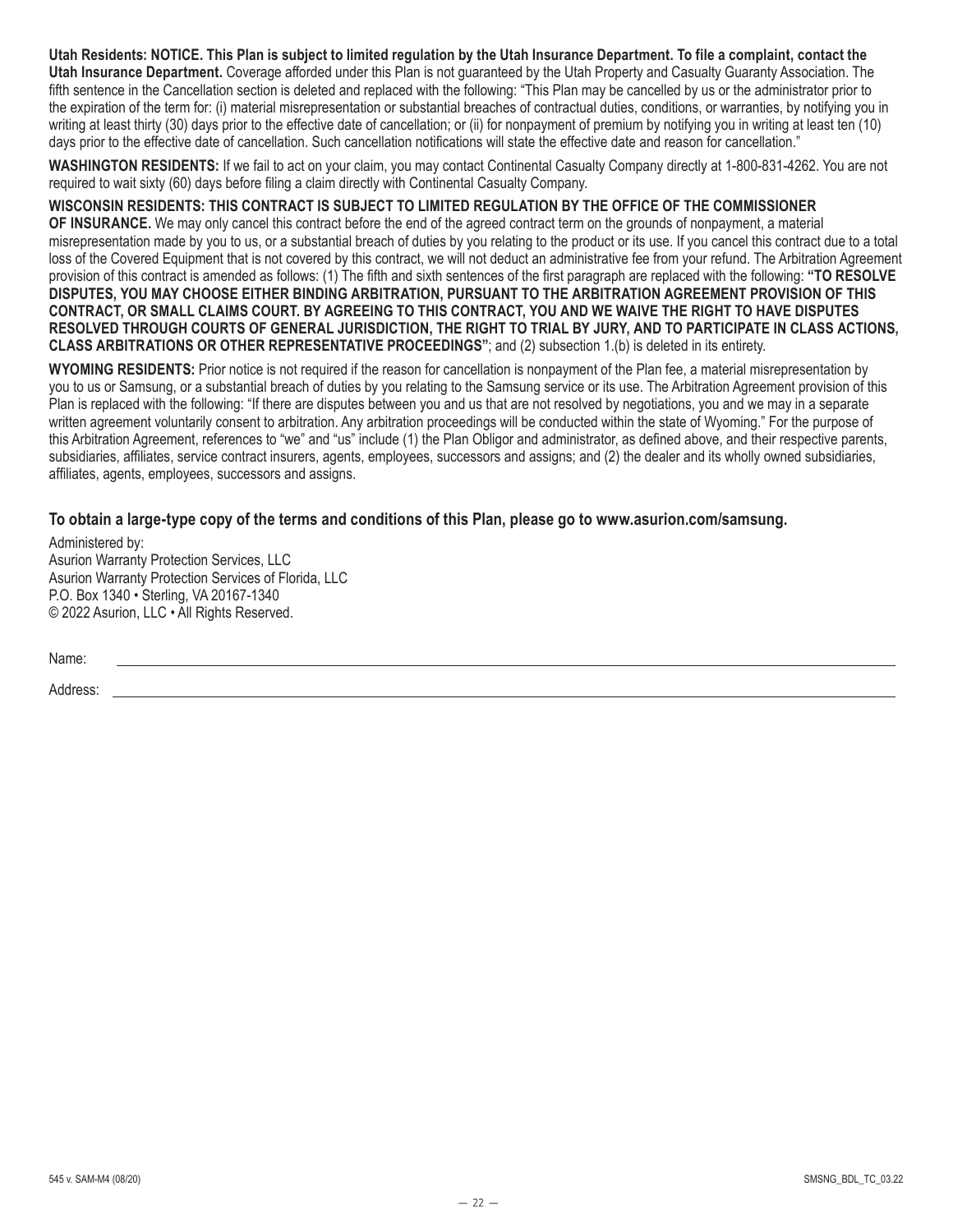**Utah Residents: NOTICE. This Plan is subject to limited regulation by the Utah Insurance Department. To file a complaint, contact the Utah Insurance Department.** Coverage afforded under this Plan is not guaranteed by the Utah Property and Casualty Guaranty Association. The fifth sentence in the Cancellation section is deleted and replaced with the following: "This Plan may be cancelled by us or the administrator prior to the expiration of the term for: (i) material misrepresentation or substantial breaches of contractual duties, conditions, or warranties, by notifying you in writing at least thirty (30) days prior to the effective date of cancellation; or (ii) for nonpayment of premium by notifying you in writing at least ten (10) days prior to the effective date of cancellation. Such cancellation notifications will state the effective date and reason for cancellation."

**WASHINGTON RESIDENTS:** If we fail to act on your claim, you may contact Continental Casualty Company directly at 1-800-831-4262. You are not required to wait sixty (60) days before filing a claim directly with Continental Casualty Company.

**WISCONSIN RESIDENTS: THIS CONTRACT IS SUBJECT TO LIMITED REGULATION BY THE OFFICE OF THE COMMISSIONER OF INSURANCE.** We may only cancel this contract before the end of the agreed contract term on the grounds of nonpayment, a material misrepresentation made by you to us, or a substantial breach of duties by you relating to the product or its use. If you cancel this contract due to a total loss of the Covered Equipment that is not covered by this contract, we will not deduct an administrative fee from your refund. The Arbitration Agreement provision of this contract is amended as follows: (1) The fifth and sixth sentences of the first paragraph are replaced with the following: **"TO RESOLVE DISPUTES, YOU MAY CHOOSE EITHER BINDING ARBITRATION, PURSUANT TO THE ARBITRATION AGREEMENT PROVISION OF THIS CONTRACT, OR SMALL CLAIMS COURT. BY AGREEING TO THIS CONTRACT, YOU AND WE WAIVE THE RIGHT TO HAVE DISPUTES RESOLVED THROUGH COURTS OF GENERAL JURISDICTION, THE RIGHT TO TRIAL BY JURY, AND TO PARTICIPATE IN CLASS ACTIONS, CLASS ARBITRATIONS OR OTHER REPRESENTATIVE PROCEEDINGS"**; and (2) subsection 1.(b) is deleted in its entirety.

**WYOMING RESIDENTS:** Prior notice is not required if the reason for cancellation is nonpayment of the Plan fee, a material misrepresentation by you to us or Samsung, or a substantial breach of duties by you relating to the Samsung service or its use. The Arbitration Agreement provision of this Plan is replaced with the following: "If there are disputes between you and us that are not resolved by negotiations, you and we may in a separate written agreement voluntarily consent to arbitration. Any arbitration proceedings will be conducted within the state of Wyoming." For the purpose of this Arbitration Agreement, references to "we" and "us" include (1) the Plan Obligor and administrator, as defined above, and their respective parents, subsidiaries, affiliates, service contract insurers, agents, employees, successors and assigns; and (2) the dealer and its wholly owned subsidiaries, affiliates, agents, employees, successors and assigns.

**To obtain a large-type copy of the terms and conditions of this Plan, please go to www.asurion.com/samsung.**

Administered by:
Asurion Warranty Protection Services, LLC
Asurion Warranty Protection Services of Florida, LLC
P.O. Box 1340 • Sterling, VA 20167-1340
© 2022 Asurion, LLC • All Rights Reserved.

Name: ____________________________________________

Address: __________________________________________

545 v. SAM-M4 (08/20) SMSNG_BDL_TC_03.22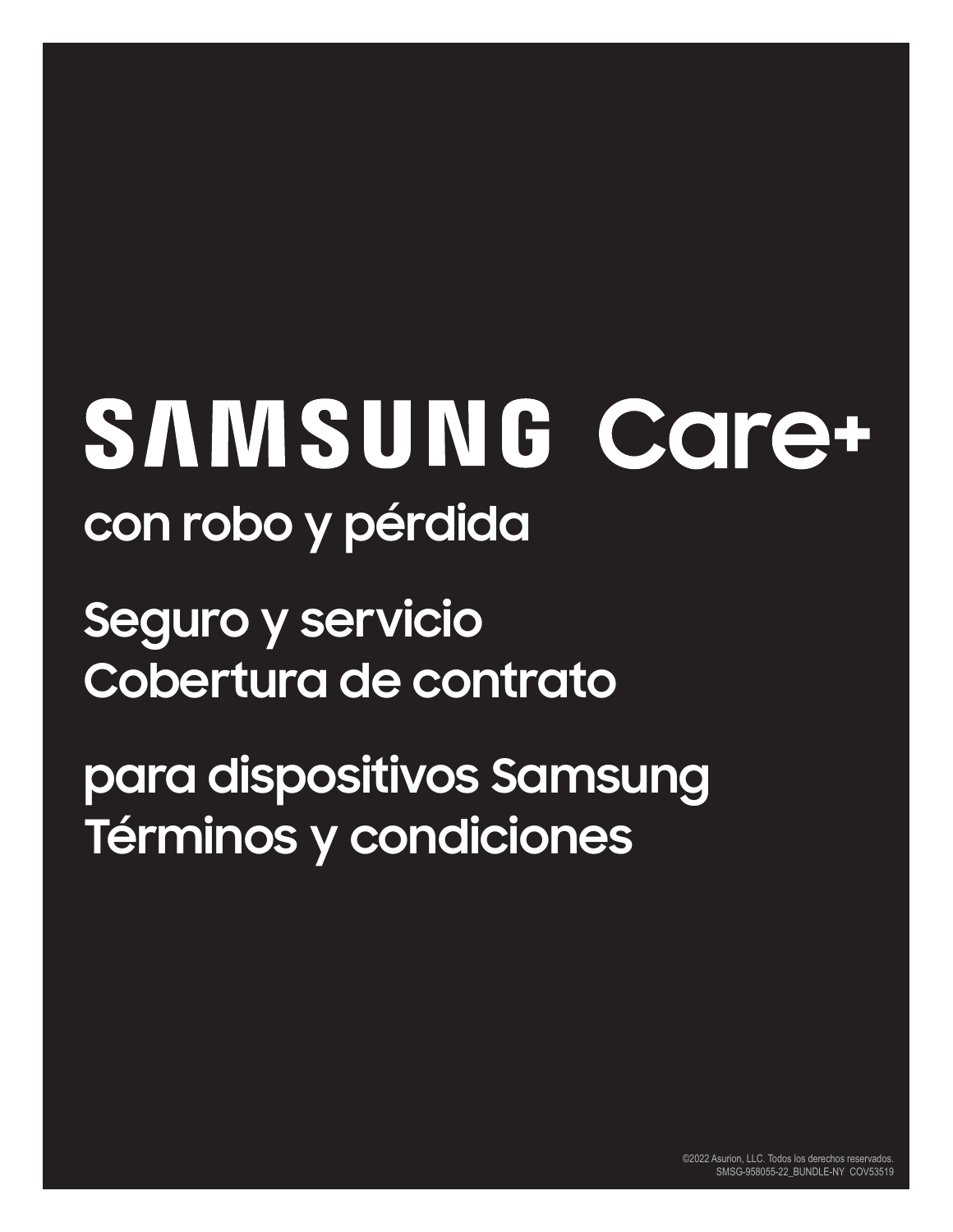# SAMSUNG Care+

## con robo y pérdida

## Seguro y servicio Cobertura de contrato

## para dispositivos Samsung Términos y condiciones

©2022 Asurion, LLC. Todos los derechos reservados.
SMSG-958055-22_BUNDLE-NY COV53519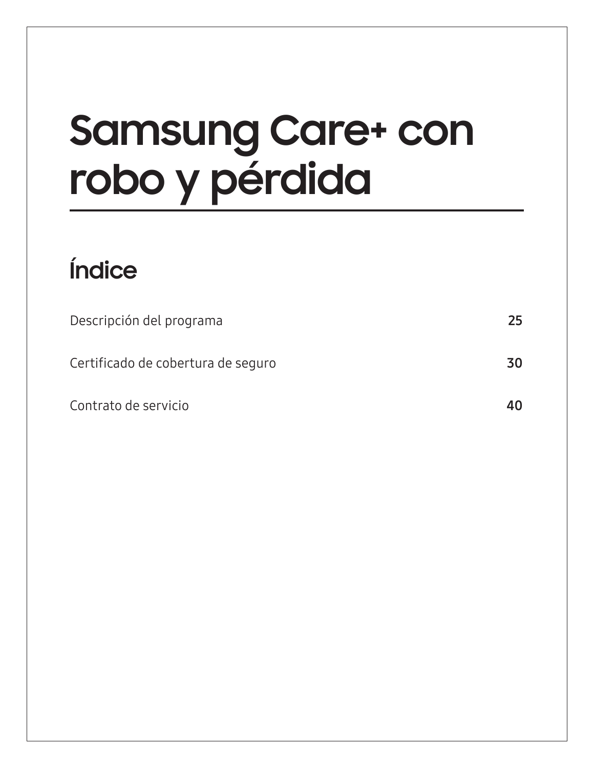# Samsung Care+ con robo y pérdida

## Índice

| | |
|---|---|
| Descripción del programa | 25 |
| Certificado de cobertura de seguro | 30 |
| Contrato de servicio | 40 |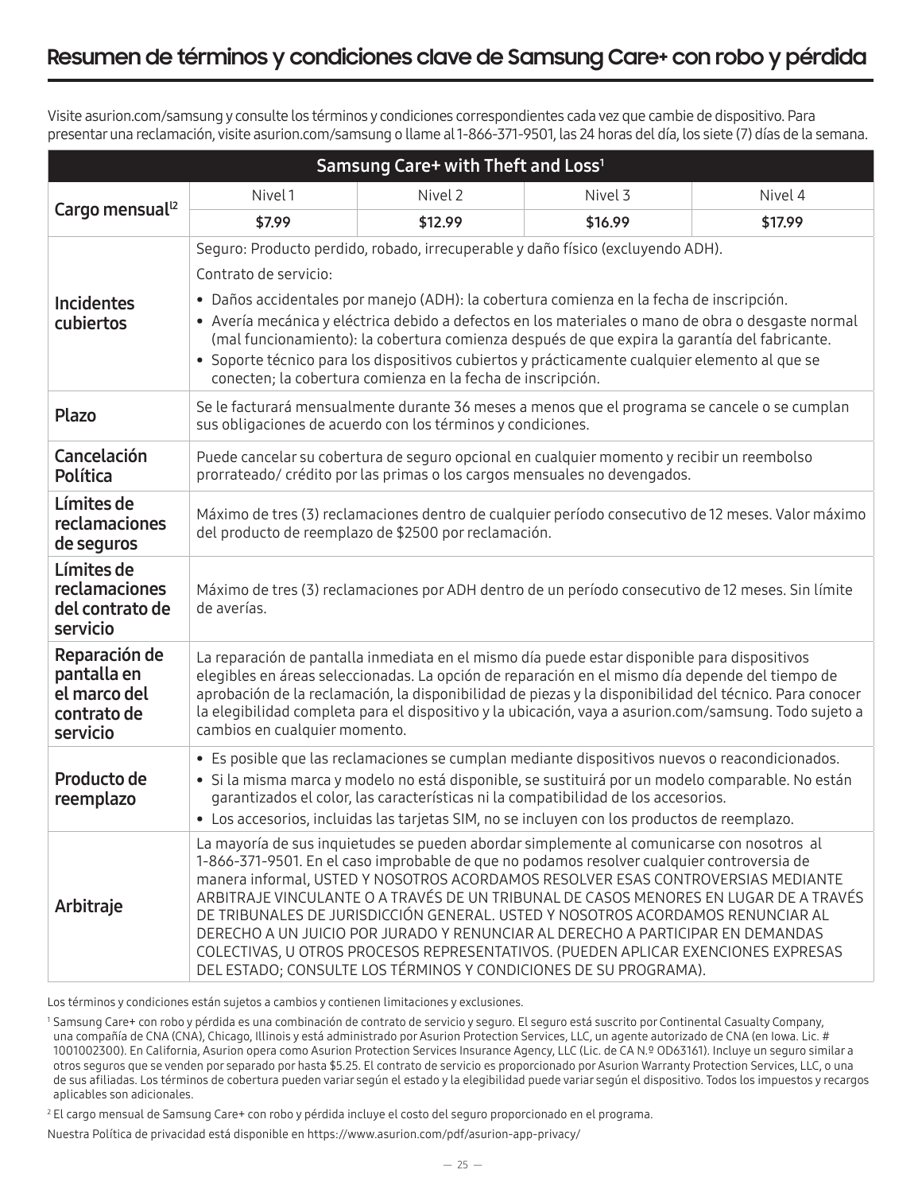# Resumen de términos y condiciones clave de Samsung Care+ con robo y pérdida

Visite asurion.com/samsung y consulte los términos y condiciones correspondientes cada vez que cambie de dispositivo. Para presentar una reclamación, visite asurion.com/samsung o llame al 1-866-371-9501, las 24 horas del día, los siete (7) días de la semana.

| Samsung Care+ with Theft and Loss[1] | | | | |
|---|---|---|---|---|
| **Cargo mensual**[l2] | Nivel 1 | Nivel 2 | Nivel 3 | Nivel 4 |
| | **$7.99** | **$12.99** | **$16.99** | **$17.99** |
| **Incidentes cubiertos** | Seguro: Producto perdido, robado, irrecuperable y daño físico (excluyendo ADH).<br>Contrato de servicio:<br>• Daños accidentales por manejo (ADH): la cobertura comienza en la fecha de inscripción.<br>• Avería mecánica y eléctrica debido a defectos en los materiales o mano de obra o desgaste normal (mal funcionamiento): la cobertura comienza después de que expira la garantía del fabricante.<br>• Soporte técnico para los dispositivos cubiertos y prácticamente cualquier elemento al que se conecten; la cobertura comienza en la fecha de inscripción. | | | |
| **Plazo** | Se le facturará mensualmente durante 36 meses a menos que el programa se cancele o se cumplan sus obligaciones de acuerdo con los términos y condiciones. | | | |
| **Cancelación Política** | Puede cancelar su cobertura de seguro opcional en cualquier momento y recibir un reembolso prorrateado/ crédito por las primas o los cargos mensuales no devengados. | | | |
| **Límites de reclamaciones de seguros** | Máximo de tres (3) reclamaciones dentro de cualquier período consecutivo de 12 meses. Valor máximo del producto de reemplazo de $2500 por reclamación. | | | |
| **Límites de reclamaciones del contrato de servicio** | Máximo de tres (3) reclamaciones por ADH dentro de un período consecutivo de 12 meses. Sin límite de averías. | | | |
| **Reparación de pantalla en el marco del contrato de servicio** | La reparación de pantalla inmediata en el mismo día puede estar disponible para dispositivos elegibles en áreas seleccionadas. La opción de reparación en el mismo día depende del tiempo de aprobación de la reclamación, la disponibilidad de piezas y la disponibilidad del técnico. Para conocer la elegibilidad completa para el dispositivo y la ubicación, vaya a asurion.com/samsung. Todo sujeto a cambios en cualquier momento. | | | |
| **Producto de reemplazo** | • Es posible que las reclamaciones se cumplan mediante dispositivos nuevos o reacondicionados.<br>• Si la misma marca y modelo no está disponible, se sustituirá por un modelo comparable. No están garantizados el color, las características ni la compatibilidad de los accesorios.<br>• Los accesorios, incluidas las tarjetas SIM, no se incluyen con los productos de reemplazo. | | | |
| **Arbitraje** | La mayoría de sus inquietudes se pueden abordar simplemente al comunicarse con nosotros al 1-866-371-9501. En el caso improbable de que no podamos resolver cualquier controversia de manera informal, USTED Y NOSOTROS ACORDAMOS RESOLVER ESAS CONTROVERSIAS MEDIANTE ARBITRAJE VINCULANTE O A TRAVÉS DE UN TRIBUNAL DE CASOS MENORES EN LUGAR DE A TRAVÉS DE TRIBUNALES DE JURISDICCIÓN GENERAL. USTED Y NOSOTROS ACORDAMOS RENUNCIAR AL DERECHO A UN JUICIO POR JURADO Y RENUNCIAR AL DERECHO A PARTICIPAR EN DEMANDAS COLECTIVAS, U OTROS PROCESOS REPRESENTATIVOS. (PUEDEN APLICAR EXENCIONES EXPRESAS DEL ESTADO; CONSULTE LOS TÉRMINOS Y CONDICIONES DE SU PROGRAMA). | | | |

Los términos y condiciones están sujetos a cambios y contienen limitaciones y exclusiones.

[1] Samsung Care+ con robo y pérdida es una combinación de contrato de servicio y seguro. El seguro está suscrito por Continental Casualty Company, una compañía de CNA (CNA), Chicago, Illinois y está administrado por Asurion Protection Services, LLC, un agente autorizado de CNA (en Iowa. Lic. # 1001002300). En California, Asurion opera como Asurion Protection Services Insurance Agency, LLC (Lic. de CA N.º OD63161). Incluye un seguro similar a otros seguros que se venden por separado por hasta $5.25. El contrato de servicio es proporcionado por Asurion Warranty Protection Services, LLC, o una de sus afiliadas. Los términos de cobertura pueden variar según el estado y la elegibilidad puede variar según el dispositivo. Todos los impuestos y recargos aplicables son adicionales.

[2] El cargo mensual de Samsung Care+ con robo y pérdida incluye el costo del seguro proporcionado en el programa.

Nuestra Política de privacidad está disponible en https://www.asurion.com/pdf/asurion-app-privacy/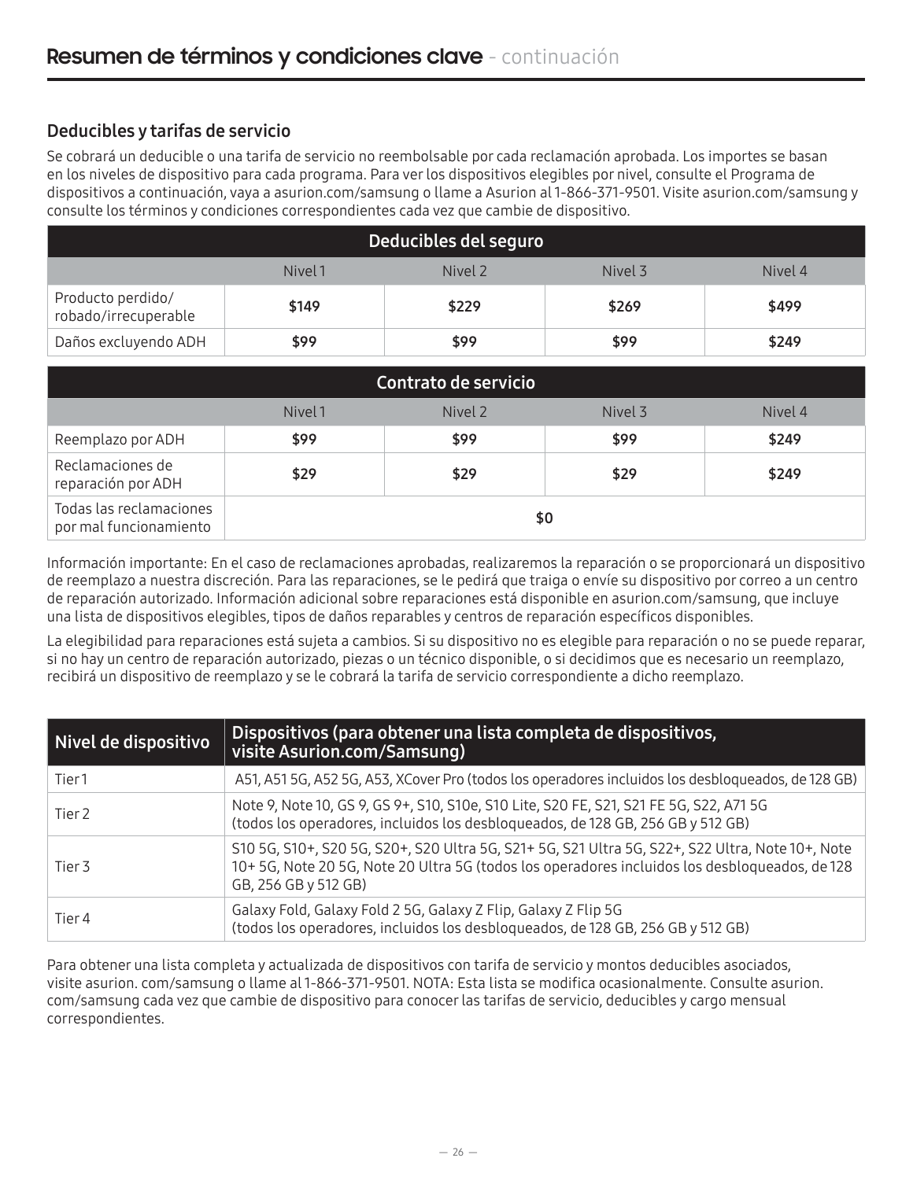# Resumen de términos y condiciones clave - continuación

## Deducibles y tarifas de servicio

Se cobrará un deducible o una tarifa de servicio no reembolsable por cada reclamación aprobada. Los importes se basan en los niveles de dispositivo para cada programa. Para ver los dispositivos elegibles por nivel, consulte el Programa de dispositivos a continuación, vaya a asurion.com/samsung o llame a Asurion al 1-866-371-9501. Visite asurion.com/samsung y consulte los términos y condiciones correspondientes cada vez que cambie de dispositivo.

| Deducibles del seguro | | | | |
|---|---|---|---|---|
| | Nivel 1 | Nivel 2 | Nivel 3 | Nivel 4 |
| Producto perdido/ robado/irrecuperable | **$149** | **$229** | **$269** | **$499** |
| Daños excluyendo ADH | **$99** | **$99** | **$99** | **$249** |

| Contrato de servicio | | | | |
|---|---|---|---|---|
| | Nivel 1 | Nivel 2 | Nivel 3 | Nivel 4 |
| Reemplazo por ADH | **$99** | **$99** | **$99** | **$249** |
| Reclamaciones de reparación por ADH | **$29** | **$29** | **$29** | **$249** |
| Todas las reclamaciones por mal funcionamiento | **$0** | | | |

Información importante: En el caso de reclamaciones aprobadas, realizaremos la reparación o se proporcionará un dispositivo de reemplazo a nuestra discreción. Para las reparaciones, se le pedirá que traiga o envíe su dispositivo por correo a un centro de reparación autorizado. Información adicional sobre reparaciones está disponible en asurion.com/samsung, que incluye una lista de dispositivos elegibles, tipos de daños reparables y centros de reparación específicos disponibles.

La elegibilidad para reparaciones está sujeta a cambios. Si su dispositivo no es elegible para reparación o no se puede reparar, si no hay un centro de reparación autorizado, piezas o un técnico disponible, o si decidimos que es necesario un reemplazo, recibirá un dispositivo de reemplazo y se le cobrará la tarifa de servicio correspondiente a dicho reemplazo.

| Nivel de dispositivo | Dispositivos (para obtener una lista completa de dispositivos, visite Asurion.com/Samsung) |
|---|---|
| Tier 1 | A51, A51 5G, A52 5G, A53, XCover Pro (todos los operadores incluidos los desbloqueados, de 128 GB) |
| Tier 2 | Note 9, Note 10, GS 9, GS 9+, S10, S10e, S10 Lite, S20 FE, S21, S21 FE 5G, S22, A71 5G (todos los operadores, incluidos los desbloqueados, de 128 GB, 256 GB y 512 GB) |
| Tier 3 | S10 5G, S10+, S20 5G, S20+, S20 Ultra 5G, S21+ 5G, S21 Ultra 5G, S22+, S22 Ultra, Note 10+, Note 10+ 5G, Note 20 5G, Note 20 Ultra 5G (todos los operadores incluidos los desbloqueados, de 128 GB, 256 GB y 512 GB) |
| Tier 4 | Galaxy Fold, Galaxy Fold 2 5G, Galaxy Z Flip, Galaxy Z Flip 5G (todos los operadores, incluidos los desbloqueados, de 128 GB, 256 GB y 512 GB) |

Para obtener una lista completa y actualizada de dispositivos con tarifa de servicio y montos deducibles asociados, visite asurion. com/samsung o llame al 1-866-371-9501. NOTA: Esta lista se modifica ocasionalmente. Consulte asurion. com/samsung cada vez que cambie de dispositivo para conocer las tarifas de servicio, deducibles y cargo mensual correspondientes.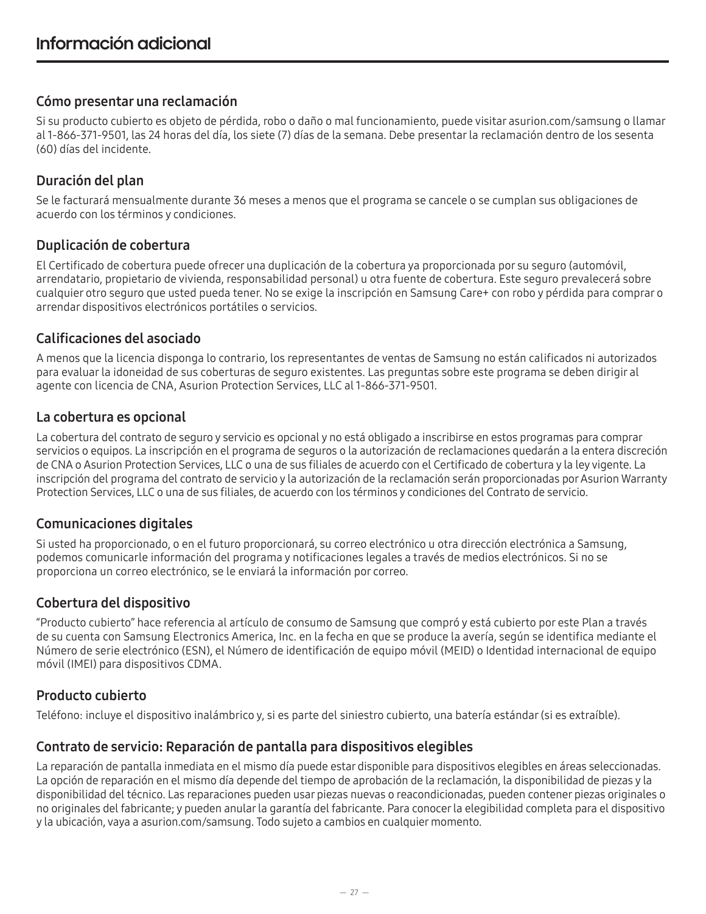# Información adicional

## Cómo presentar una reclamación

Si su producto cubierto es objeto de pérdida, robo o daño o mal funcionamiento, puede visitar asurion.com/samsung o llamar al 1-866-371-9501, las 24 horas del día, los siete (7) días de la semana. Debe presentar la reclamación dentro de los sesenta (60) días del incidente.

## Duración del plan

Se le facturará mensualmente durante 36 meses a menos que el programa se cancele o se cumplan sus obligaciones de acuerdo con los términos y condiciones.

## Duplicación de cobertura

El Certificado de cobertura puede ofrecer una duplicación de la cobertura ya proporcionada por su seguro (automóvil, arrendatario, propietario de vivienda, responsabilidad personal) u otra fuente de cobertura. Este seguro prevalecerá sobre cualquier otro seguro que usted pueda tener. No se exige la inscripción en Samsung Care+ con robo y pérdida para comprar o arrendar dispositivos electrónicos portátiles o servicios.

## Calificaciones del asociado

A menos que la licencia disponga lo contrario, los representantes de ventas de Samsung no están calificados ni autorizados para evaluar la idoneidad de sus coberturas de seguro existentes. Las preguntas sobre este programa se deben dirigir al agente con licencia de CNA, Asurion Protection Services, LLC al 1-866-371-9501.

## La cobertura es opcional

La cobertura del contrato de seguro y servicio es opcional y no está obligado a inscribirse en estos programas para comprar servicios o equipos. La inscripción en el programa de seguros o la autorización de reclamaciones quedarán a la entera discreción de CNA o Asurion Protection Services, LLC o una de sus filiales de acuerdo con el Certificado de cobertura y la ley vigente. La inscripción del programa del contrato de servicio y la autorización de la reclamación serán proporcionadas por Asurion Warranty Protection Services, LLC o una de sus filiales, de acuerdo con los términos y condiciones del Contrato de servicio.

## Comunicaciones digitales

Si usted ha proporcionado, o en el futuro proporcionará, su correo electrónico u otra dirección electrónica a Samsung, podemos comunicarle información del programa y notificaciones legales a través de medios electrónicos. Si no se proporciona un correo electrónico, se le enviará la información por correo.

## Cobertura del dispositivo

"Producto cubierto" hace referencia al artículo de consumo de Samsung que compró y está cubierto por este Plan a través de su cuenta con Samsung Electronics America, Inc. en la fecha en que se produce la avería, según se identifica mediante el Número de serie electrónico (ESN), el Número de identificación de equipo móvil (MEID) o Identidad internacional de equipo móvil (IMEI) para dispositivos CDMA.

## Producto cubierto

Teléfono: incluye el dispositivo inalámbrico y, si es parte del siniestro cubierto, una batería estándar (si es extraíble).

## Contrato de servicio: Reparación de pantalla para dispositivos elegibles

La reparación de pantalla inmediata en el mismo día puede estar disponible para dispositivos elegibles en áreas seleccionadas. La opción de reparación en el mismo día depende del tiempo de aprobación de la reclamación, la disponibilidad de piezas y la disponibilidad del técnico. Las reparaciones pueden usar piezas nuevas o reacondicionadas, pueden contener piezas originales o no originales del fabricante; y pueden anular la garantía del fabricante. Para conocer la elegibilidad completa para el dispositivo y la ubicación, vaya a asurion.com/samsung. Todo sujeto a cambios en cualquier momento.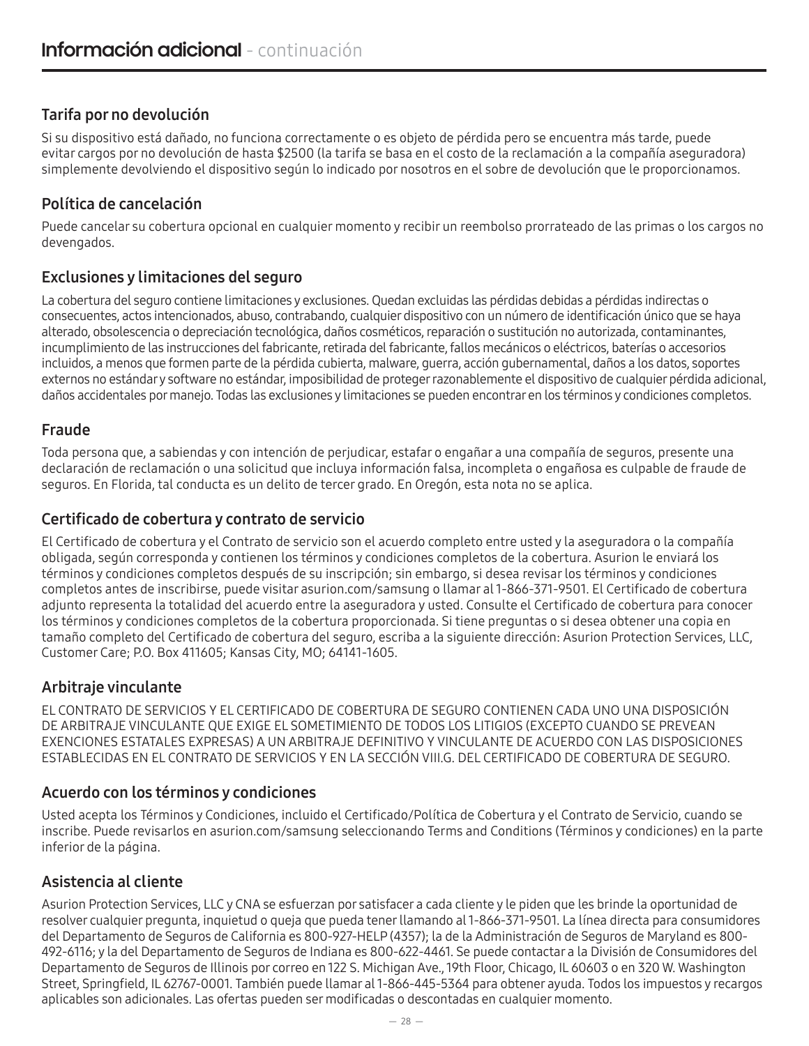# Información adicional - continuación

## Tarifa por no devolución

Si su dispositivo está dañado, no funciona correctamente o es objeto de pérdida pero se encuentra más tarde, puede evitar cargos por no devolución de hasta $2500 (la tarifa se basa en el costo de la reclamación a la compañía aseguradora) simplemente devolviendo el dispositivo según lo indicado por nosotros en el sobre de devolución que le proporcionamos.

## Política de cancelación

Puede cancelar su cobertura opcional en cualquier momento y recibir un reembolso prorrateado de las primas o los cargos no devengados.

## Exclusiones y limitaciones del seguro

La cobertura del seguro contiene limitaciones y exclusiones. Quedan excluidas las pérdidas debidas a pérdidas indirectas o consecuentes, actos intencionados, abuso, contrabando, cualquier dispositivo con un número de identificación único que se haya alterado, obsolescencia o depreciación tecnológica, daños cosméticos, reparación o sustitución no autorizada, contaminantes, incumplimiento de las instrucciones del fabricante, retirada del fabricante, fallos mecánicos o eléctricos, baterías o accesorios incluidos, a menos que formen parte de la pérdida cubierta, malware, guerra, acción gubernamental, daños a los datos, soportes externos no estándar y software no estándar, imposibilidad de proteger razonablemente el dispositivo de cualquier pérdida adicional, daños accidentales por manejo. Todas las exclusiones y limitaciones se pueden encontrar en los términos y condiciones completos.

## Fraude

Toda persona que, a sabiendas y con intención de perjudicar, estafar o engañar a una compañía de seguros, presente una declaración de reclamación o una solicitud que incluya información falsa, incompleta o engañosa es culpable de fraude de seguros. En Florida, tal conducta es un delito de tercer grado. En Oregón, esta nota no se aplica.

## Certificado de cobertura y contrato de servicio

El Certificado de cobertura y el Contrato de servicio son el acuerdo completo entre usted y la aseguradora o la compañía obligada, según corresponda y contienen los términos y condiciones completos de la cobertura. Asurion le enviará los términos y condiciones completos después de su inscripción; sin embargo, si desea revisar los términos y condiciones completos antes de inscribirse, puede visitar asurion.com/samsung o llamar al 1-866-371-9501. El Certificado de cobertura adjunto representa la totalidad del acuerdo entre la aseguradora y usted. Consulte el Certificado de cobertura para conocer los términos y condiciones completos de la cobertura proporcionada. Si tiene preguntas o si desea obtener una copia en tamaño completo del Certificado de cobertura del seguro, escriba a la siguiente dirección: Asurion Protection Services, LLC, Customer Care; P.O. Box 411605; Kansas City, MO; 64141-1605.

## Arbitraje vinculante

EL CONTRATO DE SERVICIOS Y EL CERTIFICADO DE COBERTURA DE SEGURO CONTIENEN CADA UNO UNA DISPOSICIÓN DE ARBITRAJE VINCULANTE QUE EXIGE EL SOMETIMIENTO DE TODOS LOS LITIGIOS (EXCEPTO CUANDO SE PREVEAN EXENCIONES ESTATALES EXPRESAS) A UN ARBITRAJE DEFINITIVO Y VINCULANTE DE ACUERDO CON LAS DISPOSICIONES ESTABLECIDAS EN EL CONTRATO DE SERVICIOS Y EN LA SECCIÓN VIII.G. DEL CERTIFICADO DE COBERTURA DE SEGURO.

## Acuerdo con los términos y condiciones

Usted acepta los Términos y Condiciones, incluido el Certificado/Política de Cobertura y el Contrato de Servicio, cuando se inscribe. Puede revisarlos en asurion.com/samsung seleccionando Terms and Conditions (Términos y condiciones) en la parte inferior de la página.

## Asistencia al cliente

Asurion Protection Services, LLC y CNA se esfuerzan por satisfacer a cada cliente y le piden que les brinde la oportunidad de resolver cualquier pregunta, inquietud o queja que pueda tener llamando al 1-866-371-9501. La línea directa para consumidores del Departamento de Seguros de California es 800-927-HELP (4357); la de la Administración de Seguros de Maryland es 800-492-6116; y la del Departamento de Seguros de Indiana es 800-622-4461. Se puede contactar a la División de Consumidores del Departamento de Seguros de Illinois por correo en 122 S. Michigan Ave., 19th Floor, Chicago, IL 60603 o en 320 W. Washington Street, Springfield, IL 62767-0001. También puede llamar al 1-866-445-5364 para obtener ayuda. Todos los impuestos y recargos aplicables son adicionales. Las ofertas pueden ser modificadas o descontadas en cualquier momento.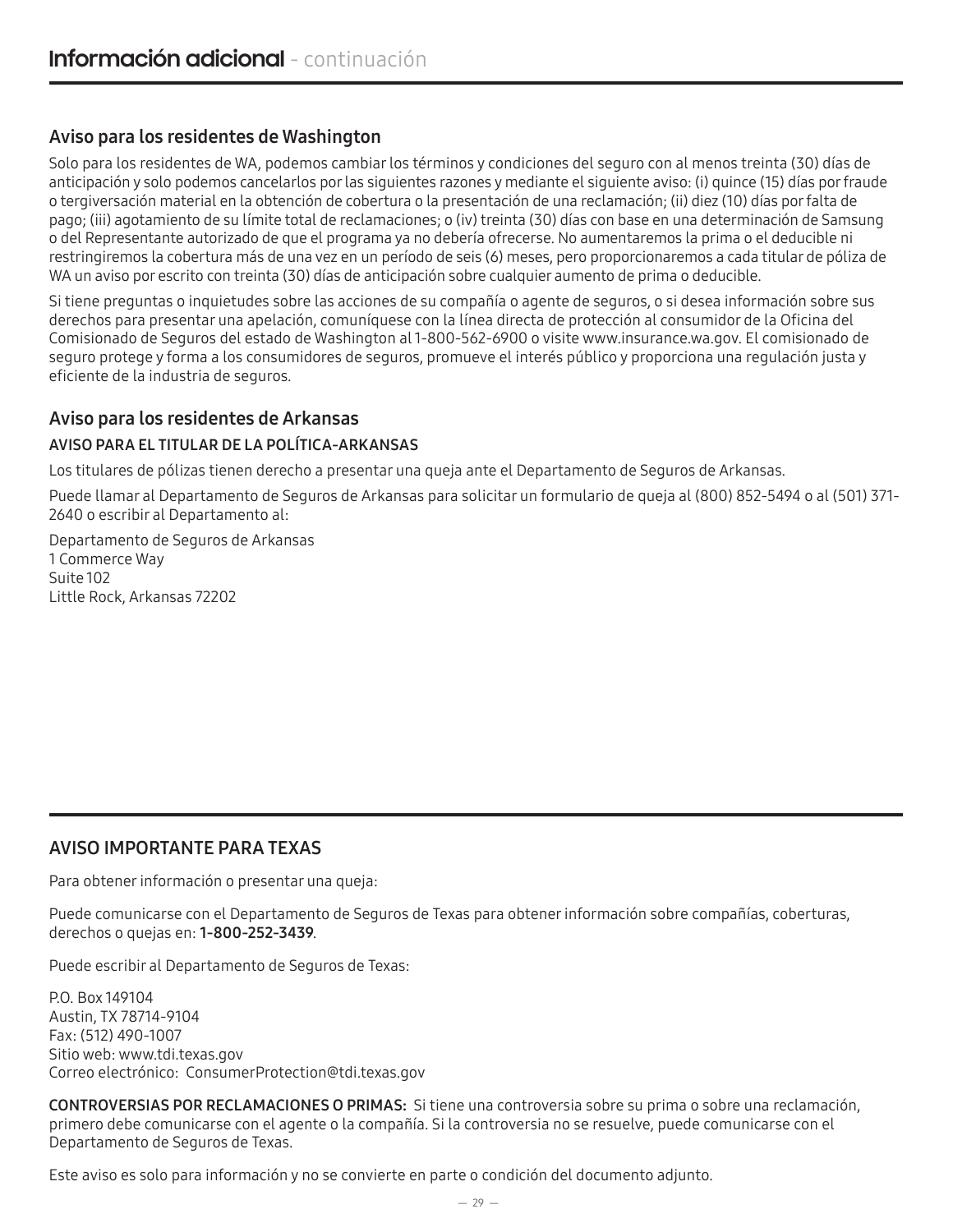# Información adicional - continuación

## Aviso para los residentes de Washington

Solo para los residentes de WA, podemos cambiar los términos y condiciones del seguro con al menos treinta (30) días de anticipación y solo podemos cancelarlos por las siguientes razones y mediante el siguiente aviso: (i) quince (15) días por fraude o tergiversación material en la obtención de cobertura o la presentación de una reclamación; (ii) diez (10) días por falta de pago; (iii) agotamiento de su límite total de reclamaciones; o (iv) treinta (30) días con base en una determinación de Samsung o del Representante autorizado de que el programa ya no debería ofrecerse. No aumentaremos la prima o el deducible ni restringiremos la cobertura más de una vez en un período de seis (6) meses, pero proporcionaremos a cada titular de póliza de WA un aviso por escrito con treinta (30) días de anticipación sobre cualquier aumento de prima o deducible.

Si tiene preguntas o inquietudes sobre las acciones de su compañía o agente de seguros, o si desea información sobre sus derechos para presentar una apelación, comuníquese con la línea directa de protección al consumidor de la Oficina del Comisionado de Seguros del estado de Washington al 1-800-562-6900 o visite www.insurance.wa.gov. El comisionado de seguro protege y forma a los consumidores de seguros, promueve el interés público y proporciona una regulación justa y eficiente de la industria de seguros.

## Aviso para los residentes de Arkansas

### AVISO PARA EL TITULAR DE LA POLÍTICA-ARKANSAS

Los titulares de pólizas tienen derecho a presentar una queja ante el Departamento de Seguros de Arkansas.

Puede llamar al Departamento de Seguros de Arkansas para solicitar un formulario de queja al (800) 852-5494 o al (501) 371-2640 o escribir al Departamento al:

Departamento de Seguros de Arkansas
1 Commerce Way
Suite 102
Little Rock, Arkansas 72202

## AVISO IMPORTANTE PARA TEXAS

Para obtener información o presentar una queja:

Puede comunicarse con el Departamento de Seguros de Texas para obtener información sobre compañías, coberturas, derechos o quejas en: **1-800-252-3439**.

Puede escribir al Departamento de Seguros de Texas:

P.O. Box 149104
Austin, TX 78714-9104
Fax: (512) 490-1007
Sitio web: www.tdi.texas.gov
Correo electrónico: ConsumerProtection@tdi.texas.gov

**CONTROVERSIAS POR RECLAMACIONES O PRIMAS:** Si tiene una controversia sobre su prima o sobre una reclamación, primero debe comunicarse con el agente o la compañía. Si la controversia no se resuelve, puede comunicarse con el Departamento de Seguros de Texas.

Este aviso es solo para información y no se convierte en parte o condición del documento adjunto.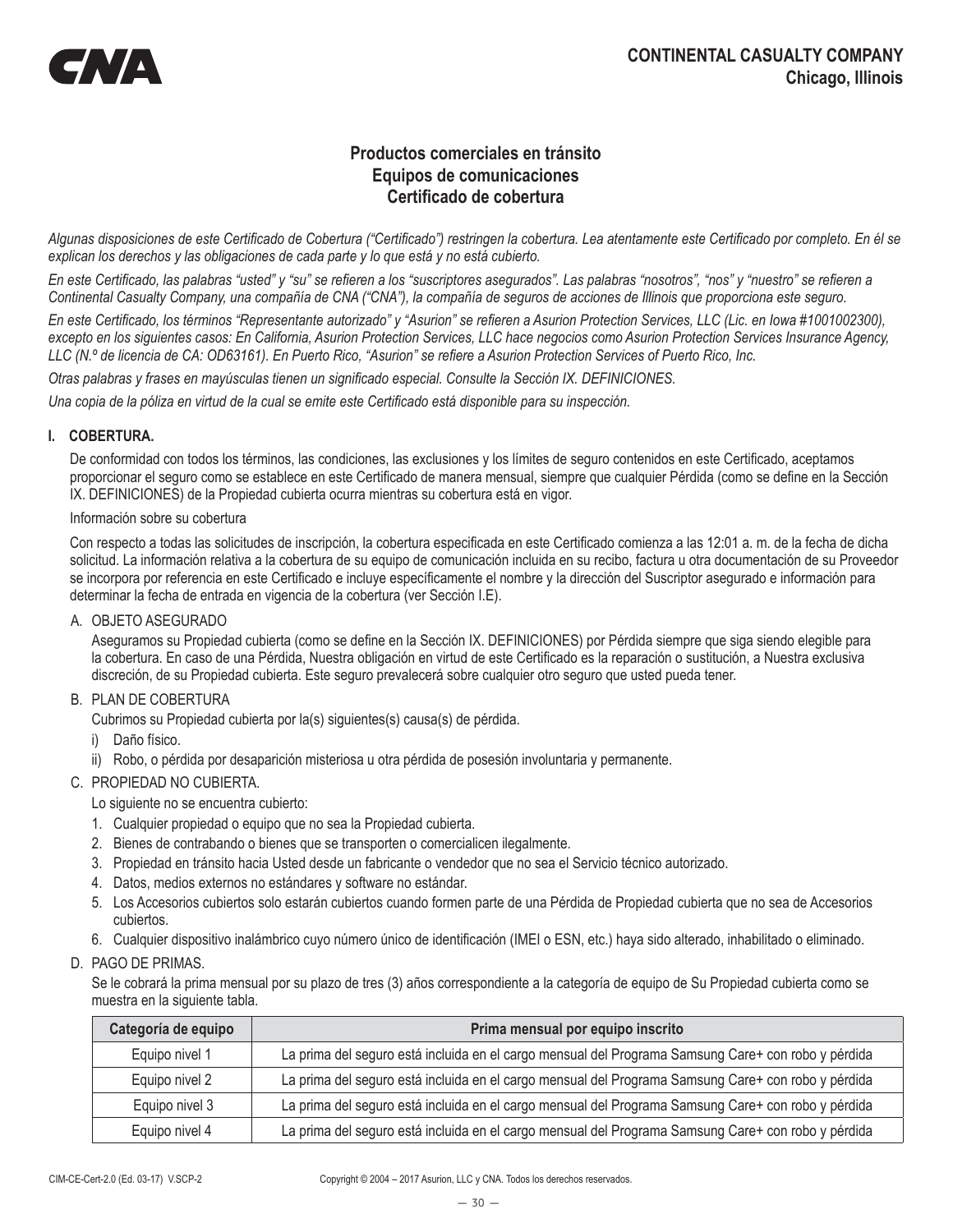**CNA**

**CONTINENTAL CASUALTY COMPANY**
**Chicago, Illinois**

## Productos comerciales en tránsito
## Equipos de comunicaciones
## Certificado de cobertura

*Algunas disposiciones de este Certificado de Cobertura ("Certificado") restringen la cobertura. Lea atentamente este Certificado por completo. En él se explican los derechos y las obligaciones de cada parte y lo que está y no está cubierto.*

*En este Certificado, las palabras "usted" y "su" se refieren a los "suscriptores asegurados". Las palabras "nosotros", "nos" y "nuestro" se refieren a Continental Casualty Company, una compañía de CNA ("CNA"), la compañía de seguros de acciones de Illinois que proporciona este seguro.*

*En este Certificado, los términos "Representante autorizado" y "Asurion" se refieren a Asurion Protection Services, LLC (Lic. en Iowa #1001002300), excepto en los siguientes casos: En California, Asurion Protection Services, LLC hace negocios como Asurion Protection Services Insurance Agency, LLC (N.º de licencia de CA: OD63161). En Puerto Rico, "Asurion" se refiere a Asurion Protection Services of Puerto Rico, Inc.*

*Otras palabras y frases en mayúsculas tienen un significado especial. Consulte la Sección IX. DEFINICIONES.*

*Una copia de la póliza en virtud de la cual se emite este Certificado está disponible para su inspección.*

### I. COBERTURA.

De conformidad con todos los términos, las condiciones, las exclusiones y los límites de seguro contenidos en este Certificado, aceptamos proporcionar el seguro como se establece en este Certificado de manera mensual, siempre que cualquier Pérdida (como se define en la Sección IX. DEFINICIONES) de la Propiedad cubierta ocurra mientras su cobertura está en vigor.

Información sobre su cobertura

Con respecto a todas las solicitudes de inscripción, la cobertura especificada en este Certificado comienza a las 12:01 a. m. de la fecha de dicha solicitud. La información relativa a la cobertura de su equipo de comunicación incluida en su recibo, factura u otra documentación de su Proveedor se incorpora por referencia en este Certificado e incluye específicamente el nombre y la dirección del Suscriptor asegurado e información para determinar la fecha de entrada en vigencia de la cobertura (ver Sección I.E).

A. OBJETO ASEGURADO

Aseguramos su Propiedad cubierta (como se define en la Sección IX. DEFINICIONES) por Pérdida siempre que siga siendo elegible para la cobertura. En caso de una Pérdida, Nuestra obligación en virtud de este Certificado es la reparación o sustitución, a Nuestra exclusiva discreción, de su Propiedad cubierta. Este seguro prevalecerá sobre cualquier otro seguro que usted pueda tener.

B. PLAN DE COBERTURA

Cubrimos su Propiedad cubierta por la(s) siguientes(s) causa(s) de pérdida.

i) Daño físico.

ii) Robo, o pérdida por desaparición misteriosa u otra pérdida de posesión involuntaria y permanente.

C. PROPIEDAD NO CUBIERTA.

Lo siguiente no se encuentra cubierto:

1. Cualquier propiedad o equipo que no sea la Propiedad cubierta.
2. Bienes de contrabando o bienes que se transporten o comercialicen ilegalmente.
3. Propiedad en tránsito hacia Usted desde un fabricante o vendedor que no sea el Servicio técnico autorizado.
4. Datos, medios externos no estándares y software no estándar.
5. Los Accesorios cubiertos solo estarán cubiertos cuando formen parte de una Pérdida de Propiedad cubierta que no sea de Accesorios cubiertos.
6. Cualquier dispositivo inalámbrico cuyo número único de identificación (IMEI o ESN, etc.) haya sido alterado, inhabilitado o eliminado.

D. PAGO DE PRIMAS.

Se le cobrará la prima mensual por su plazo de tres (3) años correspondiente a la categoría de equipo de Su Propiedad cubierta como se muestra en la siguiente tabla.

| Categoría de equipo | Prima mensual por equipo inscrito |
|---|---|
| Equipo nivel 1 | La prima del seguro está incluida en el cargo mensual del Programa Samsung Care+ con robo y pérdida |
| Equipo nivel 2 | La prima del seguro está incluida en el cargo mensual del Programa Samsung Care+ con robo y pérdida |
| Equipo nivel 3 | La prima del seguro está incluida en el cargo mensual del Programa Samsung Care+ con robo y pérdida |
| Equipo nivel 4 | La prima del seguro está incluida en el cargo mensual del Programa Samsung Care+ con robo y pérdida |

CIM-CE-Cert-2.0 (Ed. 03-17) V.SCP-2 Copyright © 2004 – 2017 Asurion, LLC y CNA. Todos los derechos reservados.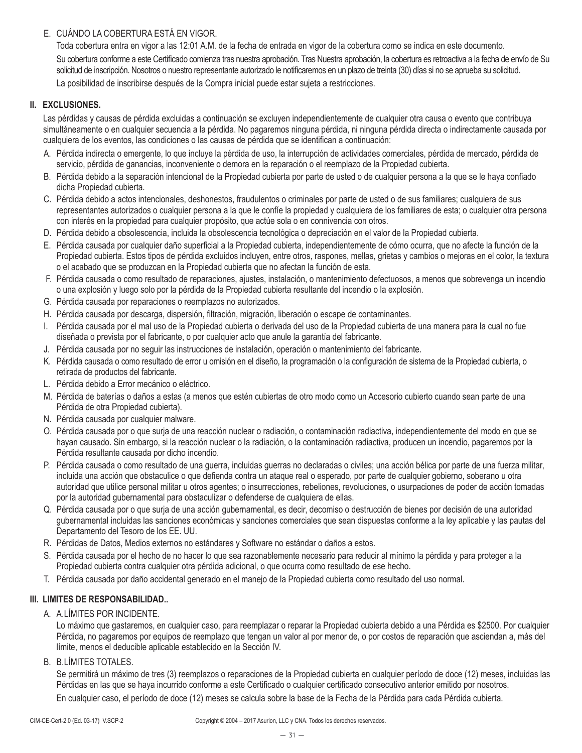E. CUÁNDO LA COBERTURA ESTÁ EN VIGOR.

Toda cobertura entra en vigor a las 12:01 A.M. de la fecha de entrada en vigor de la cobertura como se indica en este documento.

Su cobertura conforme a este Certificado comienza tras nuestra aprobación. Tras Nuestra aprobación, la cobertura es retroactiva a la fecha de envío de Su solicitud de inscripción. Nosotros o nuestro representante autorizado le notificaremos en un plazo de treinta (30) días si no se aprueba su solicitud.

La posibilidad de inscribirse después de la Compra inicial puede estar sujeta a restricciones.

## II. EXCLUSIONES.

Las pérdidas y causas de pérdida excluidas a continuación se excluyen independientemente de cualquier otra causa o evento que contribuya simultáneamente o en cualquier secuencia a la pérdida. No pagaremos ninguna pérdida, ni ninguna pérdida directa o indirectamente causada por cualquiera de los eventos, las condiciones o las causas de pérdida que se identifican a continuación:

A. Pérdida indirecta o emergente, lo que incluye la pérdida de uso, la interrupción de actividades comerciales, pérdida de mercado, pérdida de servicio, pérdida de ganancias, inconveniente o demora en la reparación o el reemplazo de la Propiedad cubierta.

B. Pérdida debido a la separación intencional de la Propiedad cubierta por parte de usted o de cualquier persona a la que se le haya confiado dicha Propiedad cubierta.

C. Pérdida debido a actos intencionales, deshonestos, fraudulentos o criminales por parte de usted o de sus familiares; cualquiera de sus representantes autorizados o cualquier persona a la que le confíe la propiedad y cualquiera de los familiares de esta; o cualquier otra persona con interés en la propiedad para cualquier propósito, que actúe sola o en connivencia con otros.

D. Pérdida debido a obsolescencia, incluida la obsolescencia tecnológica o depreciación en el valor de la Propiedad cubierta.

E. Pérdida causada por cualquier daño superficial a la Propiedad cubierta, independientemente de cómo ocurra, que no afecte la función de la Propiedad cubierta. Estos tipos de pérdida excluidos incluyen, entre otros, raspones, mellas, grietas y cambios o mejoras en el color, la textura o el acabado que se produzcan en la Propiedad cubierta que no afectan la función de esta.

F. Pérdida causada o como resultado de reparaciones, ajustes, instalación, o mantenimiento defectuosos, a menos que sobrevenga un incendio o una explosión y luego solo por la pérdida de la Propiedad cubierta resultante del incendio o la explosión.

G. Pérdida causada por reparaciones o reemplazos no autorizados.

H. Pérdida causada por descarga, dispersión, filtración, migración, liberación o escape de contaminantes.

I. Pérdida causada por el mal uso de la Propiedad cubierta o derivada del uso de la Propiedad cubierta de una manera para la cual no fue diseñada o prevista por el fabricante, o por cualquier acto que anule la garantía del fabricante.

J. Pérdida causada por no seguir las instrucciones de instalación, operación o mantenimiento del fabricante.

K. Pérdida causada o como resultado de error u omisión en el diseño, la programación o la configuración de sistema de la Propiedad cubierta, o retirada de productos del fabricante.

L. Pérdida debido a Error mecánico o eléctrico.

M. Pérdida de baterías o daños a estas (a menos que estén cubiertas de otro modo como un Accesorio cubierto cuando sean parte de una Pérdida de otra Propiedad cubierta).

N. Pérdida causada por cualquier malware.

O. Pérdida causada por o que surja de una reacción nuclear o radiación, o contaminación radiactiva, independientemente del modo en que se hayan causado. Sin embargo, si la reacción nuclear o la radiación, o la contaminación radiactiva, producen un incendio, pagaremos por la Pérdida resultante causada por dicho incendio.

P. Pérdida causada o como resultado de una guerra, incluidas guerras no declaradas o civiles; una acción bélica por parte de una fuerza militar, incluida una acción que obstaculice o que defienda contra un ataque real o esperado, por parte de cualquier gobierno, soberano u otra autoridad que utilice personal militar u otros agentes; o insurrecciones, rebeliones, revoluciones, o usurpaciones de poder de acción tomadas por la autoridad gubernamental para obstaculizar o defenderse de cualquiera de ellas.

Q. Pérdida causada por o que surja de una acción gubernamental, es decir, decomiso o destrucción de bienes por decisión de una autoridad gubernamental incluidas las sanciones económicas y sanciones comerciales que sean dispuestas conforme a la ley aplicable y las pautas del Departamento del Tesoro de los EE. UU.

R. Pérdidas de Datos, Medios externos no estándares y Software no estándar o daños a estos.

S. Pérdida causada por el hecho de no hacer lo que sea razonablemente necesario para reducir al mínimo la pérdida y para proteger a la Propiedad cubierta contra cualquier otra pérdida adicional, o que ocurra como resultado de ese hecho.

T. Pérdida causada por daño accidental generado en el manejo de la Propiedad cubierta como resultado del uso normal.

## III. LIMITES DE RESPONSABILIDAD..

A. A.LÍMITES POR INCIDENTE.

Lo máximo que gastaremos, en cualquier caso, para reemplazar o reparar la Propiedad cubierta debido a una Pérdida es $2500. Por cualquier Pérdida, no pagaremos por equipos de reemplazo que tengan un valor al por menor de, o por costos de reparación que asciendan a, más del límite, menos el deducible aplicable establecido en la Sección IV.

B. B.LÍMITES TOTALES.

Se permitirá un máximo de tres (3) reemplazos o reparaciones de la Propiedad cubierta en cualquier período de doce (12) meses, incluidas las Pérdidas en las que se haya incurrido conforme a este Certificado o cualquier certificado consecutivo anterior emitido por nosotros.

En cualquier caso, el período de doce (12) meses se calcula sobre la base de la Fecha de la Pérdida para cada Pérdida cubierta.

CIM-CE-Cert-2.0 (Ed. 03-17) V.SCP-2 Copyright © 2004 – 2017 Asurion, LLC y CNA. Todos los derechos reservados.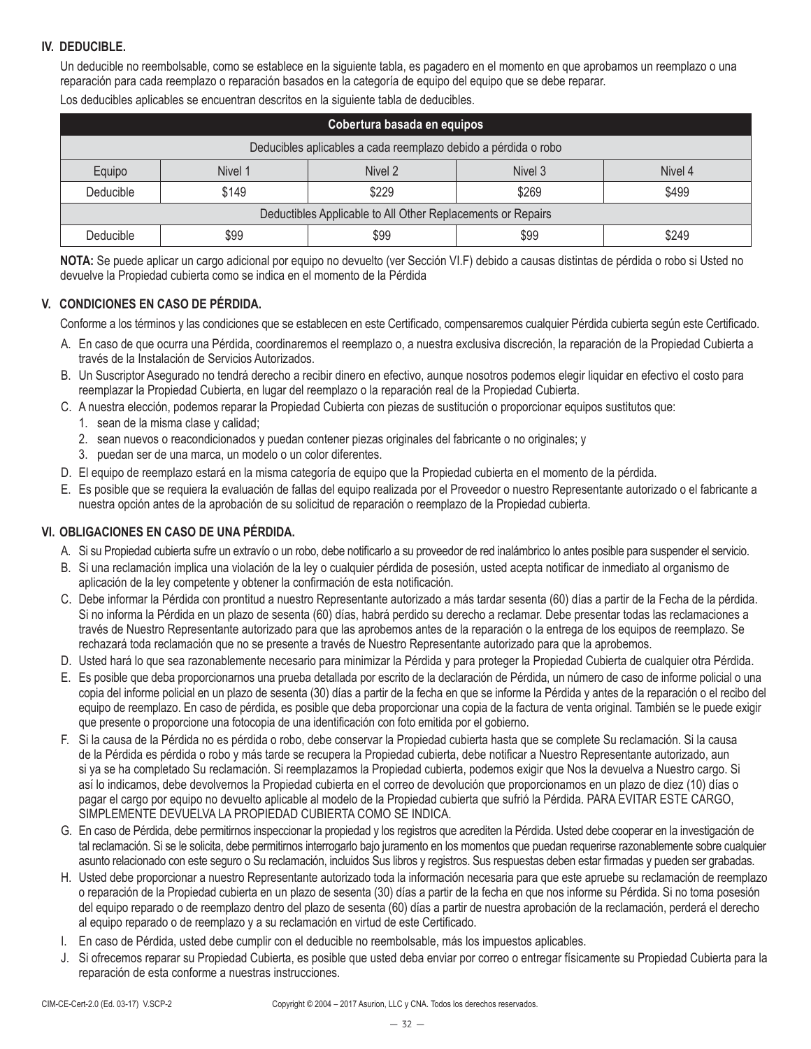## IV. DEDUCIBLE.

Un deducible no reembolsable, como se establece en la siguiente tabla, es pagadero en el momento en que aprobamos un reemplazo o una reparación para cada reemplazo o reparación basados en la categoría de equipo del equipo que se debe reparar.

Los deducibles aplicables se encuentran descritos en la siguiente tabla de deducibles.

| Cobertura basada en equipos | | | | |
|---|---|---|---|---|
| Deducibles aplicables a cada reemplazo debido a pérdida o robo | | | | |
| Equipo | Nivel 1 | Nivel 2 | Nivel 3 | Nivel 4 |
| Deducible | $149 | $229 | $269 | $499 |
| Deductibles Applicable to All Other Replacements or Repairs | | | | |
| Deducible | $99 | $99 | $99 | $249 |

**NOTA:** Se puede aplicar un cargo adicional por equipo no devuelto (ver Sección VI.F) debido a causas distintas de pérdida o robo si Usted no devuelve la Propiedad cubierta como se indica en el momento de la Pérdida

## V. CONDICIONES EN CASO DE PÉRDIDA.

Conforme a los términos y las condiciones que se establecen en este Certificado, compensaremos cualquier Pérdida cubierta según este Certificado.

A. En caso de que ocurra una Pérdida, coordinaremos el reemplazo o, a nuestra exclusiva discreción, la reparación de la Propiedad Cubierta a través de la Instalación de Servicios Autorizados.

B. Un Suscriptor Asegurado no tendrá derecho a recibir dinero en efectivo, aunque nosotros podemos elegir liquidar en efectivo el costo para reemplazar la Propiedad Cubierta, en lugar del reemplazo o la reparación real de la Propiedad Cubierta.

C. A nuestra elección, podemos reparar la Propiedad Cubierta con piezas de sustitución o proporcionar equipos sustitutos que:
   1. sean de la misma clase y calidad;
   2. sean nuevos o reacondicionados y puedan contener piezas originales del fabricante o no originales; y
   3. puedan ser de una marca, un modelo o un color diferentes.

D. El equipo de reemplazo estará en la misma categoría de equipo que la Propiedad cubierta en el momento de la pérdida.

E. Es posible que se requiera la evaluación de fallas del equipo realizada por el Proveedor o nuestro Representante autorizado o el fabricante a nuestra opción antes de la aprobación de su solicitud de reparación o reemplazo de la Propiedad cubierta.

## VI. OBLIGACIONES EN CASO DE UNA PÉRDIDA.

A. Si su Propiedad cubierta sufre un extravío o un robo, debe notificarlo a su proveedor de red inalámbrico lo antes posible para suspender el servicio.

B. Si una reclamación implica una violación de la ley o cualquier pérdida de posesión, usted acepta notificar de inmediato al organismo de aplicación de la ley competente y obtener la confirmación de esta notificación.

C. Debe informar la Pérdida con prontitud a nuestro Representante autorizado a más tardar sesenta (60) días a partir de la Fecha de la pérdida. Si no informa la Pérdida en un plazo de sesenta (60) días, habrá perdido su derecho a reclamar. Debe presentar todas las reclamaciones a través de Nuestro Representante autorizado para que las aprobemos antes de la reparación o la entrega de los equipos de reemplazo. Se rechazará toda reclamación que no se presente a través de Nuestro Representante autorizado para que la aprobemos.

D. Usted hará lo que sea razonablemente necesario para minimizar la Pérdida y para proteger la Propiedad Cubierta de cualquier otra Pérdida.

E. Es posible que deba proporcionarnos una prueba detallada por escrito de la declaración de Pérdida, un número de caso de informe policial o una copia del informe policial en un plazo de sesenta (30) días a partir de la fecha en que se informe la Pérdida y antes de la reparación o el recibo del equipo de reemplazo. En caso de pérdida, es posible que deba proporcionar una copia de la factura de venta original. También se le puede exigir que presente o proporcione una fotocopia de una identificación con foto emitida por el gobierno.

F. Si la causa de la Pérdida no es pérdida o robo, debe conservar la Propiedad cubierta hasta que se complete Su reclamación. Si la causa de la Pérdida es pérdida o robo y más tarde se recupera la Propiedad cubierta, debe notificar a Nuestro Representante autorizado, aun si ya se ha completado Su reclamación. Si reemplazamos la Propiedad cubierta, podemos exigir que Nos la devuelva a Nuestro cargo. Si así lo indicamos, debe devolvernos la Propiedad cubierta en el correo de devolución que proporcionamos en un plazo de diez (10) días o pagar el cargo por equipo no devuelto aplicable al modelo de la Propiedad cubierta que sufrió la Pérdida. PARA EVITAR ESTE CARGO, SIMPLEMENTE DEVUELVA LA PROPIEDAD CUBIERTA COMO SE INDICA.

G. En caso de Pérdida, debe permitirnos inspeccionar la propiedad y los registros que acrediten la Pérdida. Usted debe cooperar en la investigación de tal reclamación. Si se le solicita, debe permitirnos interrogarlo bajo juramento en los momentos que puedan requerirse razonablemente sobre cualquier asunto relacionado con este seguro o Su reclamación, incluidos Sus libros y registros. Sus respuestas deben estar firmadas y pueden ser grabadas.

H. Usted debe proporcionar a nuestro Representante autorizado toda la información necesaria para que este apruebe su reclamación de reemplazo o reparación de la Propiedad cubierta en un plazo de sesenta (30) días a partir de la fecha en que nos informe su Pérdida. Si no toma posesión del equipo reparado o de reemplazo dentro del plazo de sesenta (60) días a partir de nuestra aprobación de la reclamación, perderá el derecho al equipo reparado o de reemplazo y a su reclamación en virtud de este Certificado.

I. En caso de Pérdida, usted debe cumplir con el deducible no reembolsable, más los impuestos aplicables.

J. Si ofrecemos reparar su Propiedad Cubierta, es posible que usted deba enviar por correo o entregar físicamente su Propiedad Cubierta para la reparación de esta conforme a nuestras instrucciones.

CIM-CE-Cert-2.0 (Ed. 03-17) V.SCP-2 Copyright © 2004 – 2017 Asurion, LLC y CNA. Todos los derechos reservados.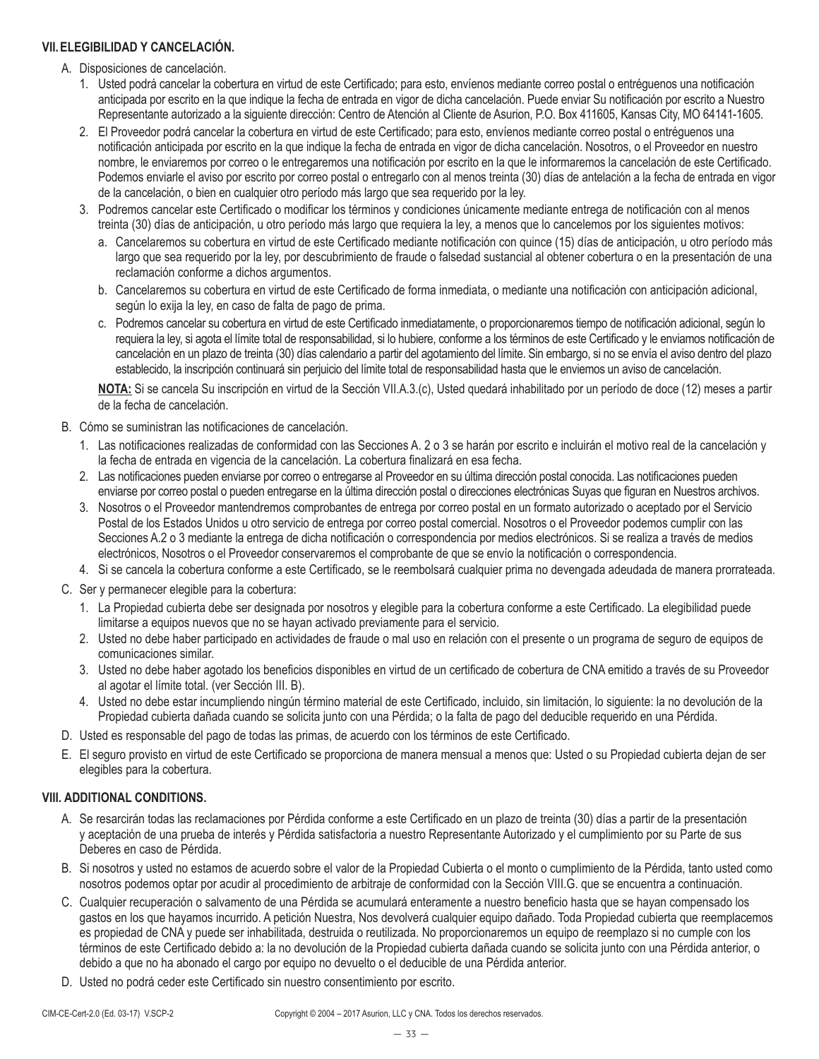## VII. ELEGIBILIDAD Y CANCELACIÓN.

A. Disposiciones de cancelación.

1. Usted podrá cancelar la cobertura en virtud de este Certificado; para esto, envíenos mediante correo postal o entréguenos una notificación anticipada por escrito en la que indique la fecha de entrada en vigor de dicha cancelación. Puede enviar Su notificación por escrito a Nuestro Representante autorizado a la siguiente dirección: Centro de Atención al Cliente de Asurion, P.O. Box 411605, Kansas City, MO 64141-1605.
2. El Proveedor podrá cancelar la cobertura en virtud de este Certificado; para esto, envíenos mediante correo postal o entréguenos una notificación anticipada por escrito en la que indique la fecha de entrada en vigor de dicha cancelación. Nosotros, o el Proveedor en nuestro nombre, le enviaremos por correo o le entregaremos una notificación por escrito en la que le informaremos la cancelación de este Certificado. Podemos enviarle el aviso por escrito por correo postal o entregarlo con al menos treinta (30) días de antelación a la fecha de entrada en vigor de la cancelación, o bien en cualquier otro período más largo que sea requerido por la ley.
3. Podremos cancelar este Certificado o modificar los términos y condiciones únicamente mediante entrega de notificación con al menos treinta (30) días de anticipación, u otro período más largo que requiera la ley, a menos que lo cancelemos por los siguientes motivos:
   a. Cancelaremos su cobertura en virtud de este Certificado mediante notificación con quince (15) días de anticipación, u otro período más largo que sea requerido por la ley, por descubrimiento de fraude o falsedad sustancial al obtener cobertura o en la presentación de una reclamación conforme a dichos argumentos.
   b. Cancelaremos su cobertura en virtud de este Certificado de forma inmediata, o mediante una notificación con anticipación adicional, según lo exija la ley, en caso de falta de pago de prima.
   c. Podremos cancelar su cobertura en virtud de este Certificado inmediatamente, o proporcionaremos tiempo de notificación adicional, según lo requiera la ley, si agota el límite total de responsabilidad, si lo hubiere, conforme a los términos de este Certificado y le enviamos notificación de cancelación en un plazo de treinta (30) días calendario a partir del agotamiento del límite. Sin embargo, si no se envía el aviso dentro del plazo establecido, la inscripción continuará sin perjuicio del límite total de responsabilidad hasta que le enviemos un aviso de cancelación.

   **NOTA:** Si se cancela Su inscripción en virtud de la Sección VII.A.3.(c), Usted quedará inhabilitado por un período de doce (12) meses a partir de la fecha de cancelación.

B. Cómo se suministran las notificaciones de cancelación.

1. Las notificaciones realizadas de conformidad con las Secciones A. 2 o 3 se harán por escrito e incluirán el motivo real de la cancelación y la fecha de entrada en vigencia de la cancelación. La cobertura finalizará en esa fecha.
2. Las notificaciones pueden enviarse por correo o entregarse al Proveedor en su última dirección postal conocida. Las notificaciones pueden enviarse por correo postal o pueden entregarse en la última dirección postal o direcciones electrónicas Suyas que figuran en Nuestros archivos.
3. Nosotros o el Proveedor mantendremos comprobantes de entrega por correo postal en un formato autorizado o aceptado por el Servicio Postal de los Estados Unidos u otro servicio de entrega por correo postal comercial. Nosotros o el Proveedor podemos cumplir con las Secciones A.2 o 3 mediante la entrega de dicha notificación o correspondencia por medios electrónicos. Si se realiza a través de medios electrónicos, Nosotros o el Proveedor conservaremos el comprobante de que se envío la notificación o correspondencia.
4. Si se cancela la cobertura conforme a este Certificado, se le reembolsará cualquier prima no devengada adeudada de manera prorrateada.

C. Ser y permanecer elegible para la cobertura:

1. La Propiedad cubierta debe ser designada por nosotros y elegible para la cobertura conforme a este Certificado. La elegibilidad puede limitarse a equipos nuevos que no se hayan activado previamente para el servicio.
2. Usted no debe haber participado en actividades de fraude o mal uso en relación con el presente o un programa de seguro de equipos de comunicaciones similar.
3. Usted no debe haber agotado los beneficios disponibles en virtud de un certificado de cobertura de CNA emitido a través de su Proveedor al agotar el límite total. (ver Sección III. B).
4. Usted no debe estar incumpliendo ningún término material de este Certificado, incluido, sin limitación, lo siguiente: la no devolución de la Propiedad cubierta dañada cuando se solicita junto con una Pérdida; o la falta de pago del deducible requerido en una Pérdida.

D. Usted es responsable del pago de todas las primas, de acuerdo con los términos de este Certificado.

E. El seguro provisto en virtud de este Certificado se proporciona de manera mensual a menos que: Usted o su Propiedad cubierta dejan de ser elegibles para la cobertura.

## VIII. ADDITIONAL CONDITIONS.

A. Se resarcirán todas las reclamaciones por Pérdida conforme a este Certificado en un plazo de treinta (30) días a partir de la presentación y aceptación de una prueba de interés y Pérdida satisfactoria a nuestro Representante Autorizado y el cumplimiento por su Parte de sus Deberes en caso de Pérdida.

B. Si nosotros y usted no estamos de acuerdo sobre el valor de la Propiedad Cubierta o el monto o cumplimiento de la Pérdida, tanto usted como nosotros podemos optar por acudir al procedimiento de arbitraje de conformidad con la Sección VIII.G. que se encuentra a continuación.

C. Cualquier recuperación o salvamento de una Pérdida se acumulará enteramente a nuestro beneficio hasta que se hayan compensado los gastos en los que hayamos incurrido. A petición Nuestra, Nos devolverá cualquier equipo dañado. Toda Propiedad cubierta que reemplacemos es propiedad de CNA y puede ser inhabilitada, destruida o reutilizada. No proporcionaremos un equipo de reemplazo si no cumple con los términos de este Certificado debido a: la no devolución de la Propiedad cubierta dañada cuando se solicita junto con una Pérdida anterior, o debido a que no ha abonado el cargo por equipo no devuelto o el deducible de una Pérdida anterior.

D. Usted no podrá ceder este Certificado sin nuestro consentimiento por escrito.

CIM-CE-Cert-2.0 (Ed. 03-17) V.SCP-2 Copyright © 2004 – 2017 Asurion, LLC y CNA. Todos los derechos reservados.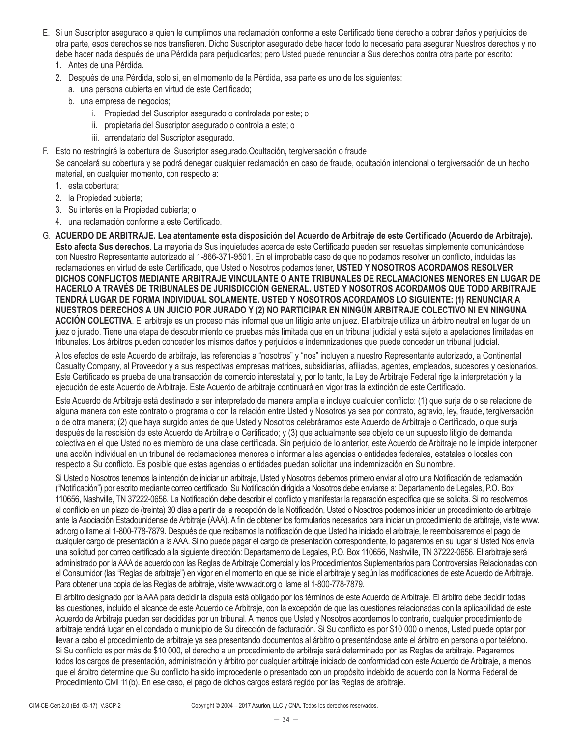E. Si un Suscriptor asegurado a quien le cumplimos una reclamación conforme a este Certificado tiene derecho a cobrar daños y perjuicios de otra parte, esos derechos se nos transfieren. Dicho Suscriptor asegurado debe hacer todo lo necesario para asegurar Nuestros derechos y no debe hacer nada después de una Pérdida para perjudicarlos; pero Usted puede renunciar a Sus derechos contra otra parte por escrito:
   1. Antes de una Pérdida.
   2. Después de una Pérdida, solo si, en el momento de la Pérdida, esa parte es uno de los siguientes:
      a. una persona cubierta en virtud de este Certificado;
      b. una empresa de negocios;
         i. Propiedad del Suscriptor asegurado o controlada por este; o
         ii. propietaria del Suscriptor asegurado o controla a este; o
         iii. arrendatario del Suscriptor asegurado.

F. Esto no restringirá la cobertura del Suscriptor asegurado.Ocultación, tergiversación o fraude

   Se cancelará su cobertura y se podrá denegar cualquier reclamación en caso de fraude, ocultación intencional o tergiversación de un hecho material, en cualquier momento, con respecto a:
   1. esta cobertura;
   2. la Propiedad cubierta;
   3. Su interés en la Propiedad cubierta; o
   4. una reclamación conforme a este Certificado.

G. **ACUERDO DE ARBITRAJE. Lea atentamente esta disposición del Acuerdo de Arbitraje de este Certificado (Acuerdo de Arbitraje). Esto afecta Sus derechos**. La mayoría de Sus inquietudes acerca de este Certificado pueden ser resueltas simplemente comunicándose con Nuestro Representante autorizado al 1-866-371-9501. En el improbable caso de que no podamos resolver un conflicto, incluidas las reclamaciones en virtud de este Certificado, que Usted o Nosotros podamos tener, **USTED Y NOSOTROS ACORDAMOS RESOLVER DICHOS CONFLICTOS MEDIANTE ARBITRAJE VINCULANTE O ANTE TRIBUNALES DE RECLAMACIONES MENORES EN LUGAR DE HACERLO A TRAVÉS DE TRIBUNALES DE JURISDICCIÓN GENERAL. USTED Y NOSOTROS ACORDAMOS QUE TODO ARBITRAJE TENDRÁ LUGAR DE FORMA INDIVIDUAL SOLAMENTE. USTED Y NOSOTROS ACORDAMOS LO SIGUIENTE: (1) RENUNCIAR A NUESTROS DERECHOS A UN JUICIO POR JURADO Y (2) NO PARTICIPAR EN NINGÚN ARBITRAJE COLECTIVO NI EN NINGUNA ACCIÓN COLECTIVA**. El arbitraje es un proceso más informal que un litigio ante un juez. El arbitraje utiliza un árbitro neutral en lugar de un juez o jurado. Tiene una etapa de descubrimiento de pruebas más limitada que en un tribunal judicial y está sujeto a apelaciones limitadas en tribunales. Los árbitros pueden conceder los mismos daños y perjuicios e indemnizaciones que puede conceder un tribunal judicial.

   A los efectos de este Acuerdo de arbitraje, las referencias a "nosotros" y "nos" incluyen a nuestro Representante autorizado, a Continental Casualty Company, al Proveedor y a sus respectivas empresas matrices, subsidiarias, afiliadas, agentes, empleados, sucesores y cesionarios. Este Certificado es prueba de una transacción de comercio interestatal y, por lo tanto, la Ley de Arbitraje Federal rige la interpretación y la ejecución de este Acuerdo de Arbitraje. Este Acuerdo de arbitraje continuará en vigor tras la extinción de este Certificado.

   Este Acuerdo de Arbitraje está destinado a ser interpretado de manera amplia e incluye cualquier conflicto: (1) que surja de o se relacione de alguna manera con este contrato o programa o con la relación entre Usted y Nosotros ya sea por contrato, agravio, ley, fraude, tergiversación o de otra manera; (2) que haya surgido antes de que Usted y Nosotros celebráramos este Acuerdo de Arbitraje o Certificado, o que surja después de la rescisión de este Acuerdo de Arbitraje o Certificado; y (3) que actualmente sea objeto de un supuesto litigio de demanda colectiva en el que Usted no es miembro de una clase certificada. Sin perjuicio de lo anterior, este Acuerdo de Arbitraje no le impide interponer una acción individual en un tribunal de reclamaciones menores o informar a las agencias o entidades federales, estatales o locales con respecto a Su conflicto. Es posible que estas agencias o entidades puedan solicitar una indemnización en Su nombre.

   Si Usted o Nosotros tenemos la intención de iniciar un arbitraje, Usted y Nosotros debemos primero enviar al otro una Notificación de reclamación ("Notificación") por escrito mediante correo certificado. Su Notificación dirigida a Nosotros debe enviarse a: Departamento de Legales, P.O. Box 110656, Nashville, TN 37222-0656. La Notificación debe describir el conflicto y manifestar la reparación específica que se solicita. Si no resolvemos el conflicto en un plazo de (treinta) 30 días a partir de la recepción de la Notificación, Usted o Nosotros podemos iniciar un procedimiento de arbitraje ante la Asociación Estadounidense de Arbitraje (AAA). A fin de obtener los formularios necesarios para iniciar un procedimiento de arbitraje, visite www.adr.org o llame al 1-800-778-7879. Después de que recibamos la notificación de que Usted ha iniciado el arbitraje, le reembolsaremos el pago de cualquier cargo de presentación a la AAA. Si no puede pagar el cargo de presentación correspondiente, lo pagaremos en su lugar si Usted Nos envía una solicitud por correo certificado a la siguiente dirección: Departamento de Legales, P.O. Box 110656, Nashville, TN 37222-0656. El arbitraje será administrado por la AAA de acuerdo con las Reglas de Arbitraje Comercial y los Procedimientos Suplementarios para Controversias Relacionadas con el Consumidor (las "Reglas de arbitraje") en vigor en el momento en que se inicie el arbitraje y según las modificaciones de este Acuerdo de Arbitraje. Para obtener una copia de las Reglas de arbitraje, visite www.adr.org o llame al 1-800-778-7879.

   El árbitro designado por la AAA para decidir la disputa está obligado por los términos de este Acuerdo de Arbitraje. El árbitro debe decidir todas las cuestiones, incluido el alcance de este Acuerdo de Arbitraje, con la excepción de que las cuestiones relacionadas con la aplicabilidad de este Acuerdo de Arbitraje pueden ser decididas por un tribunal. A menos que Usted y Nosotros acordemos lo contrario, cualquier procedimiento de arbitraje tendrá lugar en el condado o municipio de Su dirección de facturación. Si Su conflicto es por \$10 000 o menos, Usted puede optar por llevar a cabo el procedimiento de arbitraje ya sea presentando documentos al árbitro o presentándose ante el árbitro en persona o por teléfono. Si Su conflicto es por más de \$10 000, el derecho a un procedimiento de arbitraje será determinado por las Reglas de arbitraje. Pagaremos todos los cargos de presentación, administración y árbitro por cualquier arbitraje iniciado de conformidad con este Acuerdo de Arbitraje, a menos que el árbitro determine que Su conflicto ha sido improcedente o presentado con un propósito indebido de acuerdo con la Norma Federal de Procedimiento Civil 11(b). En ese caso, el pago de dichos cargos estará regido por las Reglas de arbitraje.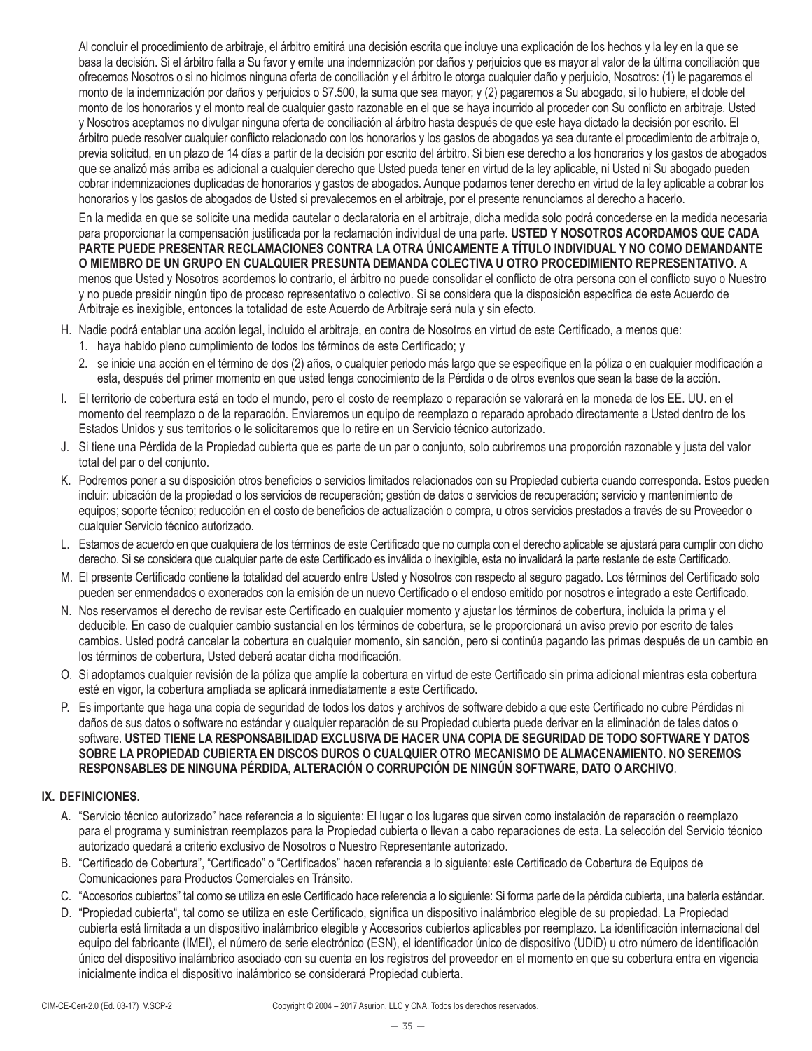Al concluir el procedimiento de arbitraje, el árbitro emitirá una decisión escrita que incluye una explicación de los hechos y la ley en la que se basa la decisión. Si el árbitro falla a Su favor y emite una indemnización por daños y perjuicios que es mayor al valor de la última conciliación que ofrecemos Nosotros o si no hicimos ninguna oferta de conciliación y el árbitro le otorga cualquier daño y perjuicio, Nosotros: (1) le pagaremos el monto de la indemnización por daños y perjuicios o $7.500, la suma que sea mayor; y (2) pagaremos a Su abogado, si lo hubiere, el doble del monto de los honorarios y el monto real de cualquier gasto razonable en el que se haya incurrido al proceder con Su conflicto en arbitraje. Usted y Nosotros aceptamos no divulgar ninguna oferta de conciliación al árbitro hasta después de que este haya dictado la decisión por escrito. El árbitro puede resolver cualquier conflicto relacionado con los honorarios y los gastos de abogados ya sea durante el procedimiento de arbitraje o, previa solicitud, en un plazo de 14 días a partir de la decisión por escrito del árbitro. Si bien ese derecho a los honorarios y los gastos de abogados que se analizó más arriba es adicional a cualquier derecho que Usted pueda tener en virtud de la ley aplicable, ni Usted ni Su abogado pueden cobrar indemnizaciones duplicadas de honorarios y gastos de abogados. Aunque podamos tener derecho en virtud de la ley aplicable a cobrar los honorarios y los gastos de abogados de Usted si prevalecemos en el arbitraje, por el presente renunciamos al derecho a hacerlo.

En la medida en que se solicite una medida cautelar o declaratoria en el arbitraje, dicha medida solo podrá concederse en la medida necesaria para proporcionar la compensación justificada por la reclamación individual de una parte. **USTED Y NOSOTROS ACORDAMOS QUE CADA PARTE PUEDE PRESENTAR RECLAMACIONES CONTRA LA OTRA ÚNICAMENTE A TÍTULO INDIVIDUAL Y NO COMO DEMANDANTE O MIEMBRO DE UN GRUPO EN CUALQUIER PRESUNTA DEMANDA COLECTIVA U OTRO PROCEDIMIENTO REPRESENTATIVO.** A menos que Usted y Nosotros acordemos lo contrario, el árbitro no puede consolidar el conflicto de otra persona con el conflicto suyo o Nuestro y no puede presidir ningún tipo de proceso representativo o colectivo. Si se considera que la disposición específica de este Acuerdo de Arbitraje es inexigible, entonces la totalidad de este Acuerdo de Arbitraje será nula y sin efecto.

H. Nadie podrá entablar una acción legal, incluido el arbitraje, en contra de Nosotros en virtud de este Certificado, a menos que:
   1. haya habido pleno cumplimiento de todos los términos de este Certificado; y
   2. se inicie una acción en el término de dos (2) años, o cualquier periodo más largo que se especifique en la póliza o en cualquier modificación a esta, después del primer momento en que usted tenga conocimiento de la Pérdida o de otros eventos que sean la base de la acción.

I. El territorio de cobertura está en todo el mundo, pero el costo de reemplazo o reparación se valorará en la moneda de los EE. UU. en el momento del reemplazo o de la reparación. Enviaremos un equipo de reemplazo o reparado aprobado directamente a Usted dentro de los Estados Unidos y sus territorios o le solicitaremos que lo retire en un Servicio técnico autorizado.

J. Si tiene una Pérdida de la Propiedad cubierta que es parte de un par o conjunto, solo cubriremos una proporción razonable y justa del valor total del par o del conjunto.

K. Podremos poner a su disposición otros beneficios o servicios limitados relacionados con su Propiedad cubierta cuando corresponda. Estos pueden incluir: ubicación de la propiedad o los servicios de recuperación; gestión de datos o servicios de recuperación; servicio y mantenimiento de equipos; soporte técnico; reducción en el costo de beneficios de actualización o compra, u otros servicios prestados a través de su Proveedor o cualquier Servicio técnico autorizado.

L. Estamos de acuerdo en que cualquiera de los términos de este Certificado que no cumpla con el derecho aplicable se ajustará para cumplir con dicho derecho. Si se considera que cualquier parte de este Certificado es inválida o inexigible, esta no invalidará la parte restante de este Certificado.

M. El presente Certificado contiene la totalidad del acuerdo entre Usted y Nosotros con respecto al seguro pagado. Los términos del Certificado solo pueden ser enmendados o exonerados con la emisión de un nuevo Certificado o el endoso emitido por nosotros e integrado a este Certificado.

N. Nos reservamos el derecho de revisar este Certificado en cualquier momento y ajustar los términos de cobertura, incluida la prima y el deducible. En caso de cualquier cambio sustancial en los términos de cobertura, se le proporcionará un aviso previo por escrito de tales cambios. Usted podrá cancelar la cobertura en cualquier momento, sin sanción, pero si continúa pagando las primas después de un cambio en los términos de cobertura, Usted deberá acatar dicha modificación.

O. Si adoptamos cualquier revisión de la póliza que amplíe la cobertura en virtud de este Certificado sin prima adicional mientras esta cobertura esté en vigor, la cobertura ampliada se aplicará inmediatamente a este Certificado.

P. Es importante que haga una copia de seguridad de todos los datos y archivos de software debido a que este Certificado no cubre Pérdidas ni daños de sus datos o software no estándar y cualquier reparación de su Propiedad cubierta puede derivar en la eliminación de tales datos o software. **USTED TIENE LA RESPONSABILIDAD EXCLUSIVA DE HACER UNA COPIA DE SEGURIDAD DE TODO SOFTWARE Y DATOS SOBRE LA PROPIEDAD CUBIERTA EN DISCOS DUROS O CUALQUIER OTRO MECANISMO DE ALMACENAMIENTO. NO SEREMOS RESPONSABLES DE NINGUNA PÉRDIDA, ALTERACIÓN O CORRUPCIÓN DE NINGÚN SOFTWARE, DATO O ARCHIVO**.

## IX. DEFINICIONES.

A. "Servicio técnico autorizado" hace referencia a lo siguiente: El lugar o los lugares que sirven como instalación de reparación o reemplazo para el programa y suministran reemplazos para la Propiedad cubierta o llevan a cabo reparaciones de esta. La selección del Servicio técnico autorizado quedará a criterio exclusivo de Nosotros o Nuestro Representante autorizado.

B. "Certificado de Cobertura", "Certificado" o "Certificados" hacen referencia a lo siguiente: este Certificado de Cobertura de Equipos de Comunicaciones para Productos Comerciales en Tránsito.

C. "Accesorios cubiertos" tal como se utiliza en este Certificado hace referencia a lo siguiente: Si forma parte de la pérdida cubierta, una batería estándar.

D. "Propiedad cubierta", tal como se utiliza en este Certificado, significa un dispositivo inalámbrico elegible de su propiedad. La Propiedad cubierta está limitada a un dispositivo inalámbrico elegible y Accesorios cubiertos aplicables por reemplazo. La identificación internacional del equipo del fabricante (IMEI), el número de serie electrónico (ESN), el identificador único de dispositivo (UDiD) u otro número de identificación único del dispositivo inalámbrico asociado con su cuenta en los registros del proveedor en el momento en que su cobertura entra en vigencia inicialmente indica el dispositivo inalámbrico se considerará Propiedad cubierta.

CIM-CE-Cert-2.0 (Ed. 03-17) V.SCP-2 Copyright © 2004 – 2017 Asurion, LLC y CNA. Todos los derechos reservados.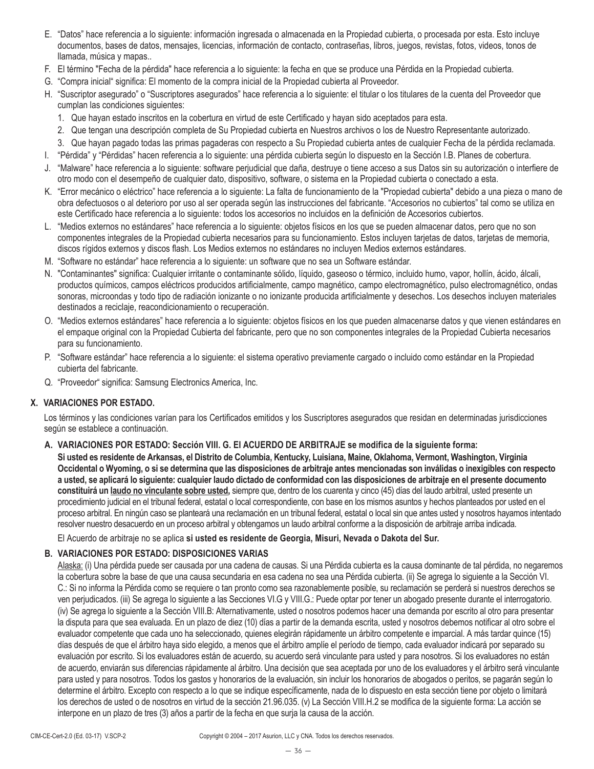E. “Datos” hace referencia a lo siguiente: información ingresada o almacenada en la Propiedad cubierta, o procesada por esta. Esto incluye documentos, bases de datos, mensajes, licencias, información de contacto, contraseñas, libros, juegos, revistas, fotos, videos, tonos de llamada, música y mapas..

F. El término "Fecha de la pérdida" hace referencia a lo siguiente: la fecha en que se produce una Pérdida en la Propiedad cubierta.

G. “Compra inicial“ significa: El momento de la compra inicial de la Propiedad cubierta al Proveedor.

H. “Suscriptor asegurado” o “Suscriptores asegurados” hace referencia a lo siguiente: el titular o los titulares de la cuenta del Proveedor que cumplan las condiciones siguientes:

   1. Que hayan estado inscritos en la cobertura en virtud de este Certificado y hayan sido aceptados para esta.
   2. Que tengan una descripción completa de Su Propiedad cubierta en Nuestros archivos o los de Nuestro Representante autorizado.
   3. Que hayan pagado todas las primas pagaderas con respecto a Su Propiedad cubierta antes de cualquier Fecha de la pérdida reclamada.

I. “Pérdida” y “Pérdidas” hacen referencia a lo siguiente: una pérdida cubierta según lo dispuesto en la Sección I.B. Planes de cobertura.

J. “Malware” hace referencia a lo siguiente: software perjudicial que daña, destruye o tiene acceso a sus Datos sin su autorización o interfiere de otro modo con el desempeño de cualquier dato, dispositivo, software, o sistema en la Propiedad cubierta o conectado a esta.

K. “Error mecánico o eléctrico” hace referencia a lo siguiente: La falta de funcionamiento de la "Propiedad cubierta" debido a una pieza o mano de obra defectuosos o al deterioro por uso al ser operada según las instrucciones del fabricante. “Accesorios no cubiertos” tal como se utiliza en este Certificado hace referencia a lo siguiente: todos los accesorios no incluidos en la definición de Accesorios cubiertos.

L. “Medios externos no estándares” hace referencia a lo siguiente: objetos físicos en los que se pueden almacenar datos, pero que no son componentes integrales de la Propiedad cubierta necesarios para su funcionamiento. Estos incluyen tarjetas de datos, tarjetas de memoria, discos rígidos externos y discos flash. Los Medios externos no estándares no incluyen Medios externos estándares.

M. “Software no estándar” hace referencia a lo siguiente: un software que no sea un Software estándar.

N. "Contaminantes" significa: Cualquier irritante o contaminante sólido, líquido, gaseoso o térmico, incluido humo, vapor, hollín, ácido, álcali, productos químicos, campos eléctricos producidos artificialmente, campo magnético, campo electromagnético, pulso electromagnético, ondas sonoras, microondas y todo tipo de radiación ionizante o no ionizante producida artificialmente y desechos. Los desechos incluyen materiales destinados a reciclaje, reacondicionamiento o recuperación.

O. “Medios externos estándares” hace referencia a lo siguiente: objetos físicos en los que pueden almacenarse datos y que vienen estándares en el empaque original con la Propiedad Cubierta del fabricante, pero que no son componentes integrales de la Propiedad Cubierta necesarios para su funcionamiento.

P. “Software estándar” hace referencia a lo siguiente: el sistema operativo previamente cargado o incluido como estándar en la Propiedad cubierta del fabricante.

Q. “Proveedor“ significa: Samsung Electronics America, Inc.

## X. VARIACIONES POR ESTADO.

Los términos y las condiciones varían para los Certificados emitidos y los Suscriptores asegurados que residan en determinadas jurisdicciones según se establece a continuación.

### A. VARIACIONES POR ESTADO: Sección VIII. G. El ACUERDO DE ARBITRAJE se modifica de la siguiente forma:

**Si usted es residente de Arkansas, el Distrito de Columbia, Kentucky, Luisiana, Maine, Oklahoma, Vermont, Washington, Virginia Occidental o Wyoming, o si se determina que las disposiciones de arbitraje antes mencionadas son inválidas o inexigibles con respecto a usted, se aplicará lo siguiente: cualquier laudo dictado de conformidad con las disposiciones de arbitraje en el presente documento constituirá un laudo no vinculante sobre usted,** siempre que, dentro de los cuarenta y cinco (45) días del laudo arbitral, usted presente un procedimiento judicial en el tribunal federal, estatal o local correspondiente, con base en los mismos asuntos y hechos planteados por usted en el proceso arbitral. En ningún caso se planteará una reclamación en un tribunal federal, estatal o local sin que antes usted y nosotros hayamos intentado resolver nuestro desacuerdo en un proceso arbitral y obtengamos un laudo arbitral conforme a la disposición de arbitraje arriba indicada.

El Acuerdo de arbitraje no se aplica **si usted es residente de Georgia, Misuri, Nevada o Dakota del Sur.**

### B. VARIACIONES POR ESTADO: DISPOSICIONES VARIAS

Alaska: (i) Una pérdida puede ser causada por una cadena de causas. Si una Pérdida cubierta es la causa dominante de tal pérdida, no negaremos la cobertura sobre la base de que una causa secundaria en esa cadena no sea una Pérdida cubierta. (ii) Se agrega lo siguiente a la Sección VI. C.: Si no informa la Pérdida como se requiere o tan pronto como sea razonablemente posible, su reclamación se perderá si nuestros derechos se ven perjudicados. (iii) Se agrega lo siguiente a las Secciones VI.G y VIII.G.: Puede optar por tener un abogado presente durante el interrogatorio. (iv) Se agrega lo siguiente a la Sección VIII.B: Alternativamente, usted o nosotros podemos hacer una demanda por escrito al otro para presentar la disputa para que sea evaluada. En un plazo de diez (10) días a partir de la demanda escrita, usted y nosotros debemos notificar al otro sobre el evaluador competente que cada uno ha seleccionado, quienes elegirán rápidamente un árbitro competente e imparcial. A más tardar quince (15) días después de que el árbitro haya sido elegido, a menos que el árbitro amplíe el período de tiempo, cada evaluador indicará por separado su evaluación por escrito. Si los evaluadores están de acuerdo, su acuerdo será vinculante para usted y para nosotros. Si los evaluadores no están de acuerdo, enviarán sus diferencias rápidamente al árbitro. Una decisión que sea aceptada por uno de los evaluadores y el árbitro será vinculante para usted y para nosotros. Todos los gastos y honorarios de la evaluación, sin incluir los honorarios de abogados o peritos, se pagarán según lo determine el árbitro. Excepto con respecto a lo que se indique específicamente, nada de lo dispuesto en esta sección tiene por objeto o limitará los derechos de usted o de nosotros en virtud de la sección 21.96.035. (v) La Sección VIII.H.2 se modifica de la siguiente forma: La acción se interpone en un plazo de tres (3) años a partir de la fecha en que surja la causa de la acción.

CIM-CE-Cert-2.0 (Ed. 03-17) V.SCP-2 Copyright © 2004 – 2017 Asurion, LLC y CNA. Todos los derechos reservados.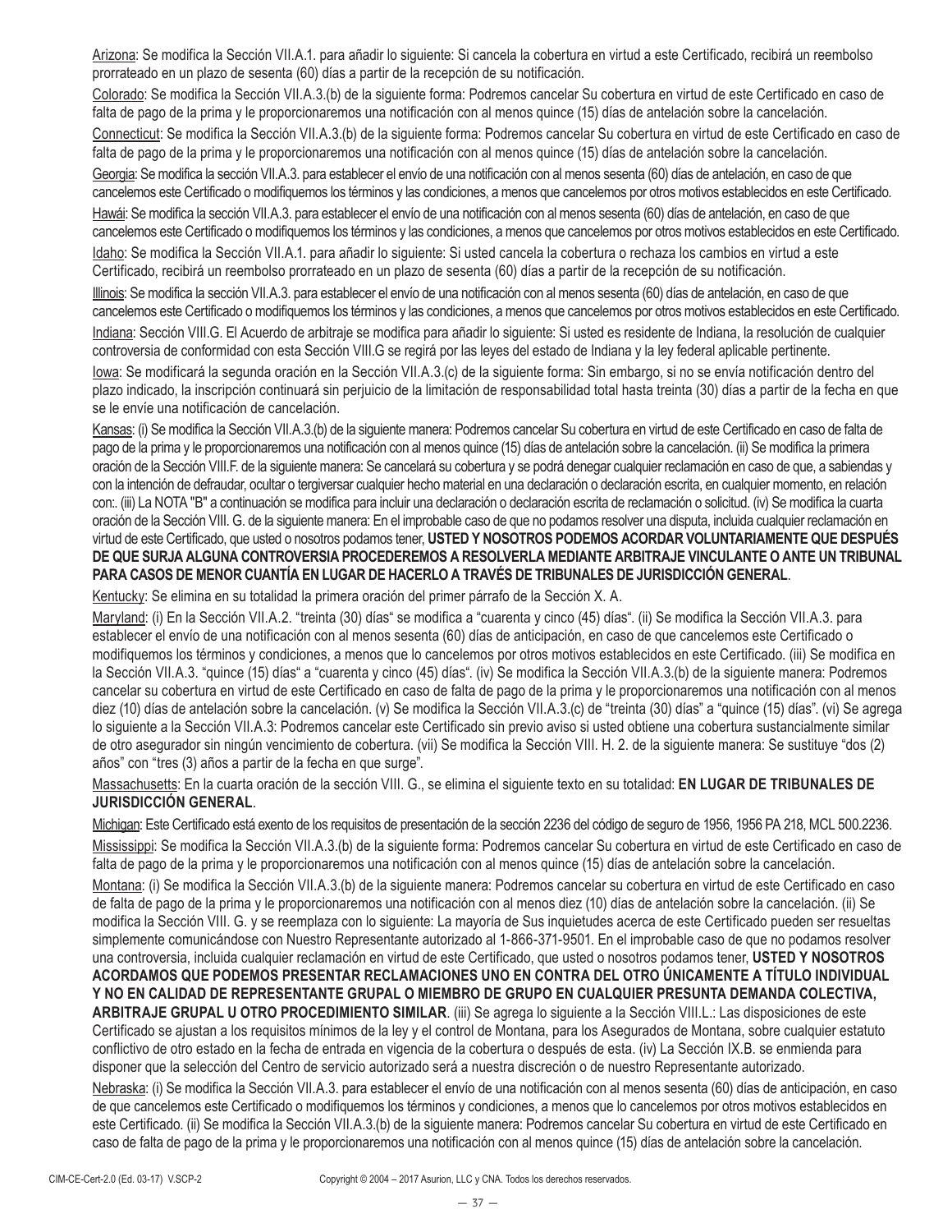Arizona: Se modifica la Sección VII.A.1. para añadir lo siguiente: Si cancela la cobertura en virtud a este Certificado, recibirá un reembolso prorrateado en un plazo de sesenta (60) días a partir de la recepción de su notificación.

Colorado: Se modifica la Sección VII.A.3.(b) de la siguiente forma: Podremos cancelar Su cobertura en virtud de este Certificado en caso de falta de pago de la prima y le proporcionaremos una notificación con al menos quince (15) días de antelación sobre la cancelación.

Connecticut: Se modifica la Sección VII.A.3.(b) de la siguiente forma: Podremos cancelar Su cobertura en virtud de este Certificado en caso de falta de pago de la prima y le proporcionaremos una notificación con al menos quince (15) días de antelación sobre la cancelación.

Georgia: Se modifica la sección VII.A.3. para establecer el envío de una notificación con al menos sesenta (60) días de antelación, en caso de que cancelemos este Certificado o modifiquemos los términos y las condiciones, a menos que cancelemos por otros motivos establecidos en este Certificado.

Hawái: Se modifica la sección VII.A.3. para establecer el envío de una notificación con al menos sesenta (60) días de antelación, en caso de que cancelemos este Certificado o modifiquemos los términos y las condiciones, a menos que cancelemos por otros motivos establecidos en este Certificado.

Idaho: Se modifica la Sección VII.A.1. para añadir lo siguiente: Si usted cancela la cobertura o rechaza los cambios en virtud a este Certificado, recibirá un reembolso prorrateado en un plazo de sesenta (60) días a partir de la recepción de su notificación.

Illinois: Se modifica la sección VII.A.3. para establecer el envío de una notificación con al menos sesenta (60) días de antelación, en caso de que cancelemos este Certificado o modifiquemos los términos y las condiciones, a menos que cancelemos por otros motivos establecidos en este Certificado.

Indiana: Sección VIII.G. El Acuerdo de arbitraje se modifica para añadir lo siguiente: Si usted es residente de Indiana, la resolución de cualquier controversia de conformidad con esta Sección VIII.G se regirá por las leyes del estado de Indiana y la ley federal aplicable pertinente.

Iowa: Se modificará la segunda oración en la Sección VII.A.3.(c) de la siguiente forma: Sin embargo, si no se envía notificación dentro del plazo indicado, la inscripción continuará sin perjuicio de la limitación de responsabilidad total hasta treinta (30) días a partir de la fecha en que se le envíe una notificación de cancelación.

Kansas: (i) Se modifica la Sección VII.A.3.(b) de la siguiente manera: Podremos cancelar Su cobertura en virtud de este Certificado en caso de falta de pago de la prima y le proporcionaremos una notificación con al menos quince (15) días de antelación sobre la cancelación. (ii) Se modifica la primera oración de la Sección VIII.F. de la siguiente manera: Se cancelará su cobertura y se podrá denegar cualquier reclamación en caso de que, a sabiendas y con la intención de defraudar, ocultar o tergiversar cualquier hecho material en una declaración o declaración escrita, en cualquier momento, en relación con:. (iii) La NOTA "B" a continuación se modifica para incluir una declaración o declaración escrita de reclamación o solicitud. (iv) Se modifica la cuarta oración de la Sección VIII. G. de la siguiente manera: En el improbable caso de que no podamos resolver una disputa, incluida cualquier reclamación en virtud de este Certificado, que usted o nosotros podamos tener, **USTED Y NOSOTROS PODEMOS ACORDAR VOLUNTARIAMENTE QUE DESPUÉS DE QUE SURJA ALGUNA CONTROVERSIA PROCEDEREMOS A RESOLVERLA MEDIANTE ARBITRAJE VINCULANTE O ANTE UN TRIBUNAL PARA CASOS DE MENOR CUANTÍA EN LUGAR DE HACERLO A TRAVÉS DE TRIBUNALES DE JURISDICCIÓN GENERAL**.

Kentucky: Se elimina en su totalidad la primera oración del primer párrafo de la Sección X. A.

Maryland: (i) En la Sección VII.A.2. "treinta (30) días" se modifica a "cuarenta y cinco (45) días". (ii) Se modifica la Sección VII.A.3. para establecer el envío de una notificación con al menos sesenta (60) días de anticipación, en caso de que cancelemos este Certificado o modifiquemos los términos y condiciones, a menos que lo cancelemos por otros motivos establecidos en este Certificado. (iii) Se modifica en la Sección VII.A.3. "quince (15) días" a "cuarenta y cinco (45) días". (iv) Se modifica la Sección VII.A.3.(b) de la siguiente manera: Podremos cancelar su cobertura en virtud de este Certificado en caso de falta de pago de la prima y le proporcionaremos una notificación con al menos diez (10) días de antelación sobre la cancelación. (v) Se modifica la Sección VII.A.3.(c) de "treinta (30) días" a "quince (15) días". (vi) Se agrega lo siguiente a la Sección VII.A.3: Podremos cancelar este Certificado sin previo aviso si usted obtiene una cobertura sustancialmente similar de otro asegurador sin ningún vencimiento de cobertura. (vii) Se modifica la Sección VIII. H. 2. de la siguiente manera: Se sustituye "dos (2) años" con "tres (3) años a partir de la fecha en que surge".

Massachusetts: En la cuarta oración de la sección VIII. G., se elimina el siguiente texto en su totalidad: **EN LUGAR DE TRIBUNALES DE JURISDICCIÓN GENERAL**.

Michigan: Este Certificado está exento de los requisitos de presentación de la sección 2236 del código de seguro de 1956, 1956 PA 218, MCL 500.2236.

Mississippi: Se modifica la Sección VII.A.3.(b) de la siguiente forma: Podremos cancelar Su cobertura en virtud de este Certificado en caso de falta de pago de la prima y le proporcionaremos una notificación con al menos quince (15) días de antelación sobre la cancelación.

Montana: (i) Se modifica la Sección VII.A.3.(b) de la siguiente manera: Podremos cancelar su cobertura en virtud de este Certificado en caso de falta de pago de la prima y le proporcionaremos una notificación con al menos diez (10) días de antelación sobre la cancelación. (ii) Se modifica la Sección VIII. G. y se reemplaza con lo siguiente: La mayoría de Sus inquietudes acerca de este Certificado pueden ser resueltas simplemente comunicándose con Nuestro Representante autorizado al 1-866-371-9501. En el improbable caso de que no podamos resolver una controversia, incluida cualquier reclamación en virtud de este Certificado, que usted o nosotros podamos tener, **USTED Y NOSOTROS ACORDAMOS QUE PODEMOS PRESENTAR RECLAMACIONES UNO EN CONTRA DEL OTRO ÚNICAMENTE A TÍTULO INDIVIDUAL Y NO EN CALIDAD DE REPRESENTANTE GRUPAL O MIEMBRO DE GRUPO EN CUALQUIER PRESUNTA DEMANDA COLECTIVA, ARBITRAJE GRUPAL U OTRO PROCEDIMIENTO SIMILAR**. (iii) Se agrega lo siguiente a la Sección VIII.L.: Las disposiciones de este Certificado se ajustan a los requisitos mínimos de la ley y el control de Montana, para los Asegurados de Montana, sobre cualquier estatuto conflictivo de otro estado en la fecha de entrada en vigencia de la cobertura o después de esta. (iv) La Sección IX.B. se enmienda para disponer que la selección del Centro de servicio autorizado será a nuestra discreción o de nuestro Representante autorizado.

Nebraska: (i) Se modifica la Sección VII.A.3. para establecer el envío de una notificación con al menos sesenta (60) días de anticipación, en caso de que cancelemos este Certificado o modifiquemos los términos y condiciones, a menos que lo cancelemos por otros motivos establecidos en este Certificado. (ii) Se modifica la Sección VII.A.3.(b) de la siguiente manera: Podremos cancelar Su cobertura en virtud de este Certificado en caso de falta de pago de la prima y le proporcionaremos una notificación con al menos quince (15) días de antelación sobre la cancelación.

CIM-CE-Cert-2.0 (Ed. 03-17) V.SCP-2 Copyright © 2004 – 2017 Asurion, LLC y CNA. Todos los derechos reservados.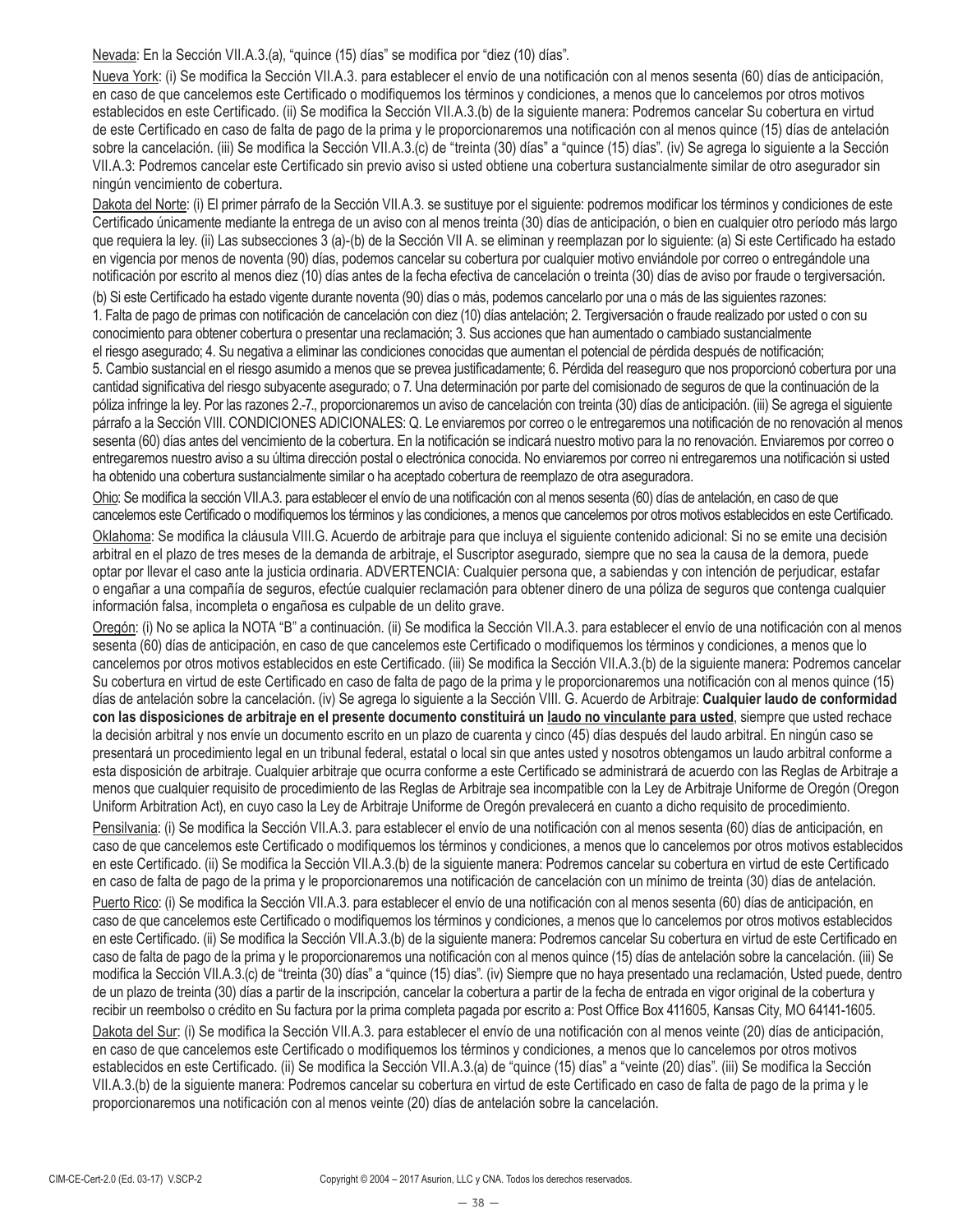<u>Nevada</u>: En la Sección VII.A.3.(a), "quince (15) días" se modifica por "diez (10) días".

<u>Nueva York</u>: (i) Se modifica la Sección VII.A.3. para establecer el envío de una notificación con al menos sesenta (60) días de anticipación, en caso de que cancelemos este Certificado o modifiquemos los términos y condiciones, a menos que lo cancelemos por otros motivos establecidos en este Certificado. (ii) Se modifica la Sección VII.A.3.(b) de la siguiente manera: Podremos cancelar Su cobertura en virtud de este Certificado en caso de falta de pago de la prima y le proporcionaremos una notificación con al menos quince (15) días de antelación sobre la cancelación. (iii) Se modifica la Sección VII.A.3.(c) de "treinta (30) días" a "quince (15) días". (iv) Se agrega lo siguiente a la Sección VII.A.3: Podremos cancelar este Certificado sin previo aviso si usted obtiene una cobertura sustancialmente similar de otro asegurador sin ningún vencimiento de cobertura.

<u>Dakota del Norte</u>: (i) El primer párrafo de la Sección VII.A.3. se sustituye por el siguiente: podremos modificar los términos y condiciones de este Certificado únicamente mediante la entrega de un aviso con al menos treinta (30) días de anticipación, o bien en cualquier otro período más largo que requiera la ley. (ii) Las subsecciones 3 (a)-(b) de la Sección VII A. se eliminan y reemplazan por lo siguiente: (a) Si este Certificado ha estado en vigencia por menos de noventa (90) días, podemos cancelar su cobertura por cualquier motivo enviándole por correo o entregándole una notificación por escrito al menos diez (10) días antes de la fecha efectiva de cancelación o treinta (30) días de aviso por fraude o tergiversación.

(b) Si este Certificado ha estado vigente durante noventa (90) días o más, podemos cancelarlo por una o más de las siguientes razones: 1. Falta de pago de primas con notificación de cancelación con diez (10) días antelación; 2. Tergiversación o fraude realizado por usted o con su conocimiento para obtener cobertura o presentar una reclamación; 3. Sus acciones que han aumentado o cambiado sustancialmente el riesgo asegurado; 4. Su negativa a eliminar las condiciones conocidas que aumentan el potencial de pérdida después de notificación; 5. Cambio sustancial en el riesgo asumido a menos que se prevea justificadamente; 6. Pérdida del reaseguro que nos proporcionó cobertura por una cantidad significativa del riesgo subyacente asegurado; o 7. Una determinación por parte del comisionado de seguros de que la continuación de la póliza infringe la ley. Por las razones 2.-7., proporcionaremos un aviso de cancelación con treinta (30) días de anticipación. (iii) Se agrega el siguiente párrafo a la Sección VIII. CONDICIONES ADICIONALES: Q. Le enviaremos por correo o le entregaremos una notificación de no renovación al menos sesenta (60) días antes del vencimiento de la cobertura. En la notificación se indicará nuestro motivo para la no renovación. Enviaremos por correo o entregaremos nuestro aviso a su última dirección postal o electrónica conocida. No enviaremos por correo ni entregaremos una notificación si usted ha obtenido una cobertura sustancialmente similar o ha aceptado cobertura de reemplazo de otra aseguradora.

<u>Ohio</u>: Se modifica la sección VII.A.3. para establecer el envío de una notificación con al menos sesenta (60) días de antelación, en caso de que cancelemos este Certificado o modifiquemos los términos y las condiciones, a menos que cancelemos por otros motivos establecidos en este Certificado.

<u>Oklahoma</u>: Se modifica la cláusula VIII.G. Acuerdo de arbitraje para que incluya el siguiente contenido adicional: Si no se emite una decisión arbitral en el plazo de tres meses de la demanda de arbitraje, el Suscriptor asegurado, siempre que no sea la causa de la demora, puede optar por llevar el caso ante la justicia ordinaria. ADVERTENCIA: Cualquier persona que, a sabiendas y con intención de perjudicar, estafar o engañar a una compañía de seguros, efectúe cualquier reclamación para obtener dinero de una póliza de seguros que contenga cualquier información falsa, incompleta o engañosa es culpable de un delito grave.

<u>Oregón</u>: (i) No se aplica la NOTA "B" a continuación. (ii) Se modifica la Sección VII.A.3. para establecer el envío de una notificación con al menos sesenta (60) días de anticipación, en caso de que cancelemos este Certificado o modifiquemos los términos y condiciones, a menos que lo cancelemos por otros motivos establecidos en este Certificado. (iii) Se modifica la Sección VII.A.3.(b) de la siguiente manera: Podremos cancelar Su cobertura en virtud de este Certificado en caso de falta de pago de la prima y le proporcionaremos una notificación con al menos quince (15) días de antelación sobre la cancelación. (iv) Se agrega lo siguiente a la Sección VIII. G. Acuerdo de Arbitraje: **Cualquier laudo de conformidad con las disposiciones de arbitraje en el presente documento constituirá un <u>laudo no vinculante para usted</u>**, siempre que usted rechace la decisión arbitral y nos envíe un documento escrito en un plazo de cuarenta y cinco (45) días después del laudo arbitral. En ningún caso se presentará un procedimiento legal en un tribunal federal, estatal o local sin que antes usted y nosotros obtengamos un laudo arbitral conforme a esta disposición de arbitraje. Cualquier arbitraje que ocurra conforme a este Certificado se administrará de acuerdo con las Reglas de Arbitraje a menos que cualquier requisito de procedimiento de las Reglas de Arbitraje sea incompatible con la Ley de Arbitraje Uniforme de Oregón (Oregon Uniform Arbitration Act), en cuyo caso la Ley de Arbitraje Uniforme de Oregón prevalecerá en cuanto a dicho requisito de procedimiento.

<u>Pensilvania</u>: (i) Se modifica la Sección VII.A.3. para establecer el envío de una notificación con al menos sesenta (60) días de anticipación, en caso de que cancelemos este Certificado o modifiquemos los términos y condiciones, a menos que lo cancelemos por otros motivos establecidos en este Certificado. (ii) Se modifica la Sección VII.A.3.(b) de la siguiente manera: Podremos cancelar su cobertura en virtud de este Certificado en caso de falta de pago de la prima y le proporcionaremos una notificación de cancelación con un mínimo de treinta (30) días de antelación.

<u>Puerto Rico</u>: (i) Se modifica la Sección VII.A.3. para establecer el envío de una notificación con al menos sesenta (60) días de anticipación, en caso de que cancelemos este Certificado o modifiquemos los términos y condiciones, a menos que lo cancelemos por otros motivos establecidos en este Certificado. (ii) Se modifica la Sección VII.A.3.(b) de la siguiente manera: Podremos cancelar Su cobertura en virtud de este Certificado en caso de falta de pago de la prima y le proporcionaremos una notificación con al menos quince (15) días de antelación sobre la cancelación. (iii) Se modifica la Sección VII.A.3.(c) de "treinta (30) días" a "quince (15) días". (iv) Siempre que no haya presentado una reclamación, Usted puede, dentro de un plazo de treinta (30) días a partir de la inscripción, cancelar la cobertura a partir de la fecha de entrada en vigor original de la cobertura y recibir un reembolso o crédito en Su factura por la prima completa pagada por escrito a: Post Office Box 411605, Kansas City, MO 64141-1605.

<u>Dakota del Sur</u>: (i) Se modifica la Sección VII.A.3. para establecer el envío de una notificación con al menos veinte (20) días de anticipación, en caso de que cancelemos este Certificado o modifiquemos los términos y condiciones, a menos que lo cancelemos por otros motivos establecidos en este Certificado. (ii) Se modifica la Sección VII.A.3.(a) de "quince (15) días" a "veinte (20) días". (iii) Se modifica la Sección VII.A.3.(b) de la siguiente manera: Podremos cancelar su cobertura en virtud de este Certificado en caso de falta de pago de la prima y le proporcionaremos una notificación con al menos veinte (20) días de antelación sobre la cancelación.

CIM-CE-Cert-2.0 (Ed. 03-17) V.SCP-2 Copyright © 2004 – 2017 Asurion, LLC y CNA. Todos los derechos reservados.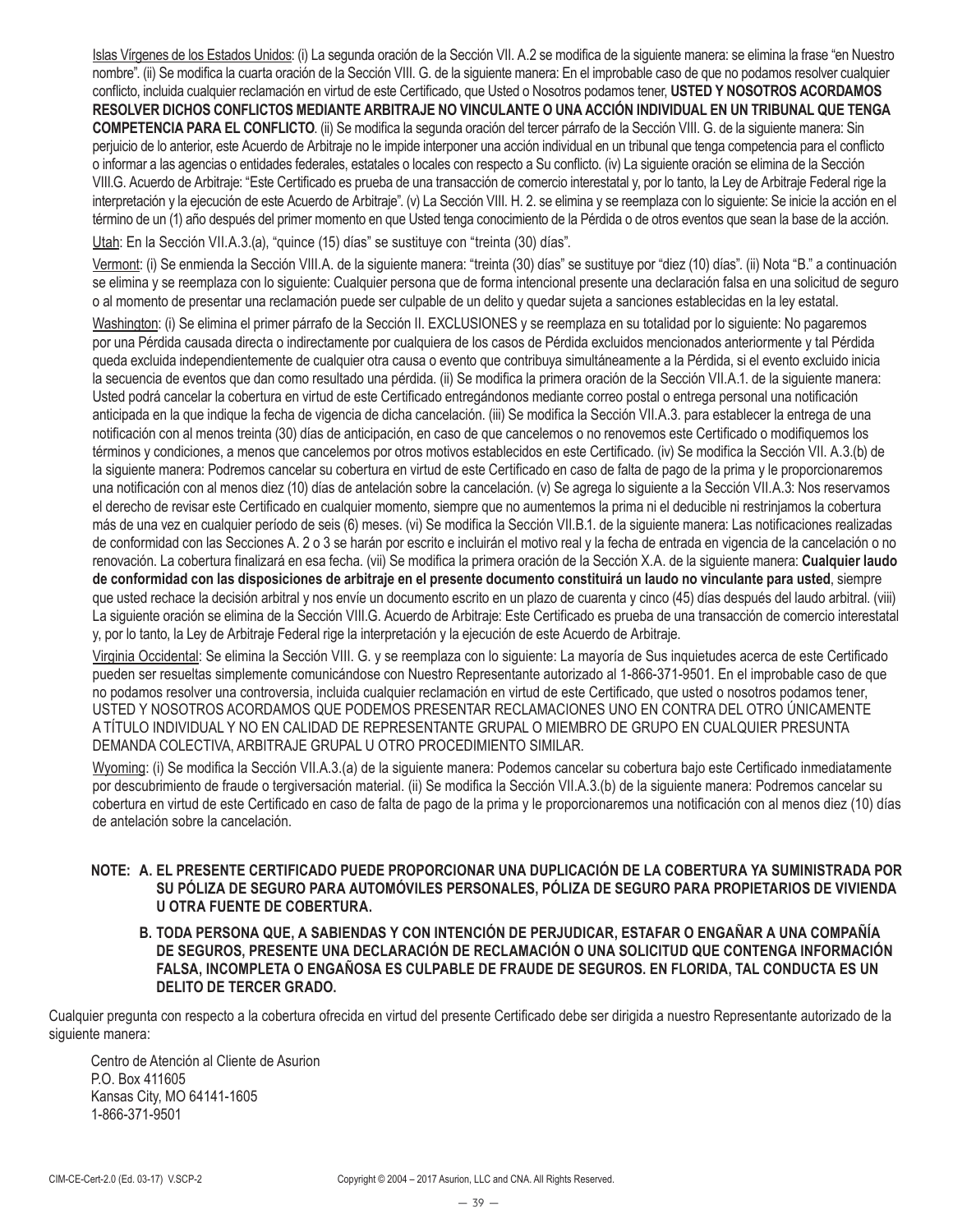Islas Vírgenes de los Estados Unidos: (i) La segunda oración de la Sección VII. A.2 se modifica de la siguiente manera: se elimina la frase “en Nuestro nombre”. (ii) Se modifica la cuarta oración de la Sección VIII. G. de la siguiente manera: En el improbable caso de que no podamos resolver cualquier conflicto, incluida cualquier reclamación en virtud de este Certificado, que Usted o Nosotros podamos tener, **USTED Y NOSOTROS ACORDAMOS RESOLVER DICHOS CONFLICTOS MEDIANTE ARBITRAJE NO VINCULANTE O UNA ACCIÓN INDIVIDUAL EN UN TRIBUNAL QUE TENGA COMPETENCIA PARA EL CONFLICTO**. (ii) Se modifica la segunda oración del tercer párrafo de la Sección VIII. G. de la siguiente manera: Sin perjuicio de lo anterior, este Acuerdo de Arbitraje no le impide interponer una acción individual en un tribunal que tenga competencia para el conflicto o informar a las agencias o entidades federales, estatales o locales con respecto a Su conflicto. (iv) La siguiente oración se elimina de la Sección VIII.G. Acuerdo de Arbitraje: “Este Certificado es prueba de una transacción de comercio interestatal y, por lo tanto, la Ley de Arbitraje Federal rige la interpretación y la ejecución de este Acuerdo de Arbitraje”. (v) La Sección VIII. H. 2. se elimina y se reemplaza con lo siguiente: Se inicie la acción en el término de un (1) año después del primer momento en que Usted tenga conocimiento de la Pérdida o de otros eventos que sean la base de la acción.

Utah: En la Sección VII.A.3.(a), “quince (15) días” se sustituye con “treinta (30) días”.

Vermont: (i) Se enmienda la Sección VIII.A. de la siguiente manera: “treinta (30) días” se sustituye por “diez (10) días”. (ii) Nota “B.” a continuación se elimina y se reemplaza con lo siguiente: Cualquier persona que de forma intencional presente una declaración falsa en una solicitud de seguro o al momento de presentar una reclamación puede ser culpable de un delito y quedar sujeta a sanciones establecidas en la ley estatal.

Washington: (i) Se elimina el primer párrafo de la Sección II. EXCLUSIONES y se reemplaza en su totalidad por lo siguiente: No pagaremos por una Pérdida causada directa o indirectamente por cualquiera de los casos de Pérdida excluidos mencionados anteriormente y tal Pérdida queda excluida independientemente de cualquier otra causa o evento que contribuya simultáneamente a la Pérdida, si el evento excluido inicia la secuencia de eventos que dan como resultado una pérdida. (ii) Se modifica la primera oración de la Sección VII.A.1. de la siguiente manera: Usted podrá cancelar la cobertura en virtud de este Certificado entregándonos mediante correo postal o entrega personal una notificación anticipada en la que indique la fecha de vigencia de dicha cancelación. (iii) Se modifica la Sección VII.A.3. para establecer la entrega de una notificación con al menos treinta (30) días de anticipación, en caso de que cancelemos o no renovemos este Certificado o modifiquemos los términos y condiciones, a menos que cancelemos por otros motivos establecidos en este Certificado. (iv) Se modifica la Sección VII. A.3.(b) de la siguiente manera: Podremos cancelar su cobertura en virtud de este Certificado en caso de falta de pago de la prima y le proporcionaremos una notificación con al menos diez (10) días de antelación sobre la cancelación. (v) Se agrega lo siguiente a la Sección VII.A.3: Nos reservamos el derecho de revisar este Certificado en cualquier momento, siempre que no aumentemos la prima ni el deducible ni restrinjamos la cobertura más de una vez en cualquier período de seis (6) meses. (vi) Se modifica la Sección VII.B.1. de la siguiente manera: Las notificaciones realizadas de conformidad con las Secciones A. 2 o 3 se harán por escrito e incluirán el motivo real y la fecha de entrada en vigencia de la cancelación o no renovación. La cobertura finalizará en esa fecha. (vii) Se modifica la primera oración de la Sección X.A. de la siguiente manera: **Cualquier laudo de conformidad con las disposiciones de arbitraje en el presente documento constituirá un laudo no vinculante para usted**, siempre que usted rechace la decisión arbitral y nos envíe un documento escrito en un plazo de cuarenta y cinco (45) días después del laudo arbitral. (viii) La siguiente oración se elimina de la Sección VIII.G. Acuerdo de Arbitraje: Este Certificado es prueba de una transacción de comercio interestatal y, por lo tanto, la Ley de Arbitraje Federal rige la interpretación y la ejecución de este Acuerdo de Arbitraje.

Virginia Occidental: Se elimina la Sección VIII. G. y se reemplaza con lo siguiente: La mayoría de Sus inquietudes acerca de este Certificado pueden ser resueltas simplemente comunicándose con Nuestro Representante autorizado al 1-866-371-9501. En el improbable caso de que no podamos resolver una controversia, incluida cualquier reclamación en virtud de este Certificado, que usted o nosotros podamos tener, USTED Y NOSOTROS ACORDAMOS QUE PODEMOS PRESENTAR RECLAMACIONES UNO EN CONTRA DEL OTRO ÚNICAMENTE A TÍTULO INDIVIDUAL Y NO EN CALIDAD DE REPRESENTANTE GRUPAL O MIEMBRO DE GRUPO EN CUALQUIER PRESUNTA DEMANDA COLECTIVA, ARBITRAJE GRUPAL U OTRO PROCEDIMIENTO SIMILAR.

Wyoming: (i) Se modifica la Sección VII.A.3.(a) de la siguiente manera: Podemos cancelar su cobertura bajo este Certificado inmediatamente por descubrimiento de fraude o tergiversación material. (ii) Se modifica la Sección VII.A.3.(b) de la siguiente manera: Podremos cancelar su cobertura en virtud de este Certificado en caso de falta de pago de la prima y le proporcionaremos una notificación con al menos diez (10) días de antelación sobre la cancelación.

**NOTE: A. EL PRESENTE CERTIFICADO PUEDE PROPORCIONAR UNA DUPLICACIÓN DE LA COBERTURA YA SUMINISTRADA POR SU PÓLIZA DE SEGURO PARA AUTOMÓVILES PERSONALES, PÓLIZA DE SEGURO PARA PROPIETARIOS DE VIVIENDA U OTRA FUENTE DE COBERTURA.**

**B. TODA PERSONA QUE, A SABIENDAS Y CON INTENCIÓN DE PERJUDICAR, ESTAFAR O ENGAÑAR A UNA COMPAÑÍA DE SEGUROS, PRESENTE UNA DECLARACIÓN DE RECLAMACIÓN O UNA SOLICITUD QUE CONTENGA INFORMACIÓN FALSA, INCOMPLETA O ENGAÑOSA ES CULPABLE DE FRAUDE DE SEGUROS. EN FLORIDA, TAL CONDUCTA ES UN DELITO DE TERCER GRADO.**

Cualquier pregunta con respecto a la cobertura ofrecida en virtud del presente Certificado debe ser dirigida a nuestro Representante autorizado de la siguiente manera:

Centro de Atención al Cliente de Asurion
P.O. Box 411605
Kansas City, MO 64141-1605
1-866-371-9501

CIM-CE-Cert-2.0 (Ed. 03-17) V.SCP-2 Copyright © 2004 – 2017 Asurion, LLC and CNA. All Rights Reserved.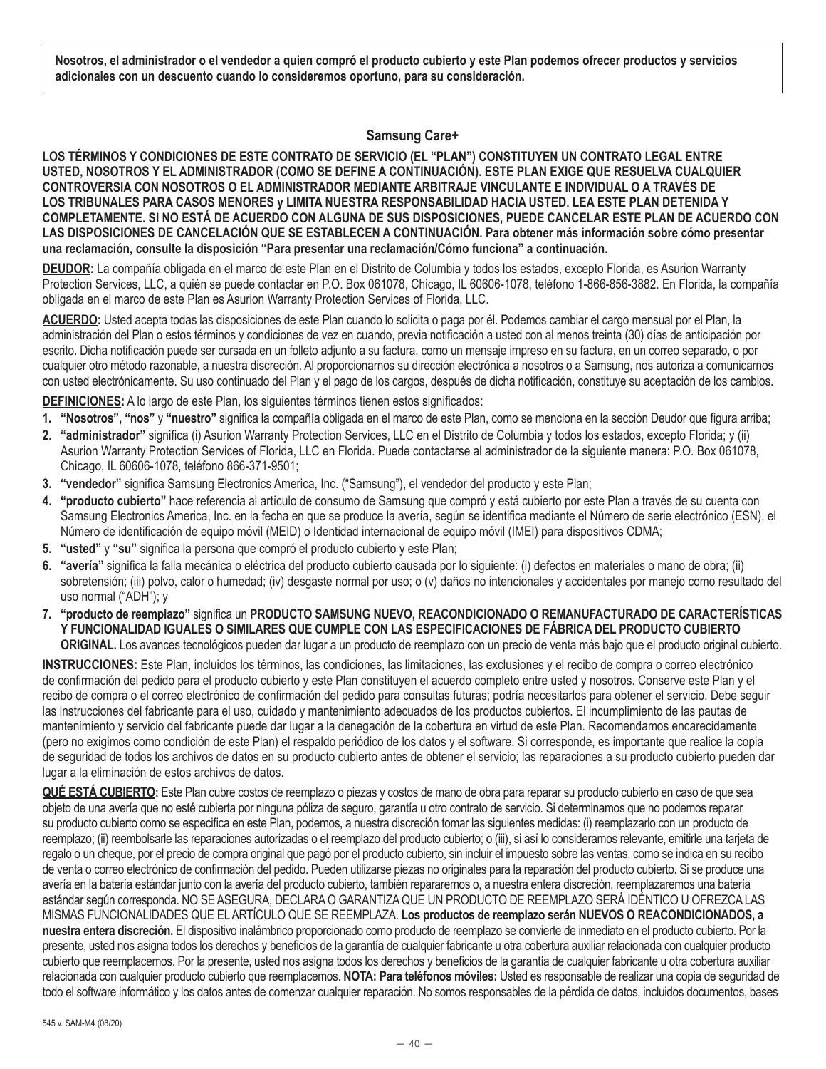**Nosotros, el administrador o el vendedor a quien compró el producto cubierto y este Plan podemos ofrecer productos y servicios adicionales con un descuento cuando lo consideremos oportuno, para su consideración.**

## Samsung Care+

**LOS TÉRMINOS Y CONDICIONES DE ESTE CONTRATO DE SERVICIO (EL "PLAN") CONSTITUYEN UN CONTRATO LEGAL ENTRE USTED, NOSOTROS Y EL ADMINISTRADOR (COMO SE DEFINE A CONTINUACIÓN). ESTE PLAN EXIGE QUE RESUELVA CUALQUIER CONTROVERSIA CON NOSOTROS O EL ADMINISTRADOR MEDIANTE ARBITRAJE VINCULANTE E INDIVIDUAL O A TRAVÉS DE LOS TRIBUNALES PARA CASOS MENORES y LIMITA NUESTRA RESPONSABILIDAD HACIA USTED. LEA ESTE PLAN DETENIDA Y COMPLETAMENTE. SI NO ESTÁ DE ACUERDO CON ALGUNA DE SUS DISPOSICIONES, PUEDE CANCELAR ESTE PLAN DE ACUERDO CON LAS DISPOSICIONES DE CANCELACIÓN QUE SE ESTABLECEN A CONTINUACIÓN. Para obtener más información sobre cómo presentar una reclamación, consulte la disposición "Para presentar una reclamación/Cómo funciona" a continuación.**

**DEUDOR:** La compañía obligada en el marco de este Plan en el Distrito de Columbia y todos los estados, excepto Florida, es Asurion Warranty Protection Services, LLC, a quién se puede contactar en P.O. Box 061078, Chicago, IL 60606-1078, teléfono 1-866-856-3882. En Florida, la compañía obligada en el marco de este Plan es Asurion Warranty Protection Services of Florida, LLC.

**ACUERDO:** Usted acepta todas las disposiciones de este Plan cuando lo solicita o paga por él. Podemos cambiar el cargo mensual por el Plan, la administración del Plan o estos términos y condiciones de vez en cuando, previa notificación a usted con al menos treinta (30) días de anticipación por escrito. Dicha notificación puede ser cursada en un folleto adjunto a su factura, como un mensaje impreso en su factura, en un correo separado, o por cualquier otro método razonable, a nuestra discreción. Al proporcionarnos su dirección electrónica a nosotros o a Samsung, nos autoriza a comunicarnos con usted electrónicamente. Su uso continuado del Plan y el pago de los cargos, después de dicha notificación, constituye su aceptación de los cambios.

**DEFINICIONES:** A lo largo de este Plan, los siguientes términos tienen estos significados:

1. **"Nosotros", "nos"** y **"nuestro"** significa la compañía obligada en el marco de este Plan, como se menciona en la sección Deudor que figura arriba;
2. **"administrador"** significa (i) Asurion Warranty Protection Services, LLC en el Distrito de Columbia y todos los estados, excepto Florida; y (ii) Asurion Warranty Protection Services of Florida, LLC en Florida. Puede contactarse al administrador de la siguiente manera: P.O. Box 061078, Chicago, IL 60606-1078, teléfono 866-371-9501;
3. **"vendedor"** significa Samsung Electronics America, Inc. ("Samsung"), el vendedor del producto y este Plan;
4. **"producto cubierto"** hace referencia al artículo de consumo de Samsung que compró y está cubierto por este Plan a través de su cuenta con Samsung Electronics America, Inc. en la fecha en que se produce la avería, según se identifica mediante el Número de serie electrónico (ESN), el Número de identificación de equipo móvil (MEID) o Identidad internacional de equipo móvil (IMEI) para dispositivos CDMA;
5. **"usted"** y **"su"** significa la persona que compró el producto cubierto y este Plan;
6. **"avería"** significa la falla mecánica o eléctrica del producto cubierto causada por lo siguiente: (i) defectos en materiales o mano de obra; (ii) sobretensión; (iii) polvo, calor o humedad; (iv) desgaste normal por uso; o (v) daños no intencionales y accidentales por manejo como resultado del uso normal ("ADH"); y
7. **"producto de reemplazo"** significa un **PRODUCTO SAMSUNG NUEVO, REACONDICIONADO O REMANUFACTURADO DE CARACTERÍSTICAS Y FUNCIONALIDAD IGUALES O SIMILARES QUE CUMPLE CON LAS ESPECIFICACIONES DE FÁBRICA DEL PRODUCTO CUBIERTO ORIGINAL.** Los avances tecnológicos pueden dar lugar a un producto de reemplazo con un precio de venta más bajo que el producto original cubierto.

**INSTRUCCIONES:** Este Plan, incluidos los términos, las condiciones, las limitaciones, las exclusiones y el recibo de compra o correo electrónico de confirmación del pedido para el producto cubierto y este Plan constituyen el acuerdo completo entre usted y nosotros. Conserve este Plan y el recibo de compra o el correo electrónico de confirmación del pedido para consultas futuras; podría necesitarlos para obtener el servicio. Debe seguir las instrucciones del fabricante para el uso, cuidado y mantenimiento adecuados de los productos cubiertos. El incumplimiento de las pautas de mantenimiento y servicio del fabricante puede dar lugar a la denegación de la cobertura en virtud de este Plan. Recomendamos encarecidamente (pero no exigimos como condición de este Plan) el respaldo periódico de los datos y el software. Si corresponde, es importante que realice la copia de seguridad de todos los archivos de datos en su producto cubierto antes de obtener el servicio; las reparaciones a su producto cubierto pueden dar lugar a la eliminación de estos archivos de datos.

**QUÉ ESTÁ CUBIERTO:** Este Plan cubre costos de reemplazo o piezas y costos de mano de obra para reparar su producto cubierto en caso de que sea objeto de una avería que no esté cubierta por ninguna póliza de seguro, garantía u otro contrato de servicio. Si determinamos que no podemos reparar su producto cubierto como se especifica en este Plan, podemos, a nuestra discreción tomar las siguientes medidas: (i) reemplazarlo con un producto de reemplazo; (ii) reembolsarle las reparaciones autorizadas o el reemplazo del producto cubierto; o (iii), si así lo consideramos relevante, emitirle una tarjeta de regalo o un cheque, por el precio de compra original que pagó por el producto cubierto, sin incluir el impuesto sobre las ventas, como se indica en su recibo de venta o correo electrónico de confirmación del pedido. Pueden utilizarse piezas no originales para la reparación del producto cubierto. Si se produce una avería en la batería estándar junto con la avería del producto cubierto, también repararemos o, a nuestra entera discreción, reemplazaremos una batería estándar según corresponda. NO SE ASEGURA, DECLARA O GARANTIZA QUE UN PRODUCTO DE REEMPLAZO SERÁ IDÉNTICO U OFREZCA LAS MISMAS FUNCIONALIDADES QUE EL ARTÍCULO QUE SE REEMPLAZA. **Los productos de reemplazo serán NUEVOS O REACONDICIONADOS, a nuestra entera discreción.** El dispositivo inalámbrico proporcionado como producto de reemplazo se convierte de inmediato en el producto cubierto. Por la presente, usted nos asigna todos los derechos y beneficios de la garantía de cualquier fabricante u otra cobertura auxiliar relacionada con cualquier producto cubierto que reemplacemos. Por la presente, usted nos asigna todos los derechos y beneficios de la garantía de cualquier fabricante u otra cobertura auxiliar relacionada con cualquier producto cubierto que reemplacemos. **NOTA: Para teléfonos móviles:** Usted es responsable de realizar una copia de seguridad de todo el software informático y los datos antes de comenzar cualquier reparación. No somos responsables de la pérdida de datos, incluidos documentos, bases

545 v. SAM-M4 (08/20)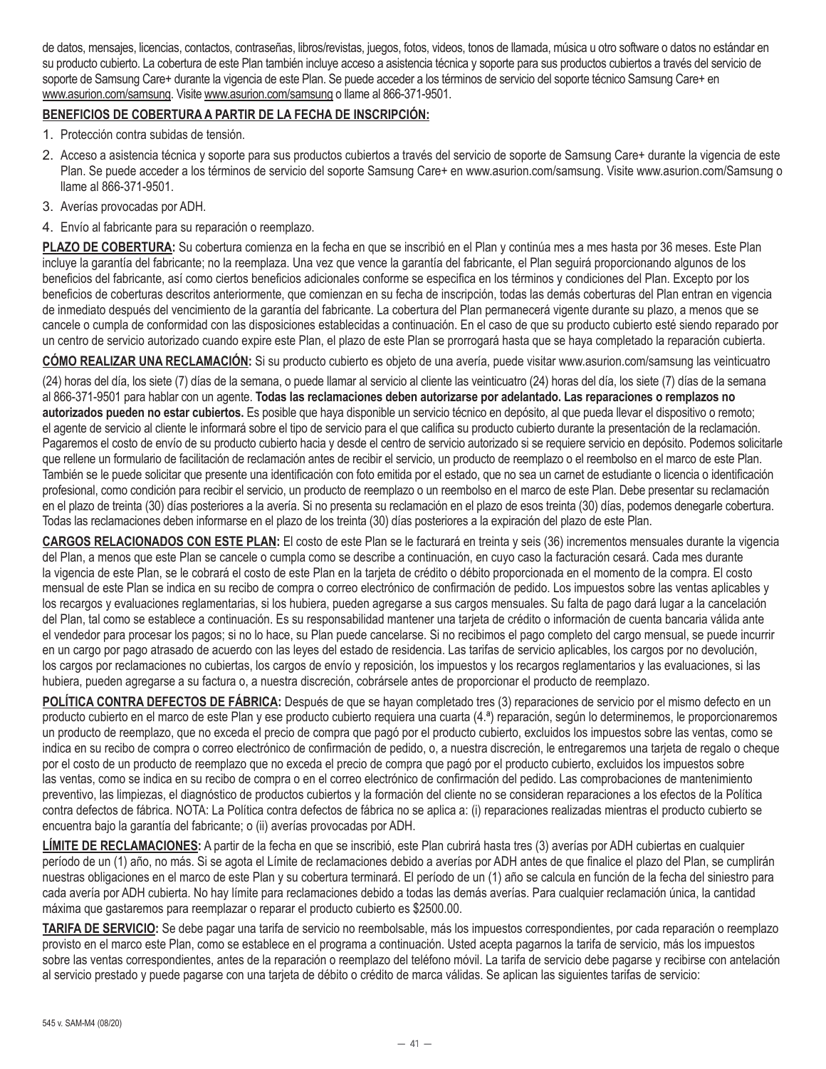de datos, mensajes, licencias, contactos, contraseñas, libros/revistas, juegos, fotos, videos, tonos de llamada, música u otro software o datos no estándar en su producto cubierto. La cobertura de este Plan también incluye acceso a asistencia técnica y soporte para sus productos cubiertos a través del servicio de soporte de Samsung Care+ durante la vigencia de este Plan. Se puede acceder a los términos de servicio del soporte técnico Samsung Care+ en www.asurion.com/samsung. Visite www.asurion.com/samsung o llame al 866-371-9501.

**BENEFICIOS DE COBERTURA A PARTIR DE LA FECHA DE INSCRIPCIÓN:**

1. Protección contra subidas de tensión.
2. Acceso a asistencia técnica y soporte para sus productos cubiertos a través del servicio de soporte de Samsung Care+ durante la vigencia de este Plan. Se puede acceder a los términos de servicio del soporte Samsung Care+ en www.asurion.com/samsung. Visite www.asurion.com/Samsung o llame al 866-371-9501.
3. Averías provocadas por ADH.
4. Envío al fabricante para su reparación o reemplazo.

**PLAZO DE COBERTURA:** Su cobertura comienza en la fecha en que se inscribió en el Plan y continúa mes a mes hasta por 36 meses. Este Plan incluye la garantía del fabricante; no la reemplaza. Una vez que vence la garantía del fabricante, el Plan seguirá proporcionando algunos de los beneficios del fabricante, así como ciertos beneficios adicionales conforme se especifica en los términos y condiciones del Plan. Excepto por los beneficios de coberturas descritos anteriormente, que comienzan en su fecha de inscripción, todas las demás coberturas del Plan entran en vigencia de inmediato después del vencimiento de la garantía del fabricante. La cobertura del Plan permanecerá vigente durante su plazo, a menos que se cancele o cumpla de conformidad con las disposiciones establecidas a continuación. En el caso de que su producto cubierto esté siendo reparado por un centro de servicio autorizado cuando expire este Plan, el plazo de este Plan se prorrogará hasta que se haya completado la reparación cubierta.

**CÓMO REALIZAR UNA RECLAMACIÓN:** Si su producto cubierto es objeto de una avería, puede visitar www.asurion.com/samsung las veinticuatro (24) horas del día, los siete (7) días de la semana, o puede llamar al servicio al cliente las veinticuatro (24) horas del día, los siete (7) días de la semana al 866-371-9501 para hablar con un agente. **Todas las reclamaciones deben autorizarse por adelantado. Las reparaciones o remplazos no autorizados pueden no estar cubiertos.** Es posible que haya disponible un servicio técnico en depósito, al que pueda llevar el dispositivo o remoto; el agente de servicio al cliente le informará sobre el tipo de servicio para el que califica su producto cubierto durante la presentación de la reclamación. Pagaremos el costo de envío de su producto cubierto hacia y desde el centro de servicio autorizado si se requiere servicio en depósito. Podemos solicitarle que rellene un formulario de facilitación de reclamación antes de recibir el servicio, un producto de reemplazo o el reembolso en el marco de este Plan. También se le puede solicitar que presente una identificación con foto emitida por el estado, que no sea un carnet de estudiante o licencia o identificación profesional, como condición para recibir el servicio, un producto de reemplazo o un reembolso en el marco de este Plan. Debe presentar su reclamación en el plazo de treinta (30) días posteriores a la avería. Si no presenta su reclamación en el plazo de esos treinta (30) días, podemos denegarle cobertura. Todas las reclamaciones deben informarse en el plazo de los treinta (30) días posteriores a la expiración del plazo de este Plan.

**CARGOS RELACIONADOS CON ESTE PLAN:** El costo de este Plan se le facturará en treinta y seis (36) incrementos mensuales durante la vigencia del Plan, a menos que este Plan se cancele o cumpla como se describe a continuación, en cuyo caso la facturación cesará. Cada mes durante la vigencia de este Plan, se le cobrará el costo de este Plan en la tarjeta de crédito o débito proporcionada en el momento de la compra. El costo mensual de este Plan se indica en su recibo de compra o correo electrónico de confirmación de pedido. Los impuestos sobre las ventas aplicables y los recargos y evaluaciones reglamentarias, si los hubiera, pueden agregarse a sus cargos mensuales. Su falta de pago dará lugar a la cancelación del Plan, tal como se establece a continuación. Es su responsabilidad mantener una tarjeta de crédito o información de cuenta bancaria válida ante el vendedor para procesar los pagos; si no lo hace, su Plan puede cancelarse. Si no recibimos el pago completo del cargo mensual, se puede incurrir en un cargo por pago atrasado de acuerdo con las leyes del estado de residencia. Las tarifas de servicio aplicables, los cargos por no devolución, los cargos por reclamaciones no cubiertas, los cargos de envío y reposición, los impuestos y los recargos reglamentarios y las evaluaciones, si las hubiera, pueden agregarse a su factura o, a nuestra discreción, cobrársele antes de proporcionar el producto de reemplazo.

**POLÍTICA CONTRA DEFECTOS DE FÁBRICA:** Después de que se hayan completado tres (3) reparaciones de servicio por el mismo defecto en un producto cubierto en el marco de este Plan y ese producto cubierto requiera una cuarta (4.ª) reparación, según lo determinemos, le proporcionaremos un producto de reemplazo, que no exceda el precio de compra que pagó por el producto cubierto, excluidos los impuestos sobre las ventas, como se indica en su recibo de compra o correo electrónico de confirmación de pedido, o, a nuestra discreción, le entregaremos una tarjeta de regalo o cheque por el costo de un producto de reemplazo que no exceda el precio de compra que pagó por el producto cubierto, excluidos los impuestos sobre las ventas, como se indica en su recibo de compra o en el correo electrónico de confirmación del pedido. Las comprobaciones de mantenimiento preventivo, las limpiezas, el diagnóstico de productos cubiertos y la formación del cliente no se consideran reparaciones a los efectos de la Política contra defectos de fábrica. NOTA: La Política contra defectos de fábrica no se aplica a: (i) reparaciones realizadas mientras el producto cubierto se encuentra bajo la garantía del fabricante; o (ii) averías provocadas por ADH.

**LÍMITE DE RECLAMACIONES:** A partir de la fecha en que se inscribió, este Plan cubrirá hasta tres (3) averías por ADH cubiertas en cualquier período de un (1) año, no más. Si se agota el Límite de reclamaciones debido a averías por ADH antes de que finalice el plazo del Plan, se cumplirán nuestras obligaciones en el marco de este Plan y su cobertura terminará. El período de un (1) año se calcula en función de la fecha del siniestro para cada avería por ADH cubierta. No hay límite para reclamaciones debido a todas las demás averías. Para cualquier reclamación única, la cantidad máxima que gastaremos para reemplazar o reparar el producto cubierto es $2500.00.

**TARIFA DE SERVICIO:** Se debe pagar una tarifa de servicio no reembolsable, más los impuestos correspondientes, por cada reparación o reemplazo provisto en el marco este Plan, como se establece en el programa a continuación. Usted acepta pagarnos la tarifa de servicio, más los impuestos sobre las ventas correspondientes, antes de la reparación o reemplazo del teléfono móvil. La tarifa de servicio debe pagarse y recibirse con antelación al servicio prestado y puede pagarse con una tarjeta de débito o crédito de marca válidas. Se aplican las siguientes tarifas de servicio:

545 v. SAM-M4 (08/20)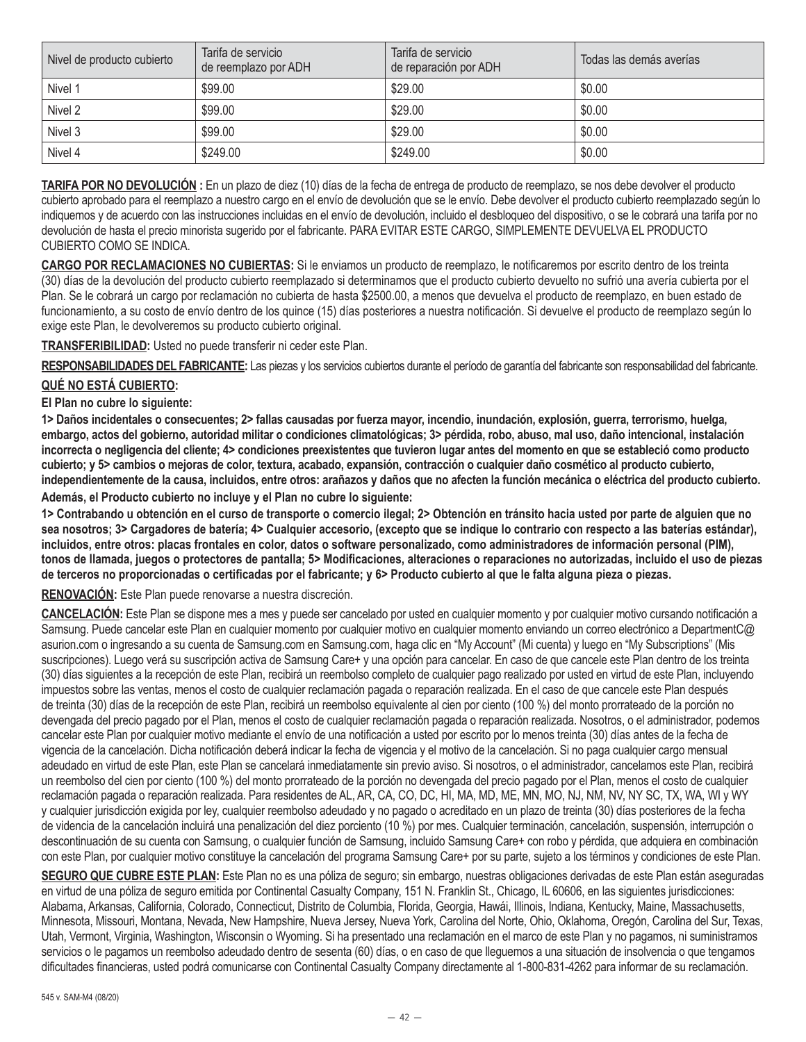| Nivel de producto cubierto | Tarifa de servicio de reemplazo por ADH | Tarifa de servicio de reparación por ADH | Todas las demás averías |
|---|---|---|---|
| Nivel 1 | $99.00 | $29.00 | $0.00 |
| Nivel 2 | $99.00 | $29.00 | $0.00 |
| Nivel 3 | $99.00 | $29.00 | $0.00 |
| Nivel 4 | $249.00 | $249.00 | $0.00 |

**TARIFA POR NO DEVOLUCIÓN :** En un plazo de diez (10) días de la fecha de entrega de producto de reemplazo, se nos debe devolver el producto cubierto aprobado para el reemplazo a nuestro cargo en el envío de devolución que se le envío. Debe devolver el producto cubierto reemplazado según lo indiquemos y de acuerdo con las instrucciones incluidas en el envío de devolución, incluido el desbloqueo del dispositivo, o se le cobrará una tarifa por no devolución de hasta el precio minorista sugerido por el fabricante. PARA EVITAR ESTE CARGO, SIMPLEMENTE DEVUELVA EL PRODUCTO CUBIERTO COMO SE INDICA.

**CARGO POR RECLAMACIONES NO CUBIERTAS:** Si le enviamos un producto de reemplazo, le notificaremos por escrito dentro de los treinta (30) días de la devolución del producto cubierto reemplazado si determinamos que el producto cubierto devuelto no sufrió una avería cubierta por el Plan. Se le cobrará un cargo por reclamación no cubierta de hasta $2500.00, a menos que devuelva el producto de reemplazo, en buen estado de funcionamiento, a su costo de envío dentro de los quince (15) días posteriores a nuestra notificación. Si devuelve el producto de reemplazo según lo exige este Plan, le devolveremos su producto cubierto original.

**TRANSFERIBILIDAD:** Usted no puede transferir ni ceder este Plan.

**RESPONSABILIDADES DEL FABRICANTE:** Las piezas y los servicios cubiertos durante el período de garantía del fabricante son responsabilidad del fabricante.

**QUÉ NO ESTÁ CUBIERTO:**

**El Plan no cubre lo siguiente:**

**1> Daños incidentales o consecuentes; 2> fallas causadas por fuerza mayor, incendio, inundación, explosión, guerra, terrorismo, huelga, embargo, actos del gobierno, autoridad militar o condiciones climatológicas; 3> pérdida, robo, abuso, mal uso, daño intencional, instalación incorrecta o negligencia del cliente; 4> condiciones preexistentes que tuvieron lugar antes del momento en que se estableció como producto cubierto; y 5> cambios o mejoras de color, textura, acabado, expansión, contracción o cualquier daño cosmético al producto cubierto, independientemente de la causa, incluidos, entre otros: arañazos y daños que no afecten la función mecánica o eléctrica del producto cubierto.**

**Además, el Producto cubierto no incluye y el Plan no cubre lo siguiente:**

**1> Contrabando u obtención en el curso de transporte o comercio ilegal; 2> Obtención en tránsito hacia usted por parte de alguien que no sea nosotros; 3> Cargadores de batería; 4> Cualquier accesorio, (excepto que se indique lo contrario con respecto a las baterías estándar), incluidos, entre otros: placas frontales en color, datos o software personalizado, como administradores de información personal (PIM), tonos de llamada, juegos o protectores de pantalla; 5> Modificaciones, alteraciones o reparaciones no autorizadas, incluido el uso de piezas de terceros no proporcionadas o certificadas por el fabricante; y 6> Producto cubierto al que le falta alguna pieza o piezas.**

**RENOVACIÓN:** Este Plan puede renovarse a nuestra discreción.

**CANCELACIÓN:** Este Plan se dispone mes a mes y puede ser cancelado por usted en cualquier momento y por cualquier motivo cursando notificación a Samsung. Puede cancelar este Plan en cualquier momento por cualquier motivo en cualquier momento enviando un correo electrónico a DepartmentC@asurion.com o ingresando a su cuenta de Samsung.com en Samsung.com, haga clic en "My Account" (Mi cuenta) y luego en "My Subscriptions" (Mis suscripciones). Luego verá su suscripción activa de Samsung Care+ y una opción para cancelar. En caso de que cancele este Plan dentro de los treinta (30) días siguientes a la recepción de este Plan, recibirá un reembolso completo de cualquier pago realizado por usted en virtud de este Plan, incluyendo impuestos sobre las ventas, menos el costo de cualquier reclamación pagada o reparación realizada. En el caso de que cancele este Plan después de treinta (30) días de la recepción de este Plan, recibirá un reembolso equivalente al cien por ciento (100 %) del monto prorrateado de la porción no devengada del precio pagado por el Plan, menos el costo de cualquier reclamación pagada o reparación realizada. Nosotros, o el administrador, podemos cancelar este Plan por cualquier motivo mediante el envío de una notificación a usted por escrito por lo menos treinta (30) días antes de la fecha de vigencia de la cancelación. Dicha notificación deberá indicar la fecha de vigencia y el motivo de la cancelación. Si no paga cualquier cargo mensual adeudado en virtud de este Plan, este Plan se cancelará inmediatamente sin previo aviso. Si nosotros, o el administrador, cancelamos este Plan, recibirá un reembolso del cien por ciento (100 %) del monto prorrateado de la porción no devengada del precio pagado por el Plan, menos el costo de cualquier reclamación pagada o reparación realizada. Para residentes de AL, AR, CA, CO, DC, HI, MA, MD, ME, MN, MO, NJ, NM, NV, NY SC, TX, WA, WI y WY y cualquier jurisdicción exigida por ley, cualquier reembolso adeudado y no pagado o acreditado en un plazo de treinta (30) días posteriores de la fecha de videncia de la cancelación incluirá una penalización del diez porciento (10 %) por mes. Cualquier terminación, cancelación, suspensión, interrupción o descontinuación de su cuenta con Samsung, o cualquier función de Samsung, incluido Samsung Care+ con robo y pérdida, que adquiera en combinación con este Plan, por cualquier motivo constituye la cancelación del programa Samsung Care+ por su parte, sujeto a los términos y condiciones de este Plan.

**SEGURO QUE CUBRE ESTE PLAN:** Este Plan no es una póliza de seguro; sin embargo, nuestras obligaciones derivadas de este Plan están aseguradas en virtud de una póliza de seguro emitida por Continental Casualty Company, 151 N. Franklin St., Chicago, IL 60606, en las siguientes jurisdicciones: Alabama, Arkansas, California, Colorado, Connecticut, Distrito de Columbia, Florida, Georgia, Hawái, Illinois, Indiana, Kentucky, Maine, Massachusetts, Minnesota, Missouri, Montana, Nevada, New Hampshire, Nueva Jersey, Nueva York, Carolina del Norte, Ohio, Oklahoma, Oregón, Carolina del Sur, Texas, Utah, Vermont, Virginia, Washington, Wisconsin o Wyoming. Si ha presentado una reclamación en el marco de este Plan y no pagamos, ni suministramos servicios o le pagamos un reembolso adeudado dentro de sesenta (60) días, o en caso de que lleguemos a una situación de insolvencia o que tengamos dificultades financieras, usted podrá comunicarse con Continental Casualty Company directamente al 1-800-831-4262 para informar de su reclamación.

545 v. SAM-M4 (08/20)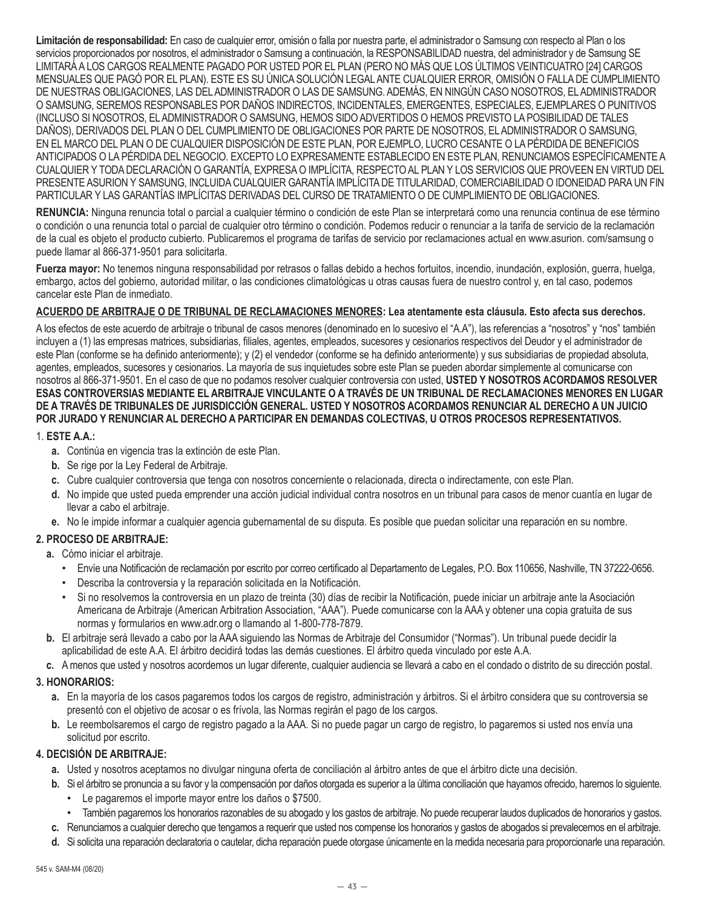**Limitación de responsabilidad:** En caso de cualquier error, omisión o falla por nuestra parte, el administrador o Samsung con respecto al Plan o los servicios proporcionados por nosotros, el administrador o Samsung a continuación, la RESPONSABILIDAD nuestra, del administrador y de Samsung SE LIMITARÁ A LOS CARGOS REALMENTE PAGADO POR USTED POR EL PLAN (PERO NO MÁS QUE LOS ÚLTIMOS VEINTICUATRO [24] CARGOS MENSUALES QUE PAGÓ POR EL PLAN). ESTE ES SU ÚNICA SOLUCIÓN LEGAL ANTE CUALQUIER ERROR, OMISIÓN O FALLA DE CUMPLIMIENTO DE NUESTRAS OBLIGACIONES, LAS DEL ADMINISTRADOR O LAS DE SAMSUNG. ADEMÁS, EN NINGÚN CASO NOSOTROS, EL ADMINISTRADOR O SAMSUNG, SEREMOS RESPONSABLES POR DAÑOS INDIRECTOS, INCIDENTALES, EMERGENTES, ESPECIALES, EJEMPLARES O PUNITIVOS (INCLUSO SI NOSOTROS, EL ADMINISTRADOR O SAMSUNG, HEMOS SIDO ADVERTIDOS O HEMOS PREVISTO LA POSIBILIDAD DE TALES DAÑOS), DERIVADOS DEL PLAN O DEL CUMPLIMIENTO DE OBLIGACIONES POR PARTE DE NOSOTROS, EL ADMINISTRADOR O SAMSUNG, EN EL MARCO DEL PLAN O DE CUALQUIER DISPOSICIÓN DE ESTE PLAN, POR EJEMPLO, LUCRO CESANTE O LA PÉRDIDA DE BENEFICIOS ANTICIPADOS O LA PÉRDIDA DEL NEGOCIO. EXCEPTO LO EXPRESAMENTE ESTABLECIDO EN ESTE PLAN, RENUNCIAMOS ESPECÍFICAMENTE A CUALQUIER Y TODA DECLARACIÓN O GARANTÍA, EXPRESA O IMPLÍCITA, RESPECTO AL PLAN Y LOS SERVICIOS QUE PROVEEN EN VIRTUD DEL PRESENTE ASURION Y SAMSUNG, INCLUIDA CUALQUIER GARANTÍA IMPLÍCITA DE TITULARIDAD, COMERCIABILIDAD O IDONEIDAD PARA UN FIN PARTICULAR Y LAS GARANTÍAS IMPLÍCITAS DERIVADAS DEL CURSO DE TRATAMIENTO O DE CUMPLIMIENTO DE OBLIGACIONES.

**RENUNCIA:** Ninguna renuncia total o parcial a cualquier término o condición de este Plan se interpretará como una renuncia continua de ese término o condición o una renuncia total o parcial de cualquier otro término o condición. Podemos reducir o renunciar a la tarifa de servicio de la reclamación de la cual es objeto el producto cubierto. Publicaremos el programa de tarifas de servicio por reclamaciones actual en www.asurion. com/samsung o puede llamar al 866-371-9501 para solicitarla.

**Fuerza mayor:** No tenemos ninguna responsabilidad por retrasos o fallas debido a hechos fortuitos, incendio, inundación, explosión, guerra, huelga, embargo, actos del gobierno, autoridad militar, o las condiciones climatológicas u otras causas fuera de nuestro control y, en tal caso, podemos cancelar este Plan de inmediato.

**ACUERDO DE ARBITRAJE O DE TRIBUNAL DE RECLAMACIONES MENORES: Lea atentamente esta cláusula. Esto afecta sus derechos.**

A los efectos de este acuerdo de arbitraje o tribunal de casos menores (denominado en lo sucesivo el "A.A"), las referencias a "nosotros" y "nos" también incluyen a (1) las empresas matrices, subsidiarias, filiales, agentes, empleados, sucesores y cesionarios respectivos del Deudor y el administrador de este Plan (conforme se ha definido anteriormente); y (2) el vendedor (conforme se ha definido anteriormente) y sus subsidiarias de propiedad absoluta, agentes, empleados, sucesores y cesionarios. La mayoría de sus inquietudes sobre este Plan se pueden abordar simplemente al comunicarse con nosotros al 866-371-9501. En el caso de que no podamos resolver cualquier controversia con usted, **USTED Y NOSOTROS ACORDAMOS RESOLVER ESAS CONTROVERSIAS MEDIANTE EL ARBITRAJE VINCULANTE O A TRAVÉS DE UN TRIBUNAL DE RECLAMACIONES MENORES EN LUGAR DE A TRAVÉS DE TRIBUNALES DE JURISDICCIÓN GENERAL. USTED Y NOSOTROS ACORDAMOS RENUNCIAR AL DERECHO A UN JUICIO POR JURADO Y RENUNCIAR AL DERECHO A PARTICIPAR EN DEMANDAS COLECTIVAS, U OTROS PROCESOS REPRESENTATIVOS.**

1. **ESTE A.A.:**
   - **a.** Continúa en vigencia tras la extinción de este Plan.
   - **b.** Se rige por la Ley Federal de Arbitraje.
   - **c.** Cubre cualquier controversia que tenga con nosotros concerniente o relacionada, directa o indirectamente, con este Plan.
   - **d.** No impide que usted pueda emprender una acción judicial individual contra nosotros en un tribunal para casos de menor cuantía en lugar de llevar a cabo el arbitraje.
   - **e.** No le impide informar a cualquier agencia gubernamental de su disputa. Es posible que puedan solicitar una reparación en su nombre.

**2. PROCESO DE ARBITRAJE:**

- **a.** Cómo iniciar el arbitraje.
  - Envíe una Notificación de reclamación por escrito por correo certificado al Departamento de Legales, P.O. Box 110656, Nashville, TN 37222-0656.
  - Describa la controversia y la reparación solicitada en la Notificación.
  - Si no resolvemos la controversia en un plazo de treinta (30) días de recibir la Notificación, puede iniciar un arbitraje ante la Asociación Americana de Arbitraje (American Arbitration Association, "AAA"). Puede comunicarse con la AAA y obtener una copia gratuita de sus normas y formularios en www.adr.org o llamando al 1-800-778-7879.
- **b.** El arbitraje será llevado a cabo por la AAA siguiendo las Normas de Arbitraje del Consumidor ("Normas"). Un tribunal puede decidir la aplicabilidad de este A.A. El árbitro decidirá todas las demás cuestiones. El árbitro queda vinculado por este A.A.
- **c.** A menos que usted y nosotros acordemos un lugar diferente, cualquier audiencia se llevará a cabo en el condado o distrito de su dirección postal.

**3. HONORARIOS:**

- **a.** En la mayoría de los casos pagaremos todos los cargos de registro, administración y árbitros. Si el árbitro considera que su controversia se presentó con el objetivo de acosar o es frívola, las Normas regirán el pago de los cargos.
- **b.** Le reembolsaremos el cargo de registro pagado a la AAA. Si no puede pagar un cargo de registro, lo pagaremos si usted nos envía una solicitud por escrito.

**4. DECISIÓN DE ARBITRAJE:**

- **a.** Usted y nosotros aceptamos no divulgar ninguna oferta de conciliación al árbitro antes de que el árbitro dicte una decisión.
- **b.** Si el árbitro se pronuncia a su favor y la compensación por daños otorgada es superior a la última conciliación que hayamos ofrecido, haremos lo siguiente.
  - Le pagaremos el importe mayor entre los daños o $7500.
  - También pagaremos los honorarios razonables de su abogado y los gastos de arbitraje. No puede recuperar laudos duplicados de honorarios y gastos.
- **c.** Renunciamos a cualquier derecho que tengamos a requerir que usted nos compense los honorarios y gastos de abogados si prevalecemos en el arbitraje.
- **d.** Si solicita una reparación declaratoria o cautelar, dicha reparación puede otorgase únicamente en la medida necesaria para proporcionarle una reparación.

545 v. SAM-M4 (08/20)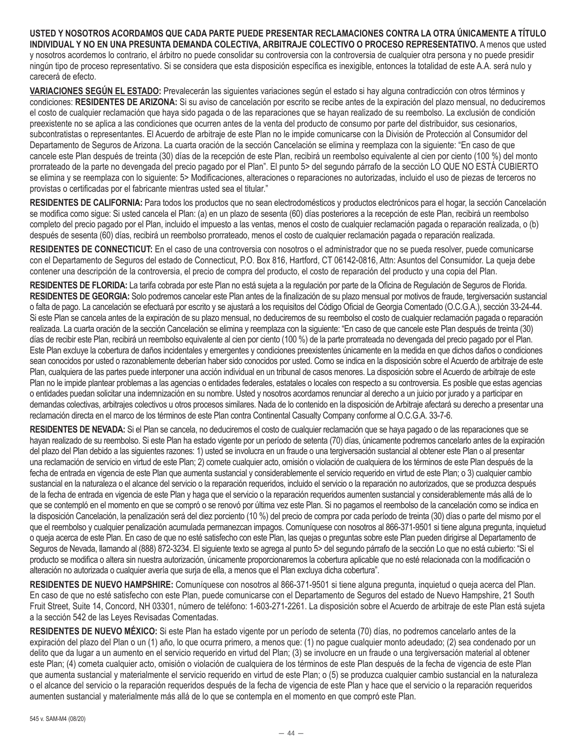**USTED Y NOSOTROS ACORDAMOS QUE CADA PARTE PUEDE PRESENTAR RECLAMACIONES CONTRA LA OTRA ÚNICAMENTE A TÍTULO INDIVIDUAL Y NO EN UNA PRESUNTA DEMANDA COLECTIVA, ARBITRAJE COLECTIVO O PROCESO REPRESENTATIVO.** A menos que usted y nosotros acordemos lo contrario, el árbitro no puede consolidar su controversia con la controversia de cualquier otra persona y no puede presidir ningún tipo de proceso representativo. Si se considera que esta disposición específica es inexigible, entonces la totalidad de este A.A. será nulo y carecerá de efecto.

**VARIACIONES SEGÚN EL ESTADO:** Prevalecerán las siguientes variaciones según el estado si hay alguna contradicción con otros términos y condiciones: **RESIDENTES DE ARIZONA:** Si su aviso de cancelación por escrito se recibe antes de la expiración del plazo mensual, no deduciremos el costo de cualquier reclamación que haya sido pagada o de las reparaciones que se hayan realizado de su reembolso. La exclusión de condición preexistente no se aplica a las condiciones que ocurren antes de la venta del producto de consumo por parte del distribuidor, sus cesionarios, subcontratistas o representantes. El Acuerdo de arbitraje de este Plan no le impide comunicarse con la División de Protección al Consumidor del Departamento de Seguros de Arizona. La cuarta oración de la sección Cancelación se elimina y reemplaza con la siguiente: "En caso de que cancele este Plan después de treinta (30) días de la recepción de este Plan, recibirá un reembolso equivalente al cien por ciento (100 %) del monto prorrateado de la parte no devengada del precio pagado por el Plan". El punto 5> del segundo párrafo de la sección LO QUE NO ESTÁ CUBIERTO se elimina y se reemplaza con lo siguiente: 5> Modificaciones, alteraciones o reparaciones no autorizadas, incluido el uso de piezas de terceros no provistas o certificadas por el fabricante mientras usted sea el titular."

**RESIDENTES DE CALIFORNIA:** Para todos los productos que no sean electrodomésticos y productos electrónicos para el hogar, la sección Cancelación se modifica como sigue: Si usted cancela el Plan: (a) en un plazo de sesenta (60) días posteriores a la recepción de este Plan, recibirá un reembolso completo del precio pagado por el Plan, incluido el impuesto a las ventas, menos el costo de cualquier reclamación pagada o reparación realizada, o (b) después de sesenta (60) días, recibirá un reembolso prorrateado, menos el costo de cualquier reclamación pagada o reparación realizada.

**RESIDENTES DE CONNECTICUT:** En el caso de una controversia con nosotros o el administrador que no se pueda resolver, puede comunicarse con el Departamento de Seguros del estado de Connecticut, P.O. Box 816, Hartford, CT 06142-0816, Attn: Asuntos del Consumidor. La queja debe contener una descripción de la controversia, el precio de compra del producto, el costo de reparación del producto y una copia del Plan.

**RESIDENTES DE FLORIDA:** La tarifa cobrada por este Plan no está sujeta a la regulación por parte de la Oficina de Regulación de Seguros de Florida. **RESIDENTES DE GEORGIA:** Solo podremos cancelar este Plan antes de la finalización de su plazo mensual por motivos de fraude, tergiversación sustancial o falta de pago. La cancelación se efectuará por escrito y se ajustará a los requisitos del Código Oficial de Georgia Comentado (O.C.G.A.), sección 33-24-44. Si este Plan se cancela antes de la expiración de su plazo mensual, no deduciremos de su reembolso el costo de cualquier reclamación pagada o reparación realizada. La cuarta oración de la sección Cancelación se elimina y reemplaza con la siguiente: "En caso de que cancele este Plan después de treinta (30) días de recibir este Plan, recibirá un reembolso equivalente al cien por ciento (100 %) de la parte prorrateada no devengada del precio pagado por el Plan. Este Plan excluye la cobertura de daños incidentales y emergentes y condiciones preexistentes únicamente en la medida en que dichos daños o condiciones sean conocidos por usted o razonablemente deberían haber sido conocidos por usted. Como se indica en la disposición sobre el Acuerdo de arbitraje de este Plan, cualquiera de las partes puede interponer una acción individual en un tribunal de casos menores. La disposición sobre el Acuerdo de arbitraje de este Plan no le impide plantear problemas a las agencias o entidades federales, estatales o locales con respecto a su controversia. Es posible que estas agencias o entidades puedan solicitar una indemnización en su nombre. Usted y nosotros acordamos renunciar al derecho a un juicio por jurado y a participar en demandas colectivas, arbitrajes colectivos u otros procesos similares. Nada de lo contenido en la disposición de Arbitraje afectará su derecho a presentar una reclamación directa en el marco de los términos de este Plan contra Continental Casualty Company conforme al O.C.G.A. 33-7-6.

**RESIDENTES DE NEVADA:** Si el Plan se cancela, no deduciremos el costo de cualquier reclamación que se haya pagado o de las reparaciones que se hayan realizado de su reembolso. Si este Plan ha estado vigente por un período de setenta (70) días, únicamente podremos cancelarlo antes de la expiración del plazo del Plan debido a las siguientes razones: 1) usted se involucra en un fraude o una tergiversación sustancial al obtener este Plan o al presentar una reclamación de servicio en virtud de este Plan; 2) comete cualquier acto, omisión o violación de cualquiera de los términos de este Plan después de la fecha de entrada en vigencia de este Plan que aumenta sustancial y considerablemente el servicio requerido en virtud de este Plan; o 3) cualquier cambio sustancial en la naturaleza o el alcance del servicio o la reparación requeridos, incluido el servicio o la reparación no autorizados, que se produzca después de la fecha de entrada en vigencia de este Plan y haga que el servicio o la reparación requeridos aumenten sustancial y considerablemente más allá de lo que se contempló en el momento en que se compró o se renovó por última vez este Plan. Si no pagamos el reembolso de la cancelación como se indica en la disposición Cancelación, la penalización será del diez porciento (10 %) del precio de compra por cada período de treinta (30) días o parte del mismo por el que el reembolso y cualquier penalización acumulada permanezcan impagos. Comuníquese con nosotros al 866-371-9501 si tiene alguna pregunta, inquietud o queja acerca de este Plan. En caso de que no esté satisfecho con este Plan, las quejas o preguntas sobre este Plan pueden dirigirse al Departamento de Seguros de Nevada, llamando al (888) 872-3234. El siguiente texto se agrega al punto 5> del segundo párrafo de la sección Lo que no está cubierto: "Si el producto se modifica o altera sin nuestra autorización, únicamente proporcionaremos la cobertura aplicable que no esté relacionada con la modificación o alteración no autorizada o cualquier avería que surja de ella, a menos que el Plan excluya dicha cobertura".

**RESIDENTES DE NUEVO HAMPSHIRE:** Comuníquese con nosotros al 866-371-9501 si tiene alguna pregunta, inquietud o queja acerca del Plan. En caso de que no esté satisfecho con este Plan, puede comunicarse con el Departamento de Seguros del estado de Nuevo Hampshire, 21 South Fruit Street, Suite 14, Concord, NH 03301, número de teléfono: 1-603-271-2261. La disposición sobre el Acuerdo de arbitraje de este Plan está sujeta a la sección 542 de las Leyes Revisadas Comentadas.

**RESIDENTES DE NUEVO MÉXICO:** Si este Plan ha estado vigente por un período de setenta (70) días, no podremos cancelarlo antes de la expiración del plazo del Plan o un (1) año, lo que ocurra primero, a menos que: (1) no pague cualquier monto adeudado; (2) sea condenado por un delito que da lugar a un aumento en el servicio requerido en virtud del Plan; (3) se involucre en un fraude o una tergiversación material al obtener este Plan; (4) cometa cualquier acto, omisión o violación de cualquiera de los términos de este Plan después de la fecha de vigencia de este Plan que aumenta sustancial y materialmente el servicio requerido en virtud de este Plan; o (5) se produzca cualquier cambio sustancial en la naturaleza o el alcance del servicio o la reparación requeridos después de la fecha de vigencia de este Plan y hace que el servicio o la reparación requeridos aumenten sustancial y materialmente más allá de lo que se contempla en el momento en que compró este Plan.

545 v. SAM-M4 (08/20)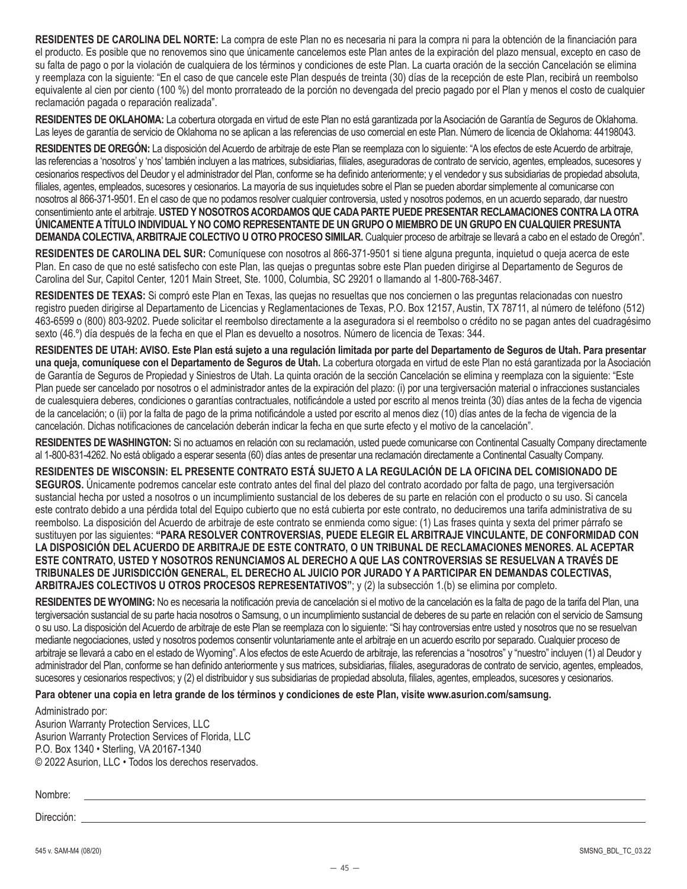**RESIDENTES DE CAROLINA DEL NORTE:** La compra de este Plan no es necesaria ni para la compra ni para la obtención de la financiación para el producto. Es posible que no renovemos sino que únicamente cancelemos este Plan antes de la expiración del plazo mensual, excepto en caso de su falta de pago o por la violación de cualquiera de los términos y condiciones de este Plan. La cuarta oración de la sección Cancelación se elimina y reemplaza con la siguiente: "En el caso de que cancele este Plan después de treinta (30) días de la recepción de este Plan, recibirá un reembolso equivalente al cien por ciento (100 %) del monto prorrateado de la porción no devengada del precio pagado por el Plan y menos el costo de cualquier reclamación pagada o reparación realizada".

**RESIDENTES DE OKLAHOMA:** La cobertura otorgada en virtud de este Plan no está garantizada por la Asociación de Garantía de Seguros de Oklahoma. Las leyes de garantía de servicio de Oklahoma no se aplican a las referencias de uso comercial en este Plan. Número de licencia de Oklahoma: 44198043.

**RESIDENTES DE OREGÓN:** La disposición del Acuerdo de arbitraje de este Plan se reemplaza con lo siguiente: "A los efectos de este Acuerdo de arbitraje, las referencias a 'nosotros' y 'nos' también incluyen a las matrices, subsidiarias, filiales, aseguradoras de contrato de servicio, agentes, empleados, sucesores y cesionarios respectivos del Deudor y el administrador del Plan, conforme se ha definido anteriormente; y el vendedor y sus subsidiarias de propiedad absoluta, filiales, agentes, empleados, sucesores y cesionarios. La mayoría de sus inquietudes sobre el Plan se pueden abordar simplemente al comunicarse con nosotros al 866-371-9501. En el caso de que no podamos resolver cualquier controversia, usted y nosotros podemos, en un acuerdo separado, dar nuestro consentimiento ante el arbitraje. **USTED Y NOSOTROS ACORDAMOS QUE CADA PARTE PUEDE PRESENTAR RECLAMACIONES CONTRA LA OTRA ÚNICAMENTE A TÍTULO INDIVIDUAL Y NO COMO REPRESENTANTE DE UN GRUPO O MIEMBRO DE UN GRUPO EN CUALQUIER PRESUNTA DEMANDA COLECTIVA, ARBITRAJE COLECTIVO U OTRO PROCESO SIMILAR.** Cualquier proceso de arbitraje se llevará a cabo en el estado de Oregón".

**RESIDENTES DE CAROLINA DEL SUR:** Comuníquese con nosotros al 866-371-9501 si tiene alguna pregunta, inquietud o queja acerca de este Plan. En caso de que no esté satisfecho con este Plan, las quejas o preguntas sobre este Plan pueden dirigirse al Departamento de Seguros de Carolina del Sur, Capitol Center, 1201 Main Street, Ste. 1000, Columbia, SC 29201 o llamando al 1-800-768-3467.

**RESIDENTES DE TEXAS:** Si compró este Plan en Texas, las quejas no resueltas que nos conciernen o las preguntas relacionadas con nuestro registro pueden dirigirse al Departamento de Licencias y Reglamentaciones de Texas, P.O. Box 12157, Austin, TX 78711, al número de teléfono (512) 463-6599 o (800) 803-9202. Puede solicitar el reembolso directamente a la aseguradora si el reembolso o crédito no se pagan antes del cuadragésimo sexto (46.º) día después de la fecha en que el Plan es devuelto a nosotros. Número de licencia de Texas: 344.

**RESIDENTES DE UTAH: AVISO. Este Plan está sujeto a una regulación limitada por parte del Departamento de Seguros de Utah. Para presentar una queja, comuníquese con el Departamento de Seguros de Utah.** La cobertura otorgada en virtud de este Plan no está garantizada por la Asociación de Garantía de Seguros de Propiedad y Siniestros de Utah. La quinta oración de la sección Cancelación se elimina y reemplaza con la siguiente: "Este Plan puede ser cancelado por nosotros o el administrador antes de la expiración del plazo: (i) por una tergiversación material o infracciones sustanciales de cualesquiera deberes, condiciones o garantías contractuales, notificándole a usted por escrito al menos treinta (30) días antes de la fecha de vigencia de la cancelación; o (ii) por la falta de pago de la prima notificándole a usted por escrito al menos diez (10) días antes de la fecha de vigencia de la cancelación. Dichas notificaciones de cancelación deberán indicar la fecha en que surte efecto y el motivo de la cancelación".

**RESIDENTES DE WASHINGTON:** Si no actuamos en relación con su reclamación, usted puede comunicarse con Continental Casualty Company directamente al 1-800-831-4262. No está obligado a esperar sesenta (60) días antes de presentar una reclamación directamente a Continental Casualty Company.

**RESIDENTES DE WISCONSIN: EL PRESENTE CONTRATO ESTÁ SUJETO A LA REGULACIÓN DE LA OFICINA DEL COMISIONADO DE SEGUROS.** Únicamente podremos cancelar este contrato antes del final del plazo del contrato acordado por falta de pago, una tergiversación sustancial hecha por usted a nosotros o un incumplimiento sustancial de los deberes de su parte en relación con el producto o su uso. Si cancela este contrato debido a una pérdida total del Equipo cubierto que no está cubierta por este contrato, no deduciremos una tarifa administrativa de su reembolso. La disposición del Acuerdo de arbitraje de este contrato se enmienda como sigue: (1) Las frases quinta y sexta del primer párrafo se sustituyen por las siguientes: **"PARA RESOLVER CONTROVERSIAS, PUEDE ELEGIR EL ARBITRAJE VINCULANTE, DE CONFORMIDAD CON LA DISPOSICIÓN DEL ACUERDO DE ARBITRAJE DE ESTE CONTRATO, O UN TRIBUNAL DE RECLAMACIONES MENORES. AL ACEPTAR ESTE CONTRATO, USTED Y NOSOTROS RENUNCIAMOS AL DERECHO A QUE LAS CONTROVERSIAS SE RESUELVAN A TRAVÉS DE TRIBUNALES DE JURISDICCIÓN GENERAL, EL DERECHO AL JUICIO POR JURADO Y A PARTICIPAR EN DEMANDAS COLECTIVAS, ARBITRAJES COLECTIVOS U OTROS PROCESOS REPRESENTATIVOS"**; y (2) la subsección 1.(b) se elimina por completo.

**RESIDENTES DE WYOMING:** No es necesaria la notificación previa de cancelación si el motivo de la cancelación es la falta de pago de la tarifa del Plan, una tergiversación sustancial de su parte hacia nosotros o Samsung, o un incumplimiento sustancial de deberes de su parte en relación con el servicio de Samsung o su uso. La disposición del Acuerdo de arbitraje de este Plan se reemplaza con lo siguiente: "Si hay controversias entre usted y nosotros que no se resuelvan mediante negociaciones, usted y nosotros podemos consentir voluntariamente ante el arbitraje en un acuerdo escrito por separado. Cualquier proceso de arbitraje se llevará a cabo en el estado de Wyoming". A los efectos de este Acuerdo de arbitraje, las referencias a "nosotros" y "nuestro" incluyen (1) al Deudor y administrador del Plan, conforme se han definido anteriormente y sus matrices, subsidiarias, filiales, aseguradoras de contrato de servicio, agentes, empleados, sucesores y cesionarios respectivos; y (2) el distribuidor y sus subsidiarias de propiedad absoluta, filiales, agentes, empleados, sucesores y cesionarios.

**Para obtener una copia en letra grande de los términos y condiciones de este Plan, visite www.asurion.com/samsung.**

Administrado por:
Asurion Warranty Protection Services, LLC
Asurion Warranty Protection Services of Florida, LLC
P.O. Box 1340 • Sterling, VA 20167-1340
© 2022 Asurion, LLC • Todos los derechos reservados.

Nombre: ______________________________

Dirección: ______________________________

545 v. SAM-M4 (08/20) SMSNG_BDL_TC_03.22